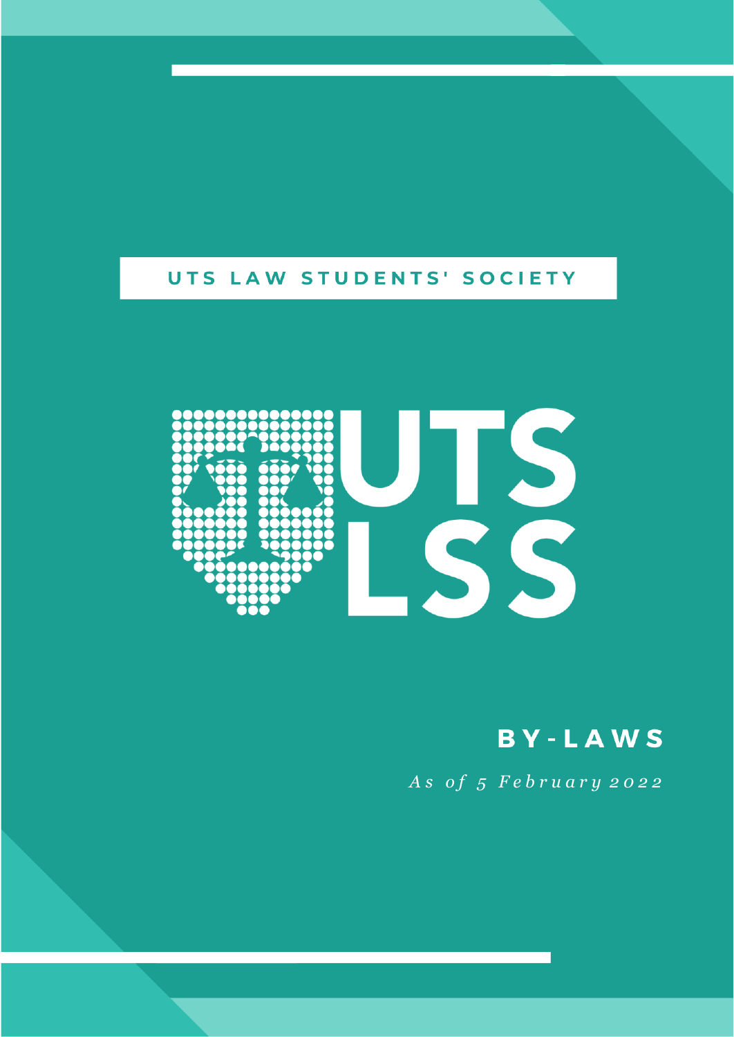UTS LAW STUDENTS' SOCIETY

UTS LSS

# BY-LAWS

*As of 5 February 2022*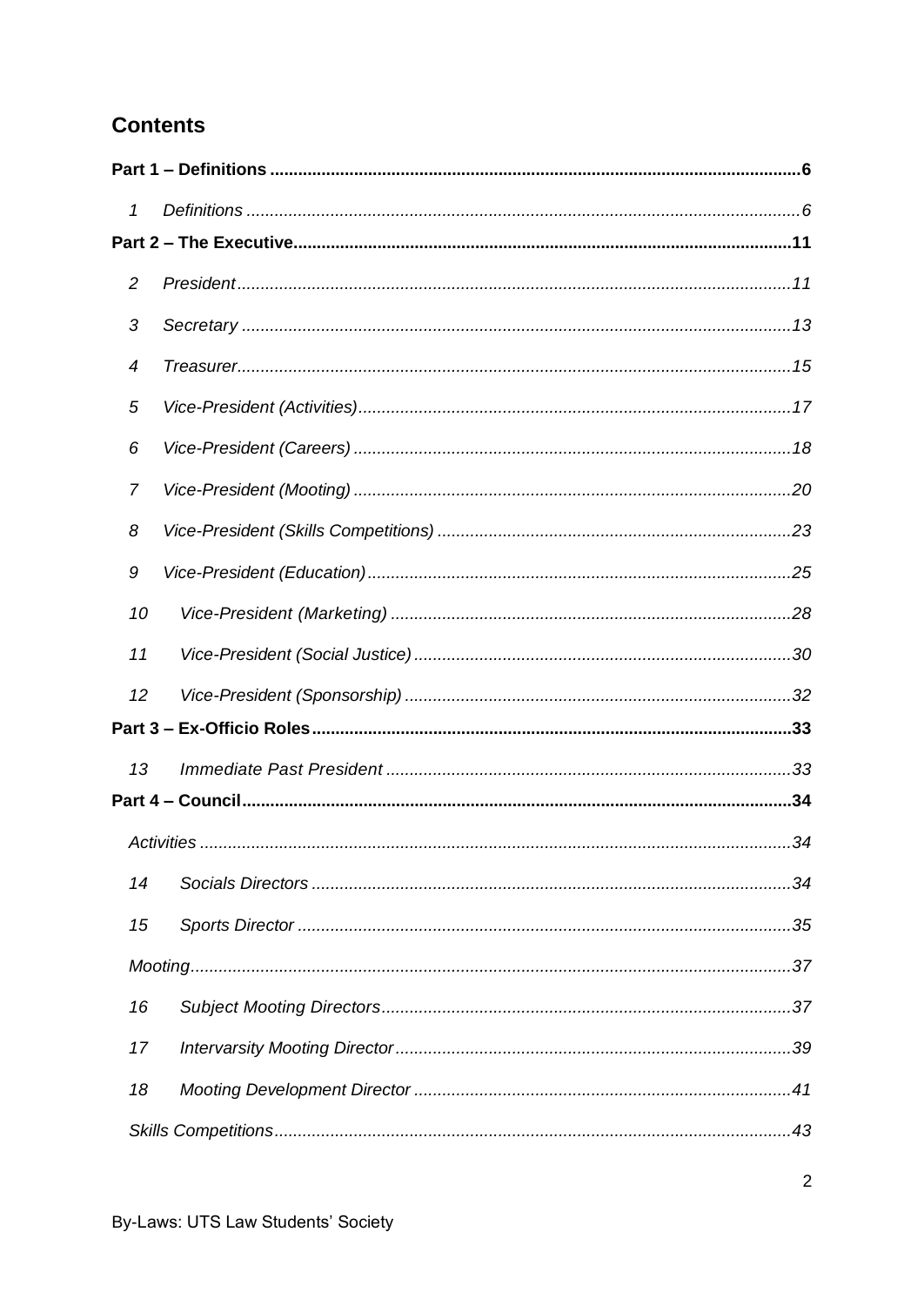## Contents

**Part 1 – Definitions .......... 6**

1 *Definitions* .......... 6

**Part 2 – The Executive .......... 11**

2 *President* .......... 11

3 *Secretary* .......... 13

4 *Treasurer* .......... 15

5 *Vice-President (Activities)* .......... 17

6 *Vice-President (Careers)* .......... 18

7 *Vice-President (Mooting)* .......... 20

8 *Vice-President (Skills Competitions)* .......... 23

9 *Vice-President (Education)* .......... 25

10 *Vice-President (Marketing)* .......... 28

11 *Vice-President (Social Justice)* .......... 30

12 *Vice-President (Sponsorship)* .......... 32

**Part 3 – Ex-Officio Roles .......... 33**

13 *Immediate Past President* .......... 33

**Part 4 – Council .......... 34**

*Activities* .......... 34

14 *Socials Directors* .......... 34

15 *Sports Director* .......... 35

*Mooting* .......... 37

16 *Subject Mooting Directors* .......... 37

17 *Intervarsity Mooting Director* .......... 39

18 *Mooting Development Director* .......... 41

*Skills Competitions* .......... 43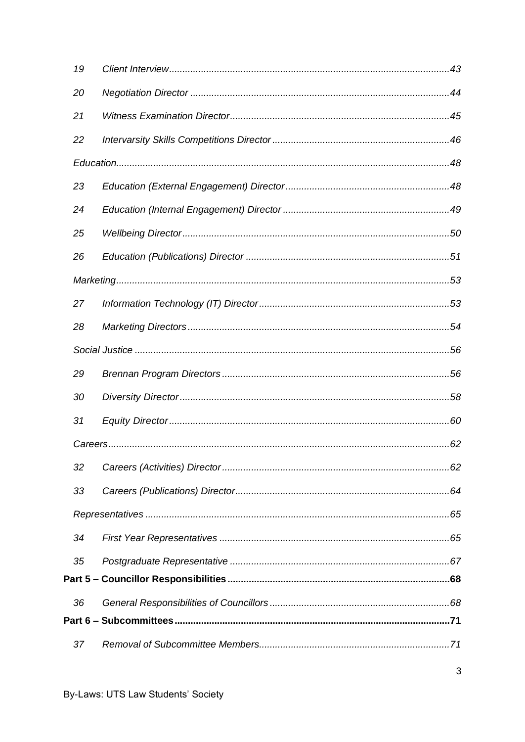19 *Client Interview* ........................................................................................................ *43*

20 *Negotiation Director* ................................................................................................ *44*

21 *Witness Examination Director* ................................................................................. *45*

22 *Intervarsity Skills Competitions Director* .................................................................. *46*

*Education* .................................................................................................................... *48*

23 *Education (External Engagement) Director* ............................................................. *48*

24 *Education (Internal Engagement) Director* .............................................................. *49*

25 *Wellbeing Director* ................................................................................................... *50*

26 *Education (Publications) Director* ........................................................................... *51*

*Marketing* ..................................................................................................................... *53*

27 *Information Technology (IT) Director* ....................................................................... *53*

28 *Marketing Directors* ................................................................................................. *54*

*Social Justice* ............................................................................................................... *56*

29 *Brennan Program Directors* ..................................................................................... *56*

30 *Diversity Director* ..................................................................................................... *58*

31 *Equity Director* ......................................................................................................... *60*

*Careers* ........................................................................................................................ *62*

32 *Careers (Activities) Director* ..................................................................................... *62*

33 *Careers (Publications) Director* ................................................................................ *64*

*Representatives* ........................................................................................................... *65*

34 *First Year Representatives* ...................................................................................... *65*

35 *Postgraduate Representative* .................................................................................. *67*

**Part 5 – Councillor Responsibilities** ........................................................................... **68**

36 *General Responsibilities of Councillors* .................................................................... *68*

**Part 6 – Subcommittees** .............................................................................................. **71**

37 *Removal of Subcommittee Members* ....................................................................... *71*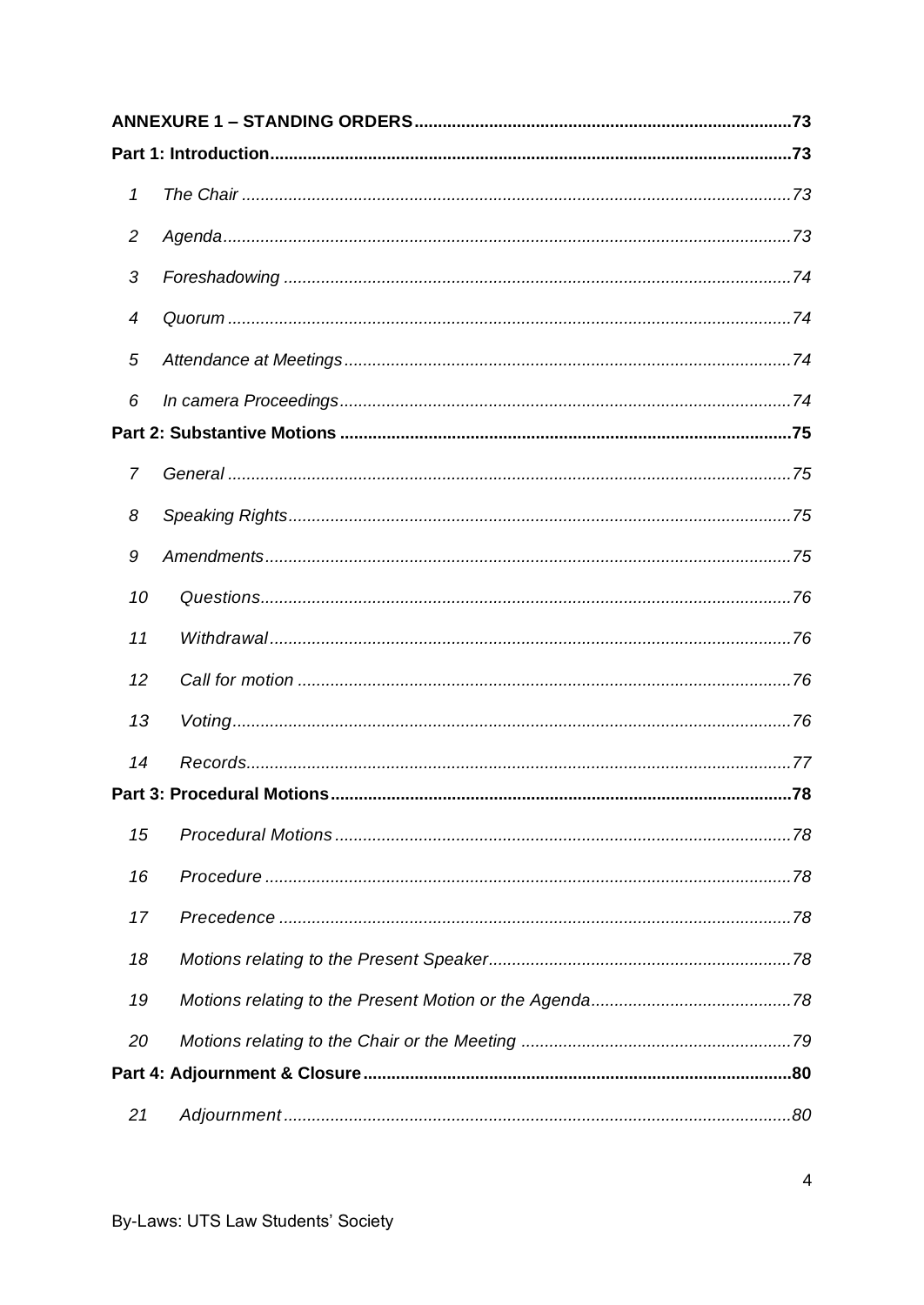**ANNEXURE 1 – STANDING ORDERS** ........................................................................ 73

**Part 1: Introduction** ........................................................................ 73

1 *The Chair* ........................................................................ 73

2 *Agenda* ........................................................................ 73

3 *Foreshadowing* ........................................................................ 74

4 *Quorum* ........................................................................ 74

5 *Attendance at Meetings* ........................................................................ 74

6 *In camera Proceedings* ........................................................................ 74

**Part 2: Substantive Motions** ........................................................................ 75

7 *General* ........................................................................ 75

8 *Speaking Rights* ........................................................................ 75

9 *Amendments* ........................................................................ 75

10 *Questions* ........................................................................ 76

11 *Withdrawal* ........................................................................ 76

12 *Call for motion* ........................................................................ 76

13 *Voting* ........................................................................ 76

14 *Records* ........................................................................ 77

**Part 3: Procedural Motions** ........................................................................ 78

15 *Procedural Motions* ........................................................................ 78

16 *Procedure* ........................................................................ 78

17 *Precedence* ........................................................................ 78

18 *Motions relating to the Present Speaker* ........................................................................ 78

19 *Motions relating to the Present Motion or the Agenda* ........................................................................ 78

20 *Motions relating to the Chair or the Meeting* ........................................................................ 79

**Part 4: Adjournment & Closure** ........................................................................ 80

21 *Adjournment* ........................................................................ 80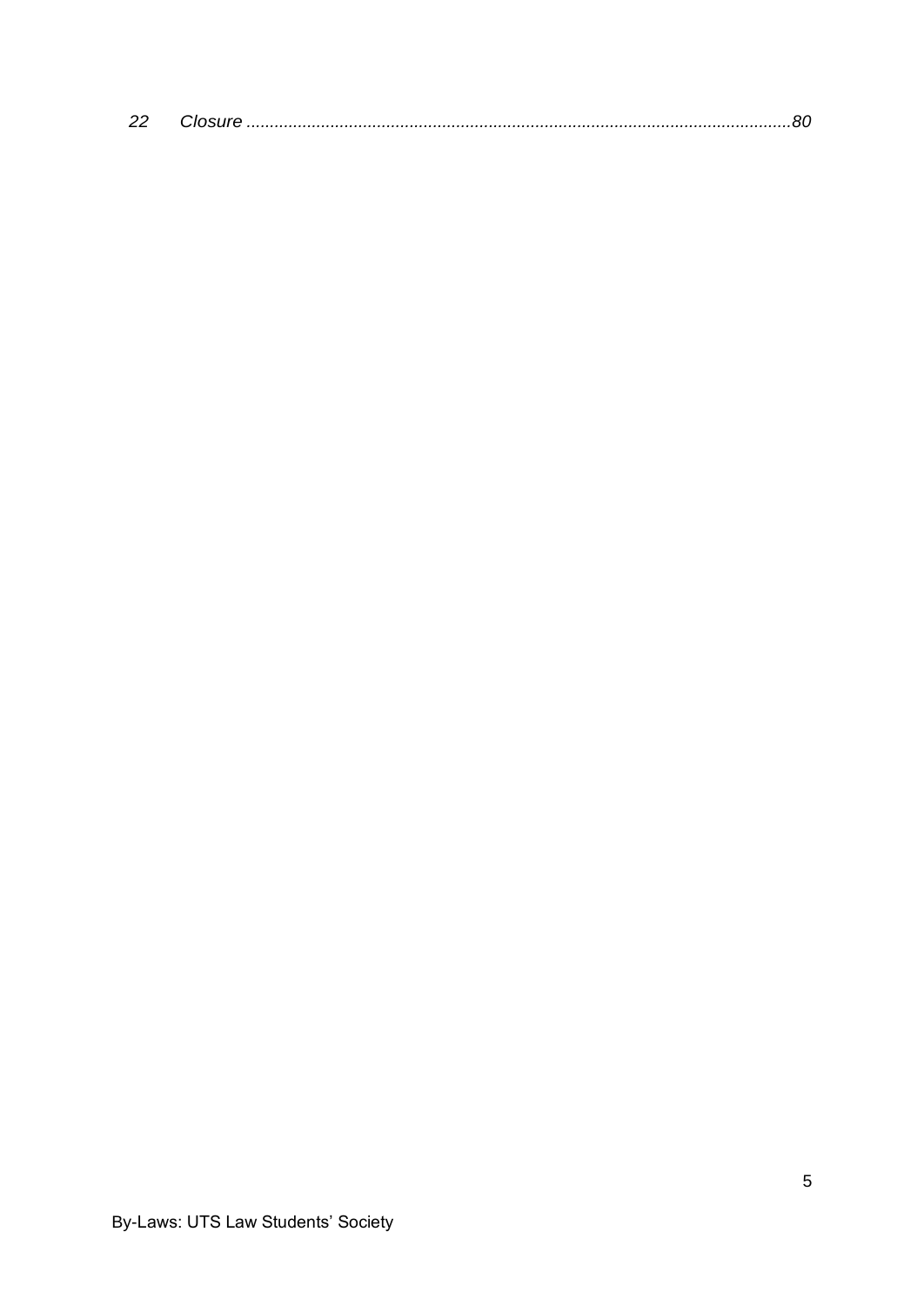*22 Closure ....................................................................................................................80*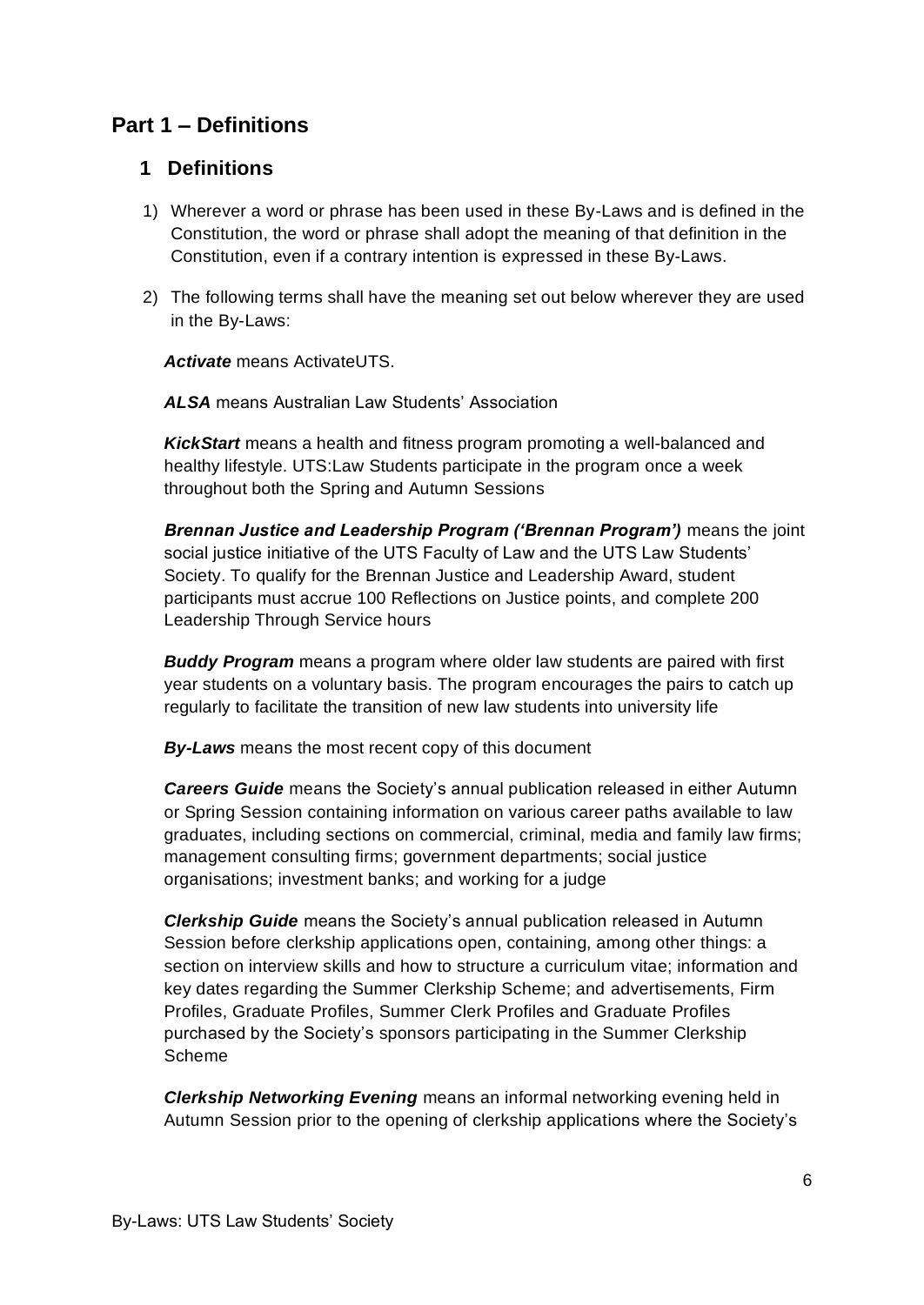# Part 1 – Definitions

## 1 Definitions

1) Wherever a word or phrase has been used in these By-Laws and is defined in the Constitution, the word or phrase shall adopt the meaning of that definition in the Constitution, even if a contrary intention is expressed in these By-Laws.

2) The following terms shall have the meaning set out below wherever they are used in the By-Laws:

***Activate*** means ActivateUTS.

***ALSA*** means Australian Law Students' Association

***KickStart*** means a health and fitness program promoting a well-balanced and healthy lifestyle. UTS:Law Students participate in the program once a week throughout both the Spring and Autumn Sessions

***Brennan Justice and Leadership Program ('Brennan Program')*** means the joint social justice initiative of the UTS Faculty of Law and the UTS Law Students' Society. To qualify for the Brennan Justice and Leadership Award, student participants must accrue 100 Reflections on Justice points, and complete 200 Leadership Through Service hours

***Buddy Program*** means a program where older law students are paired with first year students on a voluntary basis. The program encourages the pairs to catch up regularly to facilitate the transition of new law students into university life

***By-Laws*** means the most recent copy of this document

***Careers Guide*** means the Society's annual publication released in either Autumn or Spring Session containing information on various career paths available to law graduates, including sections on commercial, criminal, media and family law firms; management consulting firms; government departments; social justice organisations; investment banks; and working for a judge

***Clerkship Guide*** means the Society's annual publication released in Autumn Session before clerkship applications open, containing, among other things: a section on interview skills and how to structure a curriculum vitae; information and key dates regarding the Summer Clerkship Scheme; and advertisements, Firm Profiles, Graduate Profiles, Summer Clerk Profiles and Graduate Profiles purchased by the Society's sponsors participating in the Summer Clerkship Scheme

***Clerkship Networking Evening*** means an informal networking evening held in Autumn Session prior to the opening of clerkship applications where the Society's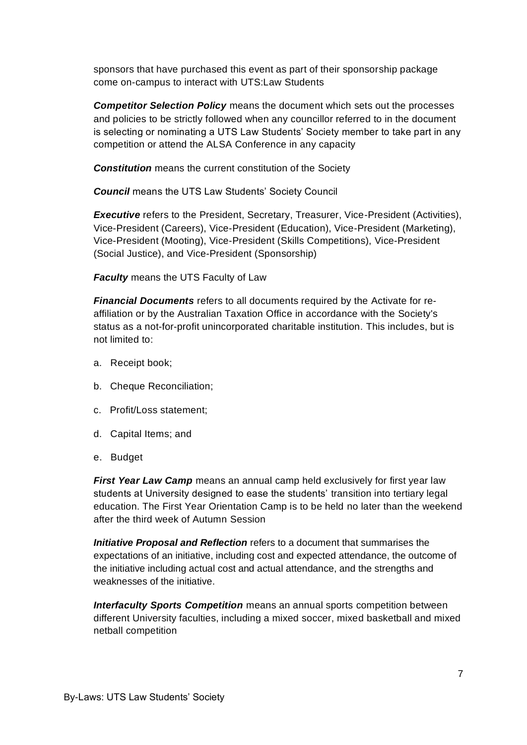sponsors that have purchased this event as part of their sponsorship package come on-campus to interact with UTS:Law Students

***Competitor Selection Policy*** means the document which sets out the processes and policies to be strictly followed when any councillor referred to in the document is selecting or nominating a UTS Law Students' Society member to take part in any competition or attend the ALSA Conference in any capacity

***Constitution*** means the current constitution of the Society

***Council*** means the UTS Law Students' Society Council

***Executive*** refers to the President, Secretary, Treasurer, Vice-President (Activities), Vice-President (Careers), Vice-President (Education), Vice-President (Marketing), Vice-President (Mooting), Vice-President (Skills Competitions), Vice-President (Social Justice), and Vice-President (Sponsorship)

***Faculty*** means the UTS Faculty of Law

***Financial Documents*** refers to all documents required by the Activate for re-affiliation or by the Australian Taxation Office in accordance with the Society's status as a not-for-profit unincorporated charitable institution. This includes, but is not limited to:

a. Receipt book;

b. Cheque Reconciliation;

c. Profit/Loss statement;

d. Capital Items; and

e. Budget

***First Year Law Camp*** means an annual camp held exclusively for first year law students at University designed to ease the students' transition into tertiary legal education. The First Year Orientation Camp is to be held no later than the weekend after the third week of Autumn Session

***Initiative Proposal and Reflection*** refers to a document that summarises the expectations of an initiative, including cost and expected attendance, the outcome of the initiative including actual cost and actual attendance, and the strengths and weaknesses of the initiative.

***Interfaculty Sports Competition*** means an annual sports competition between different University faculties, including a mixed soccer, mixed basketball and mixed netball competition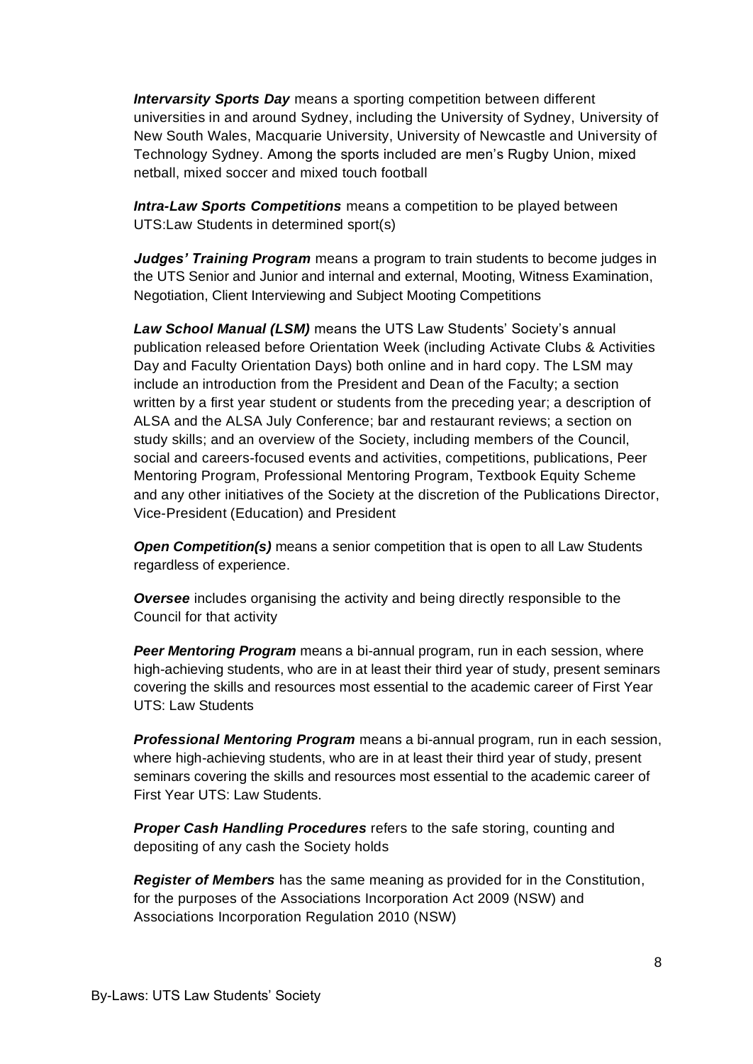***Intervarsity Sports Day*** means a sporting competition between different universities in and around Sydney, including the University of Sydney, University of New South Wales, Macquarie University, University of Newcastle and University of Technology Sydney. Among the sports included are men's Rugby Union, mixed netball, mixed soccer and mixed touch football

***Intra-Law Sports Competitions*** means a competition to be played between UTS:Law Students in determined sport(s)

***Judges' Training Program*** means a program to train students to become judges in the UTS Senior and Junior and internal and external, Mooting, Witness Examination, Negotiation, Client Interviewing and Subject Mooting Competitions

***Law School Manual (LSM)*** means the UTS Law Students' Society's annual publication released before Orientation Week (including Activate Clubs & Activities Day and Faculty Orientation Days) both online and in hard copy. The LSM may include an introduction from the President and Dean of the Faculty; a section written by a first year student or students from the preceding year; a description of ALSA and the ALSA July Conference; bar and restaurant reviews; a section on study skills; and an overview of the Society, including members of the Council, social and careers-focused events and activities, competitions, publications, Peer Mentoring Program, Professional Mentoring Program, Textbook Equity Scheme and any other initiatives of the Society at the discretion of the Publications Director, Vice-President (Education) and President

***Open Competition(s)*** means a senior competition that is open to all Law Students regardless of experience.

***Oversee*** includes organising the activity and being directly responsible to the Council for that activity

***Peer Mentoring Program*** means a bi-annual program, run in each session, where high-achieving students, who are in at least their third year of study, present seminars covering the skills and resources most essential to the academic career of First Year UTS: Law Students

***Professional Mentoring Program*** means a bi-annual program, run in each session, where high-achieving students, who are in at least their third year of study, present seminars covering the skills and resources most essential to the academic career of First Year UTS: Law Students.

***Proper Cash Handling Procedures*** refers to the safe storing, counting and depositing of any cash the Society holds

***Register of Members*** has the same meaning as provided for in the Constitution, for the purposes of the Associations Incorporation Act 2009 (NSW) and Associations Incorporation Regulation 2010 (NSW)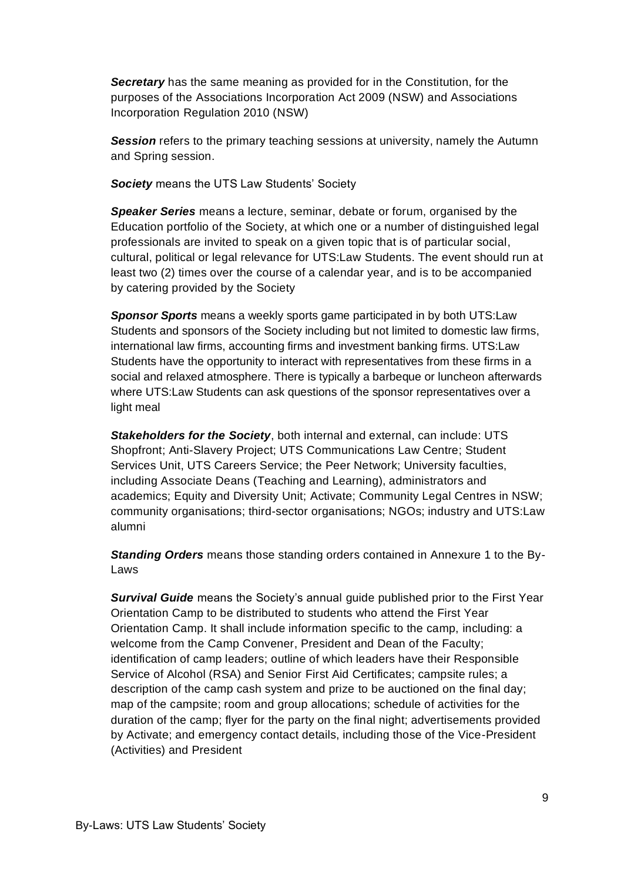***Secretary*** has the same meaning as provided for in the Constitution, for the purposes of the Associations Incorporation Act 2009 (NSW) and Associations Incorporation Regulation 2010 (NSW)

***Session*** refers to the primary teaching sessions at university, namely the Autumn and Spring session.

***Society*** means the UTS Law Students' Society

***Speaker Series*** means a lecture, seminar, debate or forum, organised by the Education portfolio of the Society, at which one or a number of distinguished legal professionals are invited to speak on a given topic that is of particular social, cultural, political or legal relevance for UTS:Law Students. The event should run at least two (2) times over the course of a calendar year, and is to be accompanied by catering provided by the Society

***Sponsor Sports*** means a weekly sports game participated in by both UTS:Law Students and sponsors of the Society including but not limited to domestic law firms, international law firms, accounting firms and investment banking firms. UTS:Law Students have the opportunity to interact with representatives from these firms in a social and relaxed atmosphere. There is typically a barbeque or luncheon afterwards where UTS:Law Students can ask questions of the sponsor representatives over a light meal

***Stakeholders for the Society***, both internal and external, can include: UTS Shopfront; Anti-Slavery Project; UTS Communications Law Centre; Student Services Unit, UTS Careers Service; the Peer Network; University faculties, including Associate Deans (Teaching and Learning), administrators and academics; Equity and Diversity Unit; Activate; Community Legal Centres in NSW; community organisations; third-sector organisations; NGOs; industry and UTS:Law alumni

***Standing Orders*** means those standing orders contained in Annexure 1 to the By-Laws

***Survival Guide*** means the Society's annual guide published prior to the First Year Orientation Camp to be distributed to students who attend the First Year Orientation Camp. It shall include information specific to the camp, including: a welcome from the Camp Convener, President and Dean of the Faculty; identification of camp leaders; outline of which leaders have their Responsible Service of Alcohol (RSA) and Senior First Aid Certificates; campsite rules; a description of the camp cash system and prize to be auctioned on the final day; map of the campsite; room and group allocations; schedule of activities for the duration of the camp; flyer for the party on the final night; advertisements provided by Activate; and emergency contact details, including those of the Vice-President (Activities) and President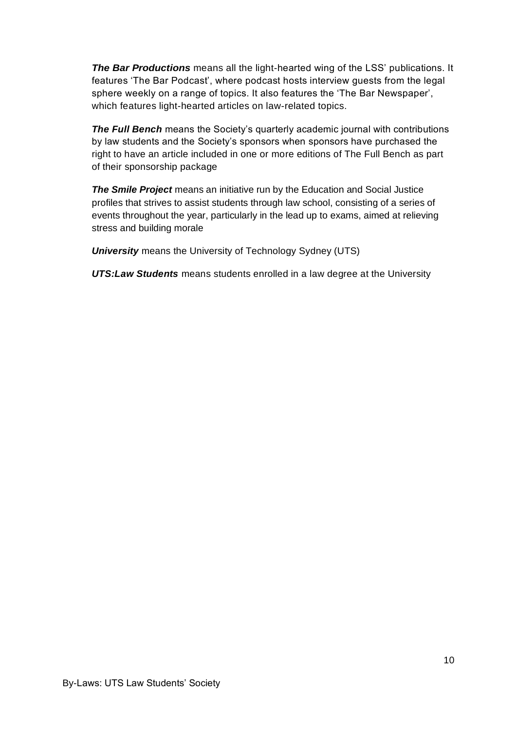***The Bar Productions*** means all the light-hearted wing of the LSS' publications. It features 'The Bar Podcast', where podcast hosts interview guests from the legal sphere weekly on a range of topics. It also features the 'The Bar Newspaper', which features light-hearted articles on law-related topics.

***The Full Bench*** means the Society's quarterly academic journal with contributions by law students and the Society's sponsors when sponsors have purchased the right to have an article included in one or more editions of The Full Bench as part of their sponsorship package

***The Smile Project*** means an initiative run by the Education and Social Justice profiles that strives to assist students through law school, consisting of a series of events throughout the year, particularly in the lead up to exams, aimed at relieving stress and building morale

***University*** means the University of Technology Sydney (UTS)

***UTS:Law Students*** means students enrolled in a law degree at the University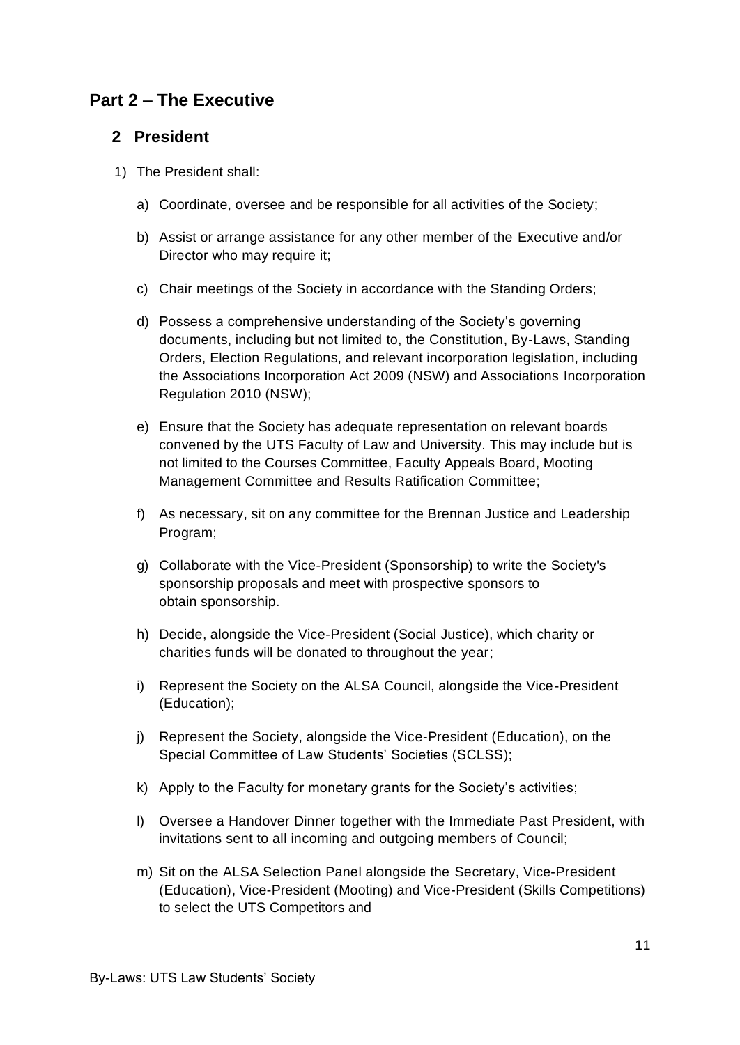# Part 2 – The Executive

## 2 President

1) The President shall:

   a) Coordinate, oversee and be responsible for all activities of the Society;

   b) Assist or arrange assistance for any other member of the Executive and/or Director who may require it;

   c) Chair meetings of the Society in accordance with the Standing Orders;

   d) Possess a comprehensive understanding of the Society's governing documents, including but not limited to, the Constitution, By-Laws, Standing Orders, Election Regulations, and relevant incorporation legislation, including the Associations Incorporation Act 2009 (NSW) and Associations Incorporation Regulation 2010 (NSW);

   e) Ensure that the Society has adequate representation on relevant boards convened by the UTS Faculty of Law and University. This may include but is not limited to the Courses Committee, Faculty Appeals Board, Mooting Management Committee and Results Ratification Committee;

   f) As necessary, sit on any committee for the Brennan Justice and Leadership Program;

   g) Collaborate with the Vice-President (Sponsorship) to write the Society's sponsorship proposals and meet with prospective sponsors to obtain sponsorship.

   h) Decide, alongside the Vice-President (Social Justice), which charity or charities funds will be donated to throughout the year;

   i) Represent the Society on the ALSA Council, alongside the Vice-President (Education);

   j) Represent the Society, alongside the Vice-President (Education), on the Special Committee of Law Students' Societies (SCLSS);

   k) Apply to the Faculty for monetary grants for the Society's activities;

   l) Oversee a Handover Dinner together with the Immediate Past President, with invitations sent to all incoming and outgoing members of Council;

   m) Sit on the ALSA Selection Panel alongside the Secretary, Vice-President (Education), Vice-President (Mooting) and Vice-President (Skills Competitions) to select the UTS Competitors and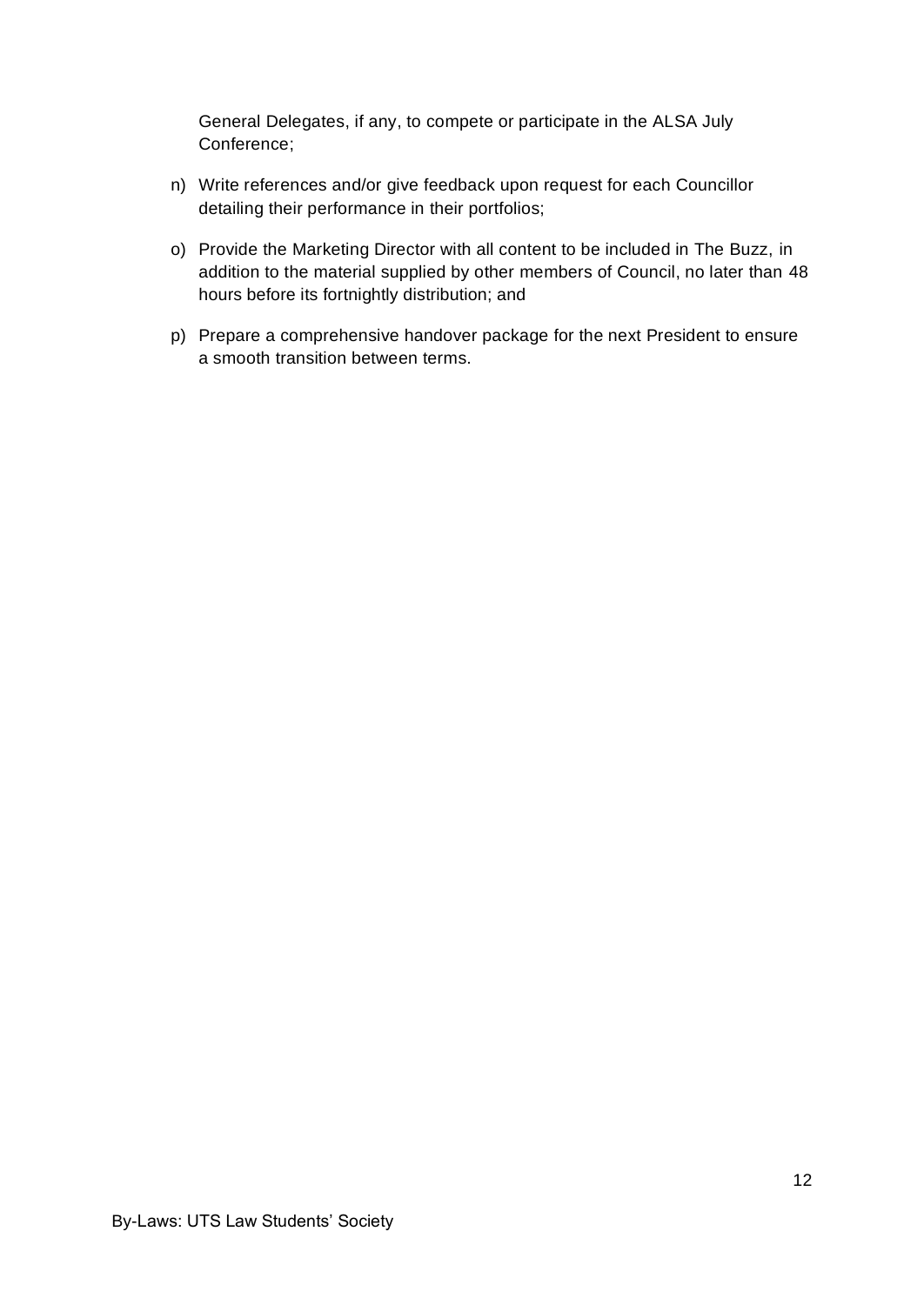General Delegates, if any, to compete or participate in the ALSA July Conference;

n) Write references and/or give feedback upon request for each Councillor detailing their performance in their portfolios;

o) Provide the Marketing Director with all content to be included in The Buzz, in addition to the material supplied by other members of Council, no later than 48 hours before its fortnightly distribution; and

p) Prepare a comprehensive handover package for the next President to ensure a smooth transition between terms.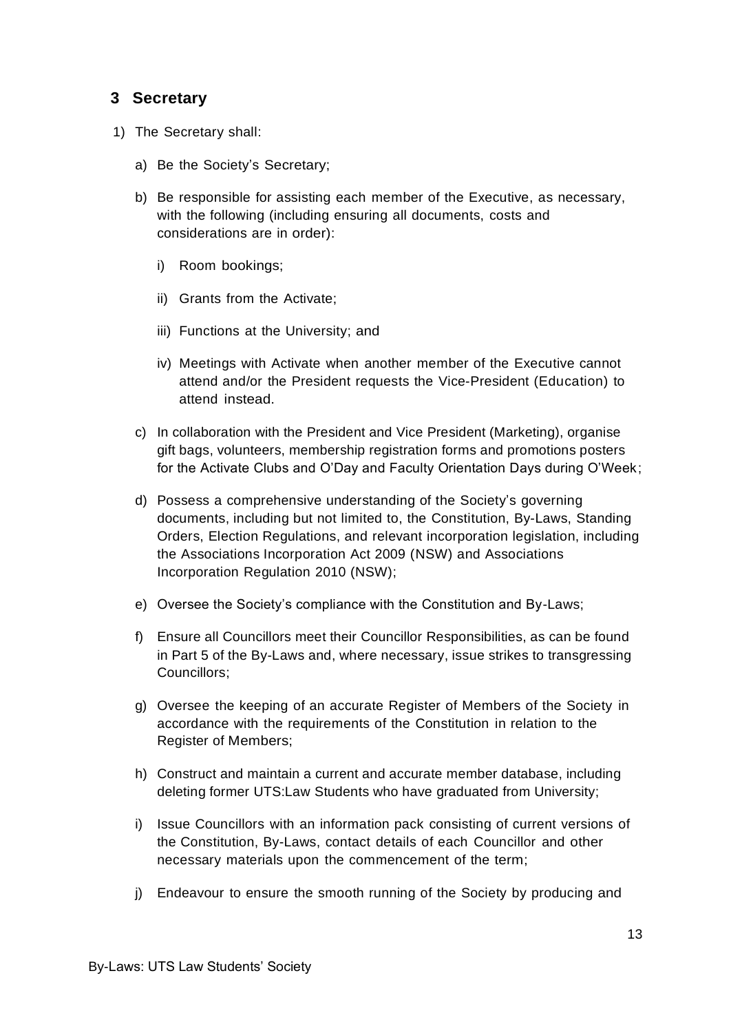## 3 Secretary

1) The Secretary shall:

   a) Be the Society's Secretary;

   b) Be responsible for assisting each member of the Executive, as necessary, with the following (including ensuring all documents, costs and considerations are in order):

      i) Room bookings;

      ii) Grants from the Activate;

      iii) Functions at the University; and

      iv) Meetings with Activate when another member of the Executive cannot attend and/or the President requests the Vice-President (Education) to attend instead.

   c) In collaboration with the President and Vice President (Marketing), organise gift bags, volunteers, membership registration forms and promotions posters for the Activate Clubs and O'Day and Faculty Orientation Days during O'Week;

   d) Possess a comprehensive understanding of the Society's governing documents, including but not limited to, the Constitution, By-Laws, Standing Orders, Election Regulations, and relevant incorporation legislation, including the Associations Incorporation Act 2009 (NSW) and Associations Incorporation Regulation 2010 (NSW);

   e) Oversee the Society's compliance with the Constitution and By-Laws;

   f) Ensure all Councillors meet their Councillor Responsibilities, as can be found in Part 5 of the By-Laws and, where necessary, issue strikes to transgressing Councillors;

   g) Oversee the keeping of an accurate Register of Members of the Society in accordance with the requirements of the Constitution in relation to the Register of Members;

   h) Construct and maintain a current and accurate member database, including deleting former UTS:Law Students who have graduated from University;

   i) Issue Councillors with an information pack consisting of current versions of the Constitution, By-Laws, contact details of each Councillor and other necessary materials upon the commencement of the term;

   j) Endeavour to ensure the smooth running of the Society by producing and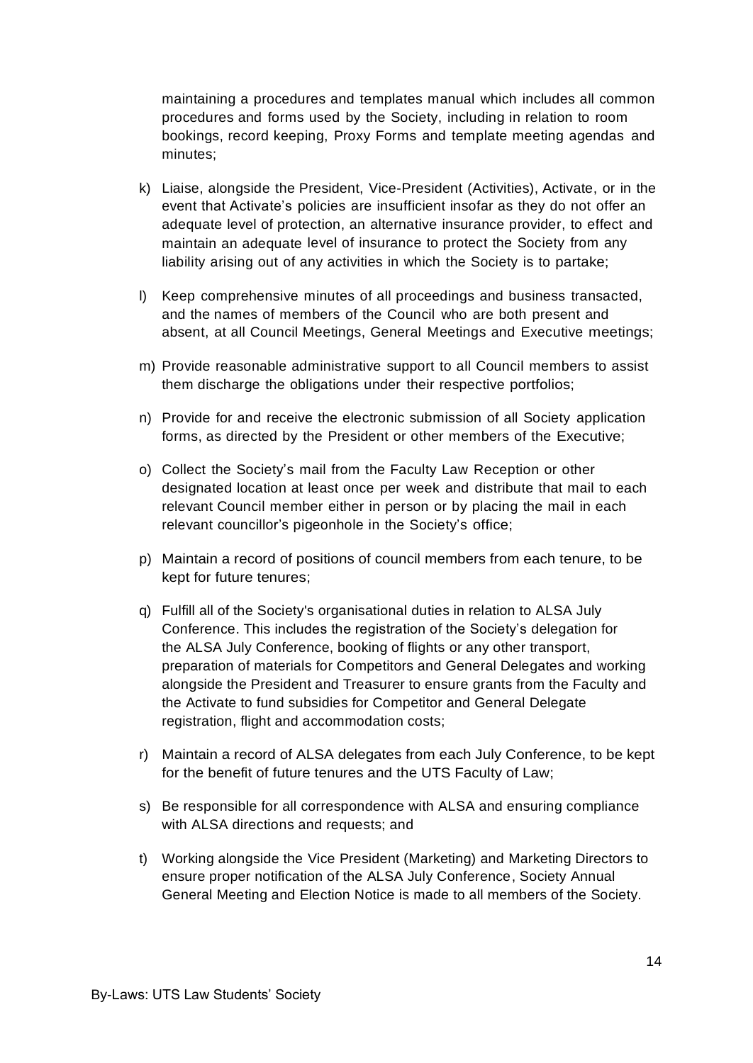maintaining a procedures and templates manual which includes all common procedures and forms used by the Society, including in relation to room bookings, record keeping, Proxy Forms and template meeting agendas and minutes;

k) Liaise, alongside the President, Vice-President (Activities), Activate, or in the event that Activate's policies are insufficient insofar as they do not offer an adequate level of protection, an alternative insurance provider, to effect and maintain an adequate level of insurance to protect the Society from any liability arising out of any activities in which the Society is to partake;

l) Keep comprehensive minutes of all proceedings and business transacted, and the names of members of the Council who are both present and absent, at all Council Meetings, General Meetings and Executive meetings;

m) Provide reasonable administrative support to all Council members to assist them discharge the obligations under their respective portfolios;

n) Provide for and receive the electronic submission of all Society application forms, as directed by the President or other members of the Executive;

o) Collect the Society's mail from the Faculty Law Reception or other designated location at least once per week and distribute that mail to each relevant Council member either in person or by placing the mail in each relevant councillor's pigeonhole in the Society's office;

p) Maintain a record of positions of council members from each tenure, to be kept for future tenures;

q) Fulfill all of the Society's organisational duties in relation to ALSA July Conference. This includes the registration of the Society's delegation for the ALSA July Conference, booking of flights or any other transport, preparation of materials for Competitors and General Delegates and working alongside the President and Treasurer to ensure grants from the Faculty and the Activate to fund subsidies for Competitor and General Delegate registration, flight and accommodation costs;

r) Maintain a record of ALSA delegates from each July Conference, to be kept for the benefit of future tenures and the UTS Faculty of Law;

s) Be responsible for all correspondence with ALSA and ensuring compliance with ALSA directions and requests; and

t) Working alongside the Vice President (Marketing) and Marketing Directors to ensure proper notification of the ALSA July Conference, Society Annual General Meeting and Election Notice is made to all members of the Society.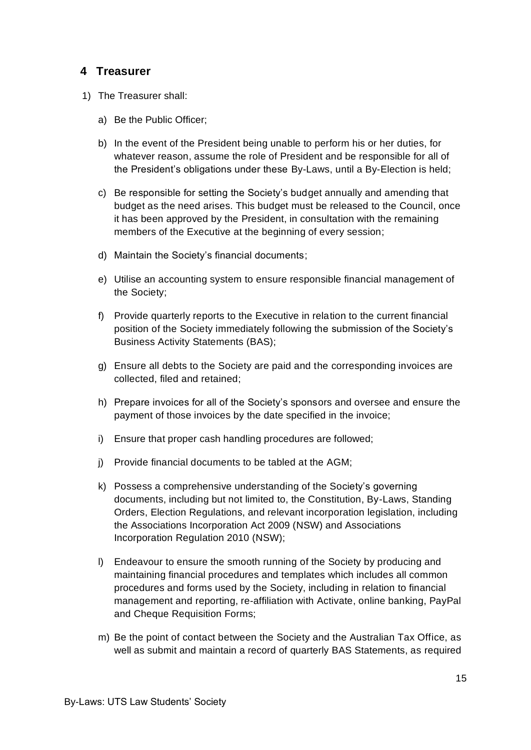## 4 Treasurer

1) The Treasurer shall:

   a) Be the Public Officer;

   b) In the event of the President being unable to perform his or her duties, for whatever reason, assume the role of President and be responsible for all of the President's obligations under these By-Laws, until a By-Election is held;

   c) Be responsible for setting the Society's budget annually and amending that budget as the need arises. This budget must be released to the Council, once it has been approved by the President, in consultation with the remaining members of the Executive at the beginning of every session;

   d) Maintain the Society's financial documents;

   e) Utilise an accounting system to ensure responsible financial management of the Society;

   f) Provide quarterly reports to the Executive in relation to the current financial position of the Society immediately following the submission of the Society's Business Activity Statements (BAS);

   g) Ensure all debts to the Society are paid and the corresponding invoices are collected, filed and retained;

   h) Prepare invoices for all of the Society's sponsors and oversee and ensure the payment of those invoices by the date specified in the invoice;

   i) Ensure that proper cash handling procedures are followed;

   j) Provide financial documents to be tabled at the AGM;

   k) Possess a comprehensive understanding of the Society's governing documents, including but not limited to, the Constitution, By-Laws, Standing Orders, Election Regulations, and relevant incorporation legislation, including the Associations Incorporation Act 2009 (NSW) and Associations Incorporation Regulation 2010 (NSW);

   l) Endeavour to ensure the smooth running of the Society by producing and maintaining financial procedures and templates which includes all common procedures and forms used by the Society, including in relation to financial management and reporting, re-affiliation with Activate, online banking, PayPal and Cheque Requisition Forms;

   m) Be the point of contact between the Society and the Australian Tax Office, as well as submit and maintain a record of quarterly BAS Statements, as required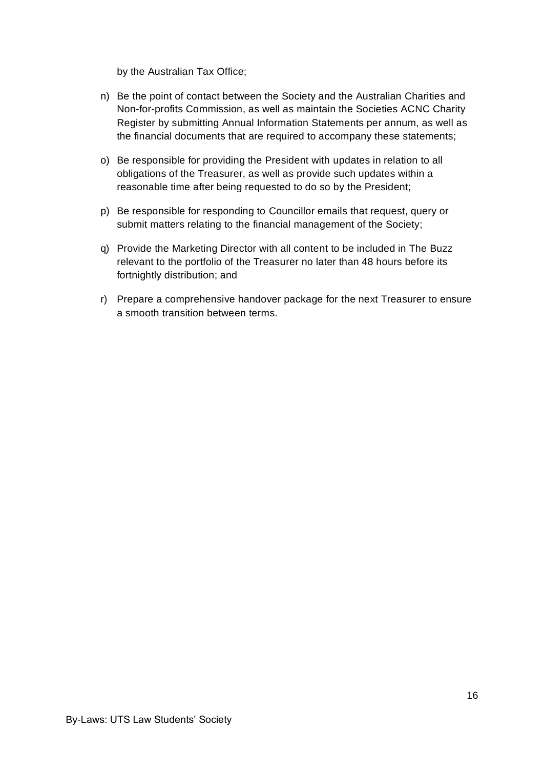by the Australian Tax Office;

n) Be the point of contact between the Society and the Australian Charities and Non-for-profits Commission, as well as maintain the Societies ACNC Charity Register by submitting Annual Information Statements per annum, as well as the financial documents that are required to accompany these statements;

o) Be responsible for providing the President with updates in relation to all obligations of the Treasurer, as well as provide such updates within a reasonable time after being requested to do so by the President;

p) Be responsible for responding to Councillor emails that request, query or submit matters relating to the financial management of the Society;

q) Provide the Marketing Director with all content to be included in The Buzz relevant to the portfolio of the Treasurer no later than 48 hours before its fortnightly distribution; and

r) Prepare a comprehensive handover package for the next Treasurer to ensure a smooth transition between terms.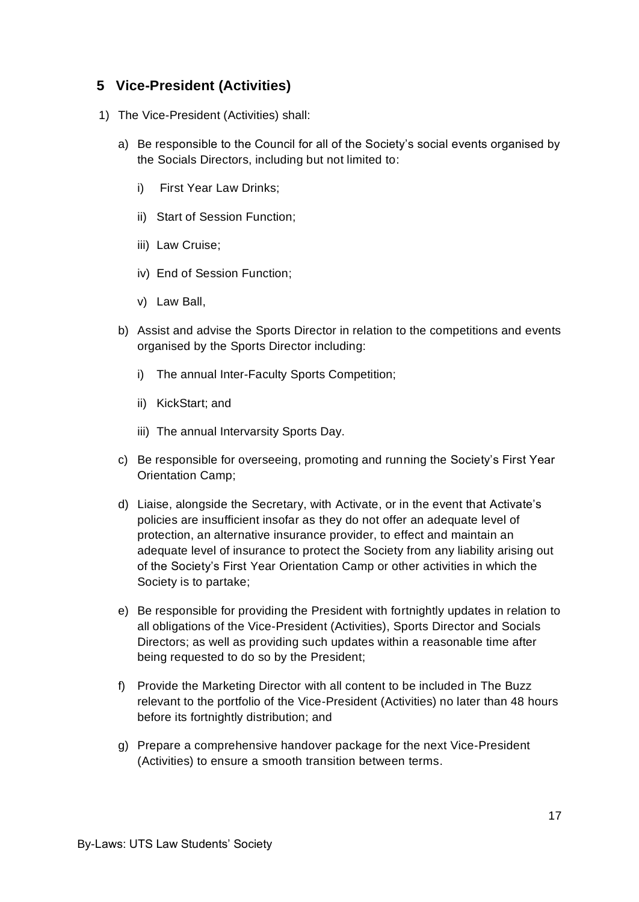## 5 Vice-President (Activities)

1) The Vice-President (Activities) shall:

   a) Be responsible to the Council for all of the Society's social events organised by the Socials Directors, including but not limited to:

      i) First Year Law Drinks;

      ii) Start of Session Function;

      iii) Law Cruise;

      iv) End of Session Function;

      v) Law Ball,

   b) Assist and advise the Sports Director in relation to the competitions and events organised by the Sports Director including:

      i) The annual Inter-Faculty Sports Competition;

      ii) KickStart; and

      iii) The annual Intervarsity Sports Day.

   c) Be responsible for overseeing, promoting and running the Society's First Year Orientation Camp;

   d) Liaise, alongside the Secretary, with Activate, or in the event that Activate's policies are insufficient insofar as they do not offer an adequate level of protection, an alternative insurance provider, to effect and maintain an adequate level of insurance to protect the Society from any liability arising out of the Society's First Year Orientation Camp or other activities in which the Society is to partake;

   e) Be responsible for providing the President with fortnightly updates in relation to all obligations of the Vice-President (Activities), Sports Director and Socials Directors; as well as providing such updates within a reasonable time after being requested to do so by the President;

   f) Provide the Marketing Director with all content to be included in The Buzz relevant to the portfolio of the Vice-President (Activities) no later than 48 hours before its fortnightly distribution; and

   g) Prepare a comprehensive handover package for the next Vice-President (Activities) to ensure a smooth transition between terms.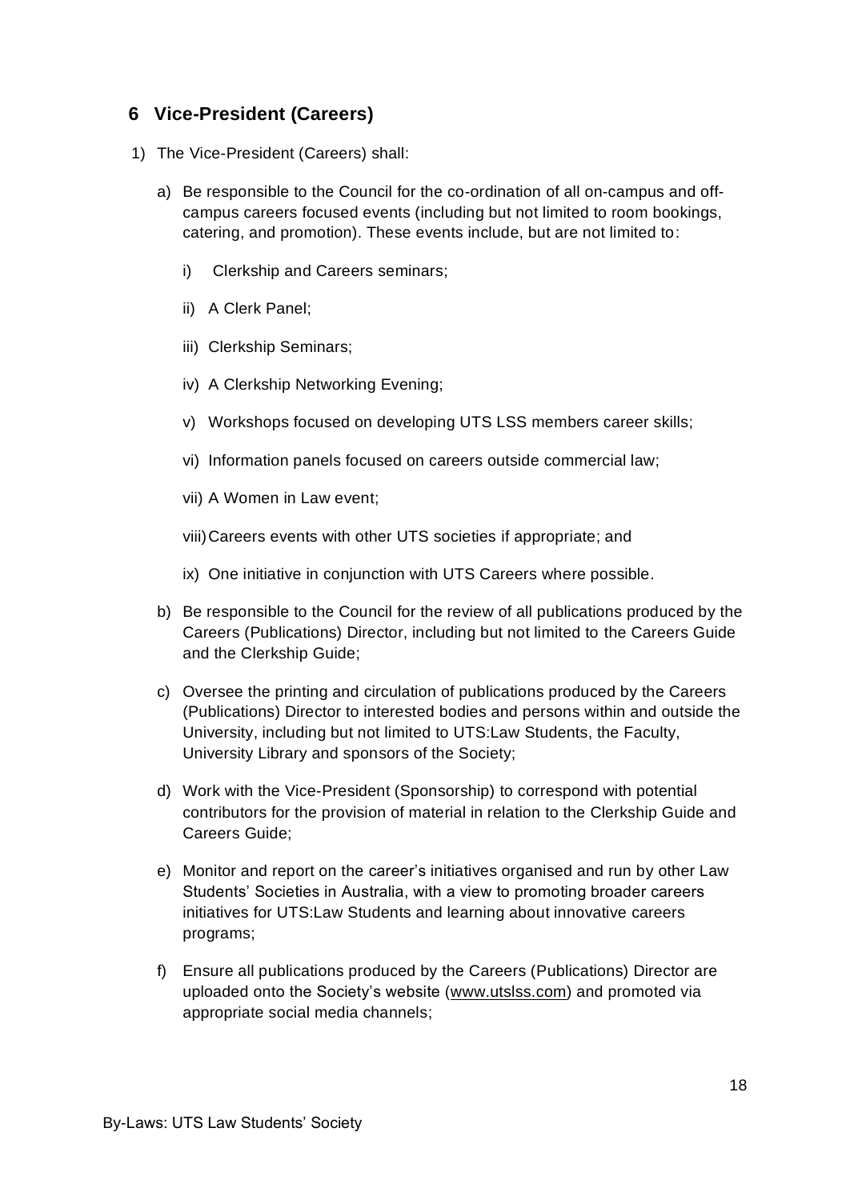## 6 Vice-President (Careers)

1) The Vice-President (Careers) shall:

   a) Be responsible to the Council for the co-ordination of all on-campus and off-campus careers focused events (including but not limited to room bookings, catering, and promotion). These events include, but are not limited to:

      i) Clerkship and Careers seminars;

      ii) A Clerk Panel;

      iii) Clerkship Seminars;

      iv) A Clerkship Networking Evening;

      v) Workshops focused on developing UTS LSS members career skills;

      vi) Information panels focused on careers outside commercial law;

      vii) A Women in Law event;

      viii) Careers events with other UTS societies if appropriate; and

      ix) One initiative in conjunction with UTS Careers where possible.

   b) Be responsible to the Council for the review of all publications produced by the Careers (Publications) Director, including but not limited to the Careers Guide and the Clerkship Guide;

   c) Oversee the printing and circulation of publications produced by the Careers (Publications) Director to interested bodies and persons within and outside the University, including but not limited to UTS:Law Students, the Faculty, University Library and sponsors of the Society;

   d) Work with the Vice-President (Sponsorship) to correspond with potential contributors for the provision of material in relation to the Clerkship Guide and Careers Guide;

   e) Monitor and report on the career's initiatives organised and run by other Law Students' Societies in Australia, with a view to promoting broader careers initiatives for UTS:Law Students and learning about innovative careers programs;

   f) Ensure all publications produced by the Careers (Publications) Director are uploaded onto the Society's website (www.utslss.com) and promoted via appropriate social media channels;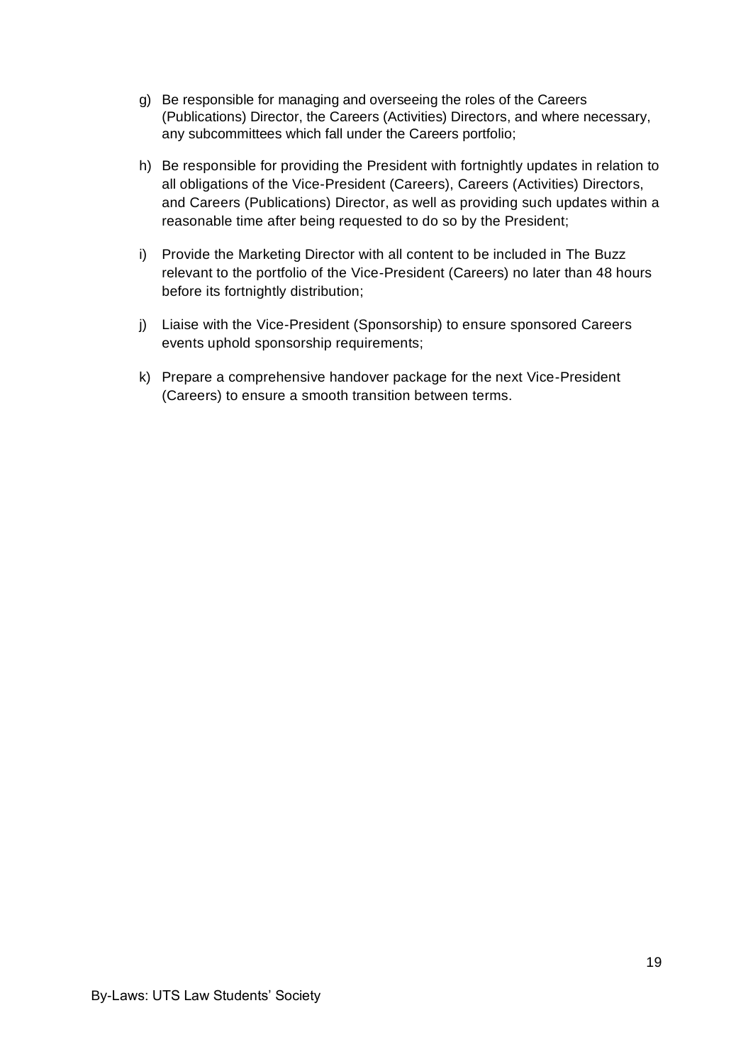g) Be responsible for managing and overseeing the roles of the Careers (Publications) Director, the Careers (Activities) Directors, and where necessary, any subcommittees which fall under the Careers portfolio;

h) Be responsible for providing the President with fortnightly updates in relation to all obligations of the Vice-President (Careers), Careers (Activities) Directors, and Careers (Publications) Director, as well as providing such updates within a reasonable time after being requested to do so by the President;

i) Provide the Marketing Director with all content to be included in The Buzz relevant to the portfolio of the Vice-President (Careers) no later than 48 hours before its fortnightly distribution;

j) Liaise with the Vice-President (Sponsorship) to ensure sponsored Careers events uphold sponsorship requirements;

k) Prepare a comprehensive handover package for the next Vice-President (Careers) to ensure a smooth transition between terms.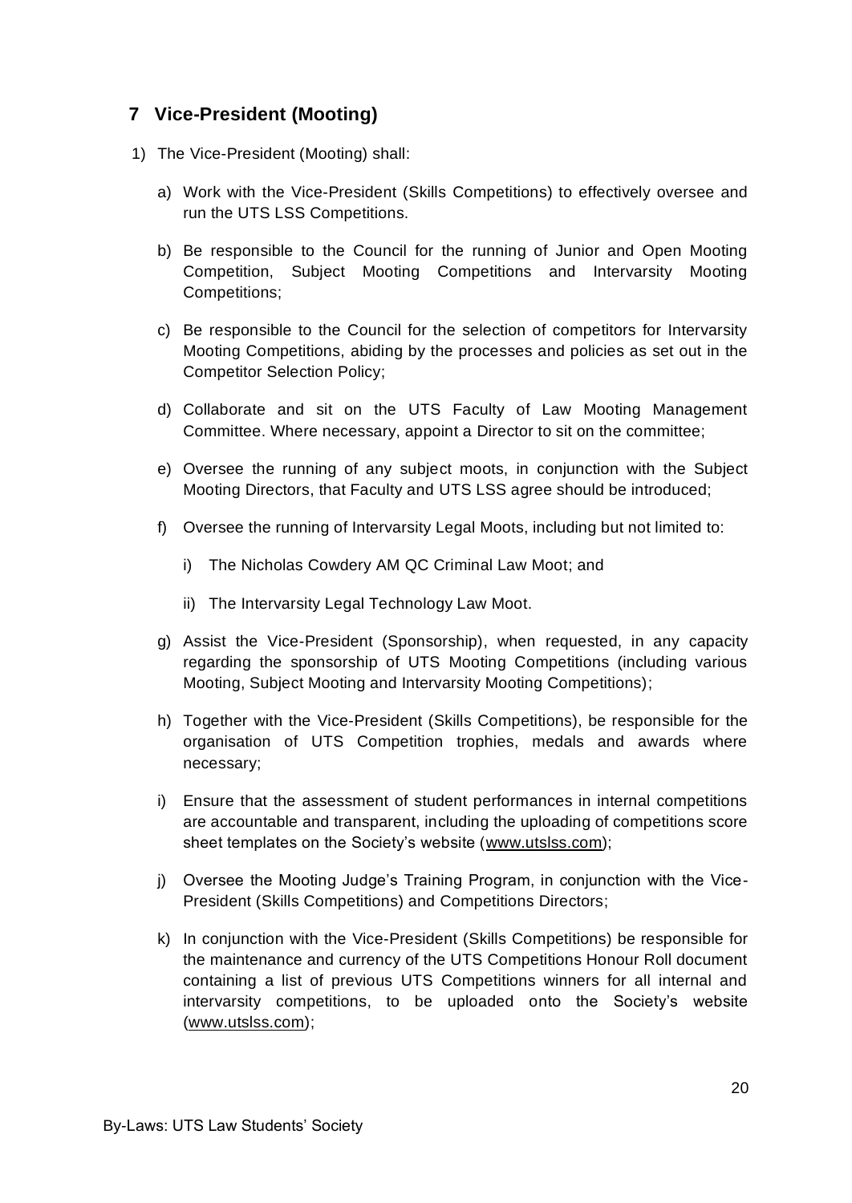## 7 Vice-President (Mooting)

1) The Vice-President (Mooting) shall:

   a) Work with the Vice-President (Skills Competitions) to effectively oversee and run the UTS LSS Competitions.

   b) Be responsible to the Council for the running of Junior and Open Mooting Competition, Subject Mooting Competitions and Intervarsity Mooting Competitions;

   c) Be responsible to the Council for the selection of competitors for Intervarsity Mooting Competitions, abiding by the processes and policies as set out in the Competitor Selection Policy;

   d) Collaborate and sit on the UTS Faculty of Law Mooting Management Committee. Where necessary, appoint a Director to sit on the committee;

   e) Oversee the running of any subject moots, in conjunction with the Subject Mooting Directors, that Faculty and UTS LSS agree should be introduced;

   f) Oversee the running of Intervarsity Legal Moots, including but not limited to:

      i) The Nicholas Cowdery AM QC Criminal Law Moot; and

      ii) The Intervarsity Legal Technology Law Moot.

   g) Assist the Vice-President (Sponsorship), when requested, in any capacity regarding the sponsorship of UTS Mooting Competitions (including various Mooting, Subject Mooting and Intervarsity Mooting Competitions);

   h) Together with the Vice-President (Skills Competitions), be responsible for the organisation of UTS Competition trophies, medals and awards where necessary;

   i) Ensure that the assessment of student performances in internal competitions are accountable and transparent, including the uploading of competitions score sheet templates on the Society's website (www.utslss.com);

   j) Oversee the Mooting Judge's Training Program, in conjunction with the Vice-President (Skills Competitions) and Competitions Directors;

   k) In conjunction with the Vice-President (Skills Competitions) be responsible for the maintenance and currency of the UTS Competitions Honour Roll document containing a list of previous UTS Competitions winners for all internal and intervarsity competitions, to be uploaded onto the Society's website (www.utslss.com);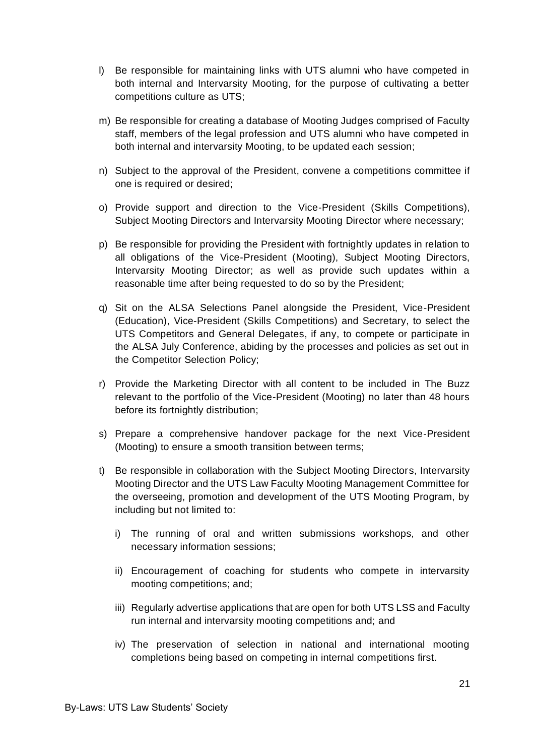l) Be responsible for maintaining links with UTS alumni who have competed in both internal and Intervarsity Mooting, for the purpose of cultivating a better competitions culture as UTS;

m) Be responsible for creating a database of Mooting Judges comprised of Faculty staff, members of the legal profession and UTS alumni who have competed in both internal and intervarsity Mooting, to be updated each session;

n) Subject to the approval of the President, convene a competitions committee if one is required or desired;

o) Provide support and direction to the Vice-President (Skills Competitions), Subject Mooting Directors and Intervarsity Mooting Director where necessary;

p) Be responsible for providing the President with fortnightly updates in relation to all obligations of the Vice-President (Mooting), Subject Mooting Directors, Intervarsity Mooting Director; as well as provide such updates within a reasonable time after being requested to do so by the President;

q) Sit on the ALSA Selections Panel alongside the President, Vice-President (Education), Vice-President (Skills Competitions) and Secretary, to select the UTS Competitors and General Delegates, if any, to compete or participate in the ALSA July Conference, abiding by the processes and policies as set out in the Competitor Selection Policy;

r) Provide the Marketing Director with all content to be included in The Buzz relevant to the portfolio of the Vice-President (Mooting) no later than 48 hours before its fortnightly distribution;

s) Prepare a comprehensive handover package for the next Vice-President (Mooting) to ensure a smooth transition between terms;

t) Be responsible in collaboration with the Subject Mooting Directors, Intervarsity Mooting Director and the UTS Law Faculty Mooting Management Committee for the overseeing, promotion and development of the UTS Mooting Program, by including but not limited to:

   i) The running of oral and written submissions workshops, and other necessary information sessions;

   ii) Encouragement of coaching for students who compete in intervarsity mooting competitions; and;

   iii) Regularly advertise applications that are open for both UTS LSS and Faculty run internal and intervarsity mooting competitions and; and

   iv) The preservation of selection in national and international mooting completions being based on competing in internal competitions first.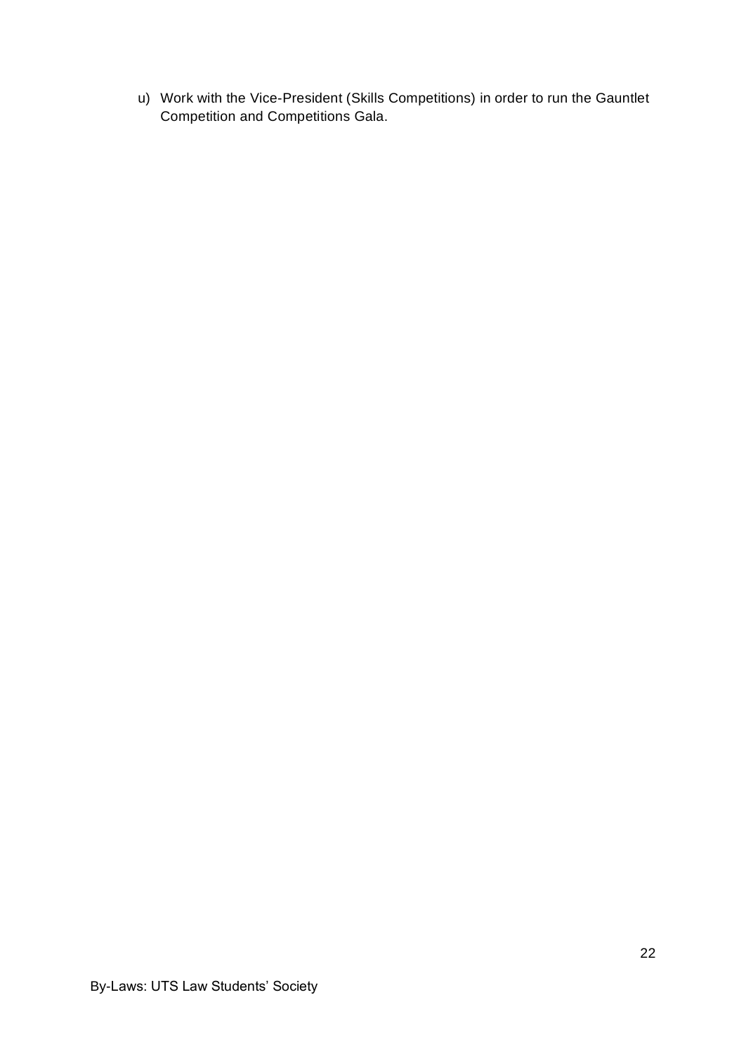u) Work with the Vice-President (Skills Competitions) in order to run the Gauntlet Competition and Competitions Gala.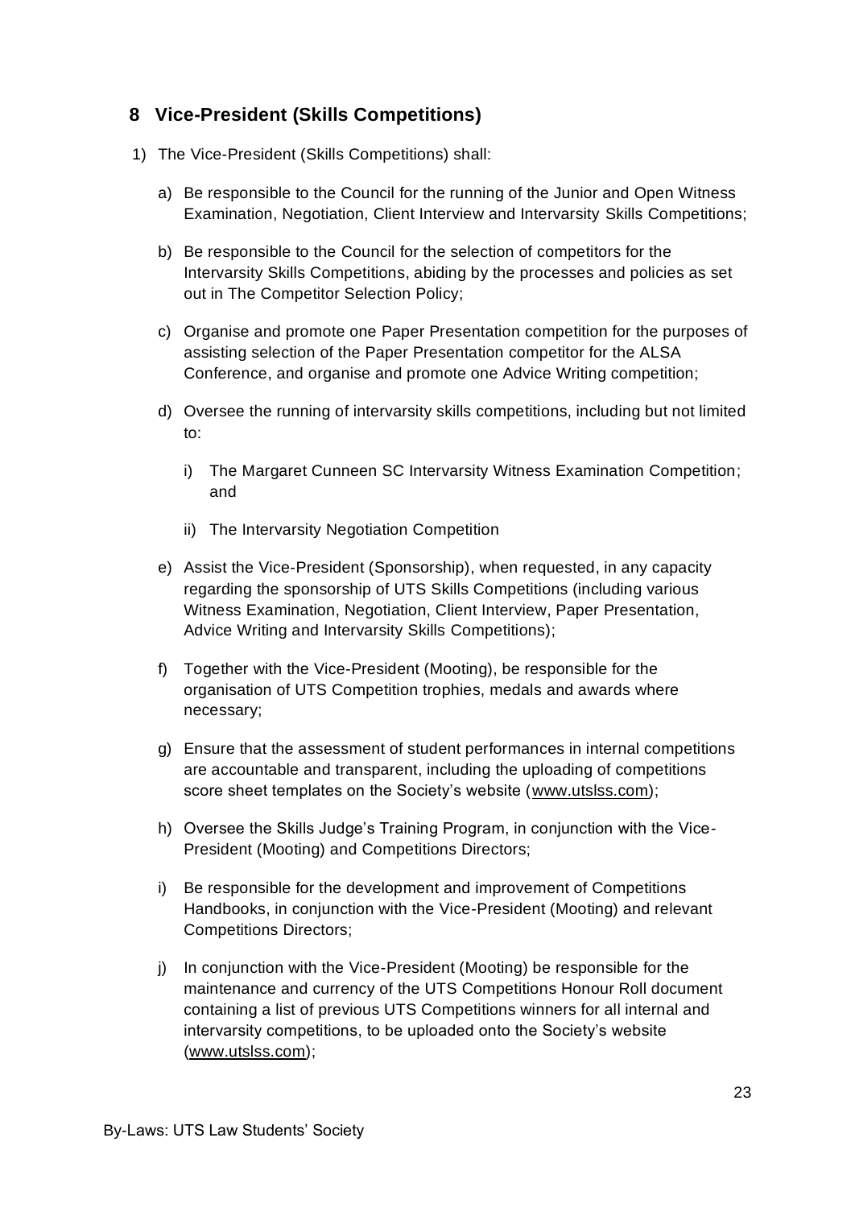## 8 Vice-President (Skills Competitions)

1) The Vice-President (Skills Competitions) shall:

   a) Be responsible to the Council for the running of the Junior and Open Witness Examination, Negotiation, Client Interview and Intervarsity Skills Competitions;

   b) Be responsible to the Council for the selection of competitors for the Intervarsity Skills Competitions, abiding by the processes and policies as set out in The Competitor Selection Policy;

   c) Organise and promote one Paper Presentation competition for the purposes of assisting selection of the Paper Presentation competitor for the ALSA Conference, and organise and promote one Advice Writing competition;

   d) Oversee the running of intervarsity skills competitions, including but not limited to:

      i) The Margaret Cunneen SC Intervarsity Witness Examination Competition; and

      ii) The Intervarsity Negotiation Competition

   e) Assist the Vice-President (Sponsorship), when requested, in any capacity regarding the sponsorship of UTS Skills Competitions (including various Witness Examination, Negotiation, Client Interview, Paper Presentation, Advice Writing and Intervarsity Skills Competitions);

   f) Together with the Vice-President (Mooting), be responsible for the organisation of UTS Competition trophies, medals and awards where necessary;

   g) Ensure that the assessment of student performances in internal competitions are accountable and transparent, including the uploading of competitions score sheet templates on the Society's website (www.utslss.com);

   h) Oversee the Skills Judge's Training Program, in conjunction with the Vice-President (Mooting) and Competitions Directors;

   i) Be responsible for the development and improvement of Competitions Handbooks, in conjunction with the Vice-President (Mooting) and relevant Competitions Directors;

   j) In conjunction with the Vice-President (Mooting) be responsible for the maintenance and currency of the UTS Competitions Honour Roll document containing a list of previous UTS Competitions winners for all internal and intervarsity competitions, to be uploaded onto the Society's website (www.utslss.com);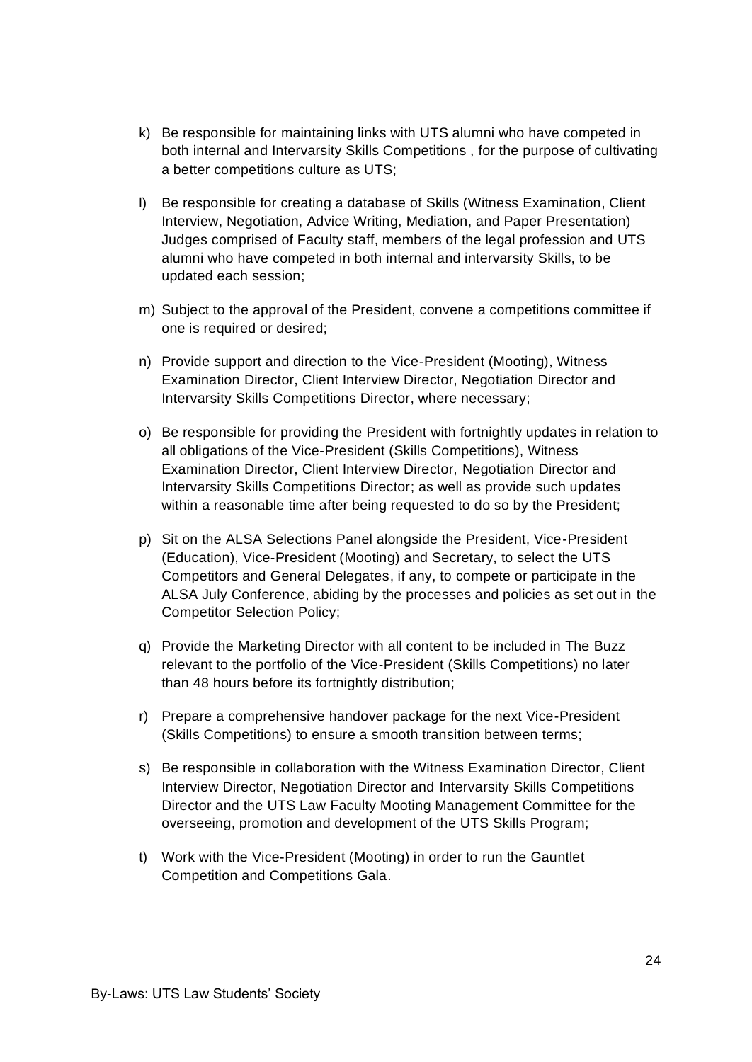k) Be responsible for maintaining links with UTS alumni who have competed in both internal and Intervarsity Skills Competitions , for the purpose of cultivating a better competitions culture as UTS;

l) Be responsible for creating a database of Skills (Witness Examination, Client Interview, Negotiation, Advice Writing, Mediation, and Paper Presentation) Judges comprised of Faculty staff, members of the legal profession and UTS alumni who have competed in both internal and intervarsity Skills, to be updated each session;

m) Subject to the approval of the President, convene a competitions committee if one is required or desired;

n) Provide support and direction to the Vice-President (Mooting), Witness Examination Director, Client Interview Director, Negotiation Director and Intervarsity Skills Competitions Director, where necessary;

o) Be responsible for providing the President with fortnightly updates in relation to all obligations of the Vice-President (Skills Competitions), Witness Examination Director, Client Interview Director, Negotiation Director and Intervarsity Skills Competitions Director; as well as provide such updates within a reasonable time after being requested to do so by the President;

p) Sit on the ALSA Selections Panel alongside the President, Vice-President (Education), Vice-President (Mooting) and Secretary, to select the UTS Competitors and General Delegates, if any, to compete or participate in the ALSA July Conference, abiding by the processes and policies as set out in the Competitor Selection Policy;

q) Provide the Marketing Director with all content to be included in The Buzz relevant to the portfolio of the Vice-President (Skills Competitions) no later than 48 hours before its fortnightly distribution;

r) Prepare a comprehensive handover package for the next Vice-President (Skills Competitions) to ensure a smooth transition between terms;

s) Be responsible in collaboration with the Witness Examination Director, Client Interview Director, Negotiation Director and Intervarsity Skills Competitions Director and the UTS Law Faculty Mooting Management Committee for the overseeing, promotion and development of the UTS Skills Program;

t) Work with the Vice-President (Mooting) in order to run the Gauntlet Competition and Competitions Gala.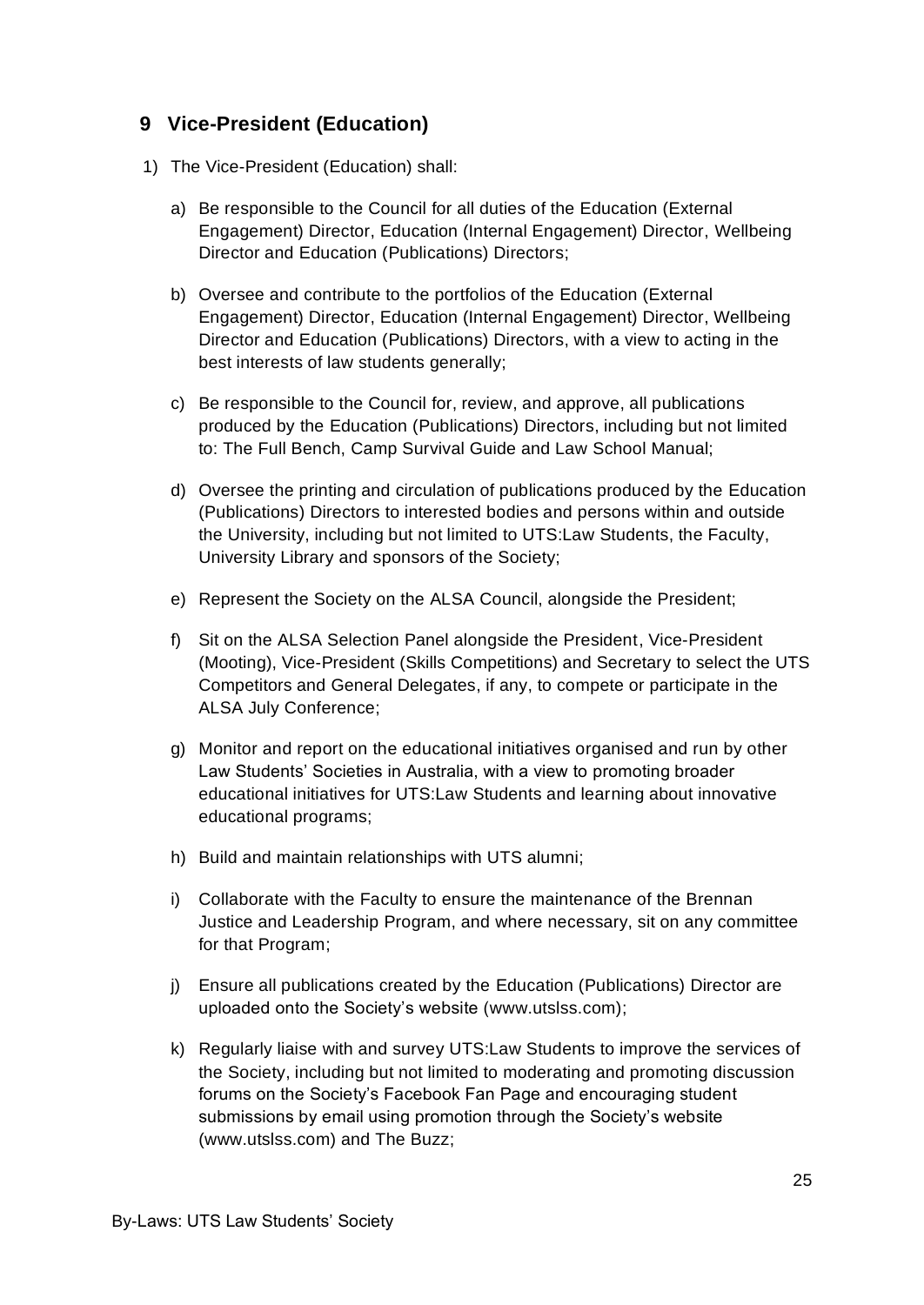## 9 Vice-President (Education)

1) The Vice-President (Education) shall:

   a) Be responsible to the Council for all duties of the Education (External Engagement) Director, Education (Internal Engagement) Director, Wellbeing Director and Education (Publications) Directors;

   b) Oversee and contribute to the portfolios of the Education (External Engagement) Director, Education (Internal Engagement) Director, Wellbeing Director and Education (Publications) Directors, with a view to acting in the best interests of law students generally;

   c) Be responsible to the Council for, review, and approve, all publications produced by the Education (Publications) Directors, including but not limited to: The Full Bench, Camp Survival Guide and Law School Manual;

   d) Oversee the printing and circulation of publications produced by the Education (Publications) Directors to interested bodies and persons within and outside the University, including but not limited to UTS:Law Students, the Faculty, University Library and sponsors of the Society;

   e) Represent the Society on the ALSA Council, alongside the President;

   f) Sit on the ALSA Selection Panel alongside the President, Vice-President (Mooting), Vice-President (Skills Competitions) and Secretary to select the UTS Competitors and General Delegates, if any, to compete or participate in the ALSA July Conference;

   g) Monitor and report on the educational initiatives organised and run by other Law Students' Societies in Australia, with a view to promoting broader educational initiatives for UTS:Law Students and learning about innovative educational programs;

   h) Build and maintain relationships with UTS alumni;

   i) Collaborate with the Faculty to ensure the maintenance of the Brennan Justice and Leadership Program, and where necessary, sit on any committee for that Program;

   j) Ensure all publications created by the Education (Publications) Director are uploaded onto the Society's website (www.utslss.com);

   k) Regularly liaise with and survey UTS:Law Students to improve the services of the Society, including but not limited to moderating and promoting discussion forums on the Society's Facebook Fan Page and encouraging student submissions by email using promotion through the Society's website (www.utslss.com) and The Buzz;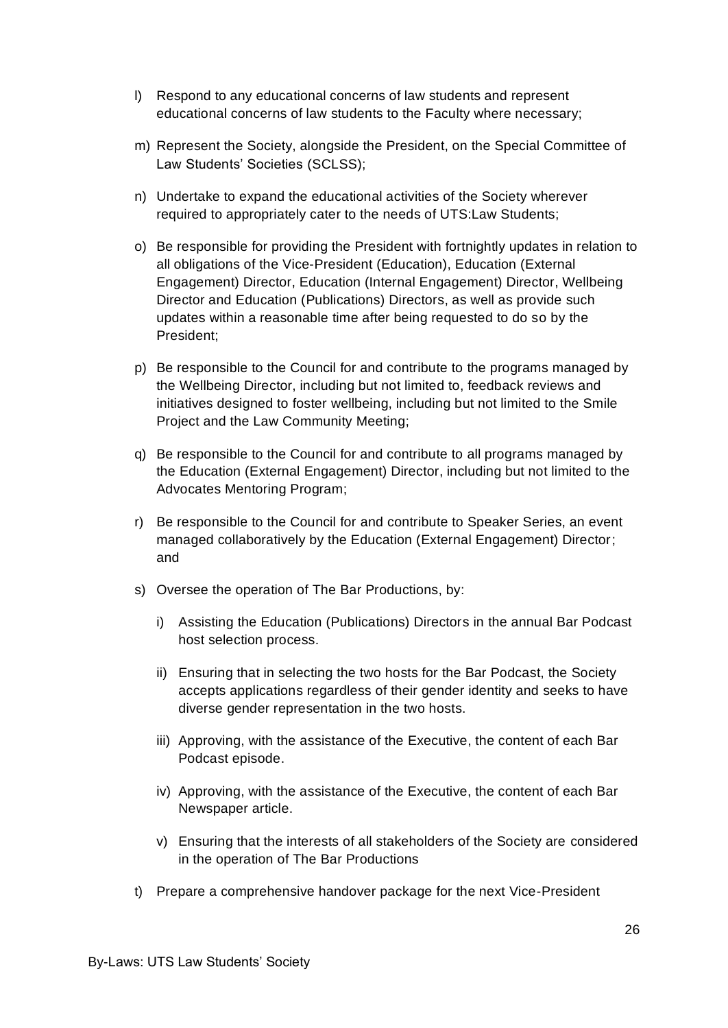l) Respond to any educational concerns of law students and represent educational concerns of law students to the Faculty where necessary;

m) Represent the Society, alongside the President, on the Special Committee of Law Students' Societies (SCLSS);

n) Undertake to expand the educational activities of the Society wherever required to appropriately cater to the needs of UTS:Law Students;

o) Be responsible for providing the President with fortnightly updates in relation to all obligations of the Vice-President (Education), Education (External Engagement) Director, Education (Internal Engagement) Director, Wellbeing Director and Education (Publications) Directors, as well as provide such updates within a reasonable time after being requested to do so by the President;

p) Be responsible to the Council for and contribute to the programs managed by the Wellbeing Director, including but not limited to, feedback reviews and initiatives designed to foster wellbeing, including but not limited to the Smile Project and the Law Community Meeting;

q) Be responsible to the Council for and contribute to all programs managed by the Education (External Engagement) Director, including but not limited to the Advocates Mentoring Program;

r) Be responsible to the Council for and contribute to Speaker Series, an event managed collaboratively by the Education (External Engagement) Director; and

s) Oversee the operation of The Bar Productions, by:

   i) Assisting the Education (Publications) Directors in the annual Bar Podcast host selection process.

   ii) Ensuring that in selecting the two hosts for the Bar Podcast, the Society accepts applications regardless of their gender identity and seeks to have diverse gender representation in the two hosts.

   iii) Approving, with the assistance of the Executive, the content of each Bar Podcast episode.

   iv) Approving, with the assistance of the Executive, the content of each Bar Newspaper article.

   v) Ensuring that the interests of all stakeholders of the Society are considered in the operation of The Bar Productions

t) Prepare a comprehensive handover package for the next Vice-President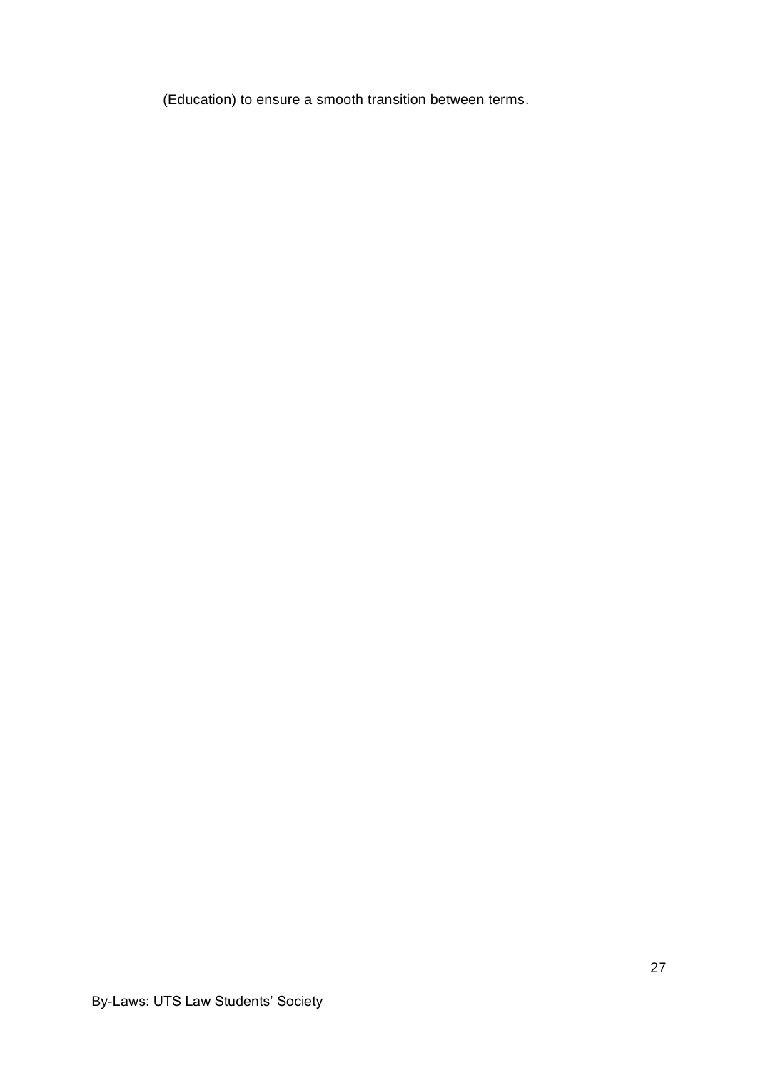(Education) to ensure a smooth transition between terms.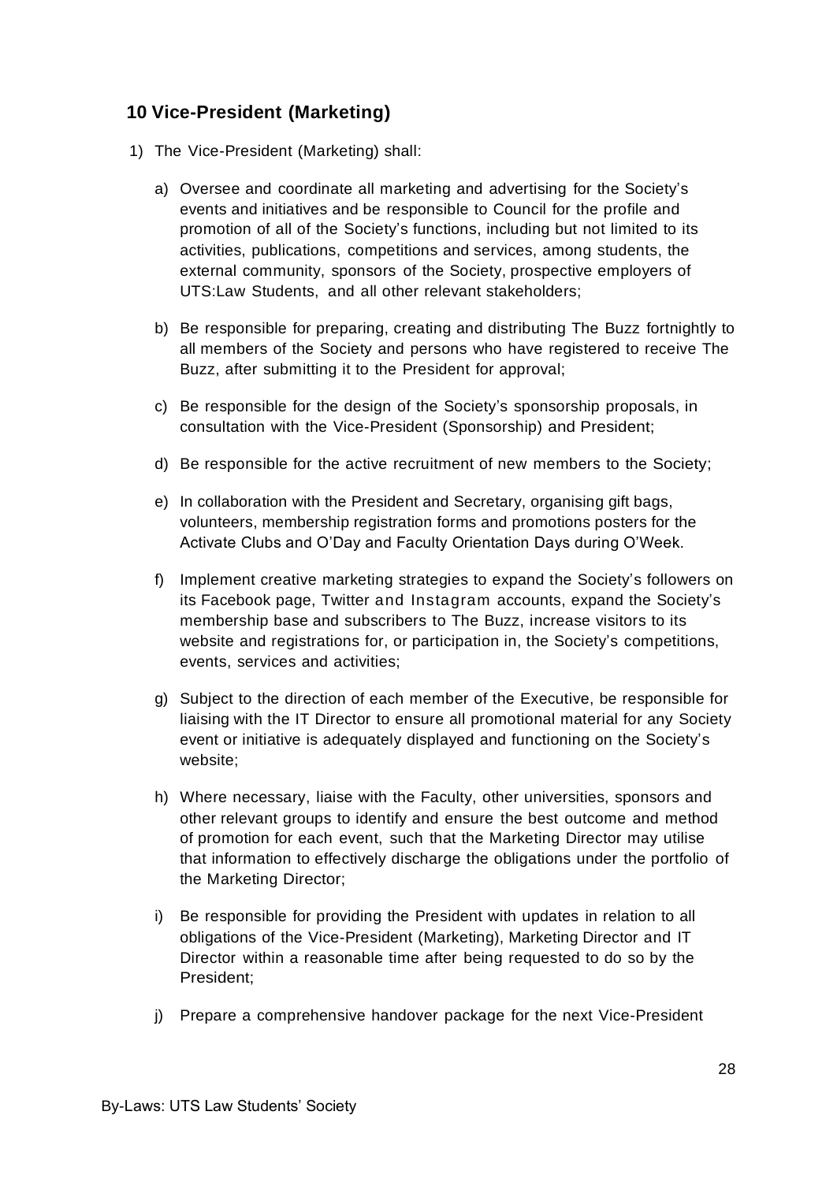## 10 Vice-President (Marketing)

1) The Vice-President (Marketing) shall:

   a) Oversee and coordinate all marketing and advertising for the Society's events and initiatives and be responsible to Council for the profile and promotion of all of the Society's functions, including but not limited to its activities, publications, competitions and services, among students, the external community, sponsors of the Society, prospective employers of UTS:Law Students, and all other relevant stakeholders;

   b) Be responsible for preparing, creating and distributing The Buzz fortnightly to all members of the Society and persons who have registered to receive The Buzz, after submitting it to the President for approval;

   c) Be responsible for the design of the Society's sponsorship proposals, in consultation with the Vice-President (Sponsorship) and President;

   d) Be responsible for the active recruitment of new members to the Society;

   e) In collaboration with the President and Secretary, organising gift bags, volunteers, membership registration forms and promotions posters for the Activate Clubs and O'Day and Faculty Orientation Days during O'Week.

   f) Implement creative marketing strategies to expand the Society's followers on its Facebook page, Twitter and Instagram accounts, expand the Society's membership base and subscribers to The Buzz, increase visitors to its website and registrations for, or participation in, the Society's competitions, events, services and activities;

   g) Subject to the direction of each member of the Executive, be responsible for liaising with the IT Director to ensure all promotional material for any Society event or initiative is adequately displayed and functioning on the Society's website;

   h) Where necessary, liaise with the Faculty, other universities, sponsors and other relevant groups to identify and ensure the best outcome and method of promotion for each event, such that the Marketing Director may utilise that information to effectively discharge the obligations under the portfolio of the Marketing Director;

   i) Be responsible for providing the President with updates in relation to all obligations of the Vice-President (Marketing), Marketing Director and IT Director within a reasonable time after being requested to do so by the President;

   j) Prepare a comprehensive handover package for the next Vice-President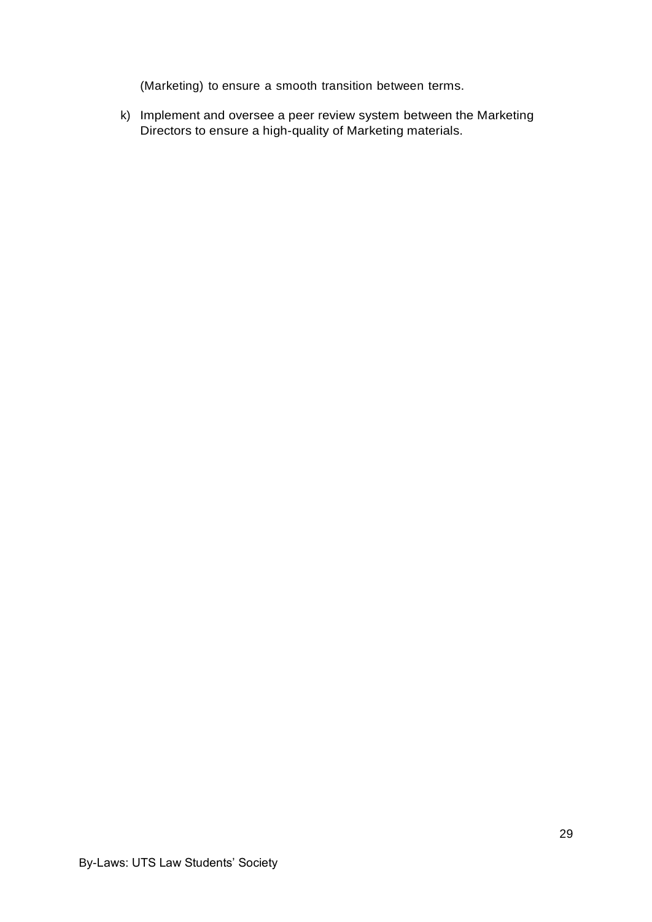(Marketing) to ensure a smooth transition between terms.

k) Implement and oversee a peer review system between the Marketing Directors to ensure a high-quality of Marketing materials.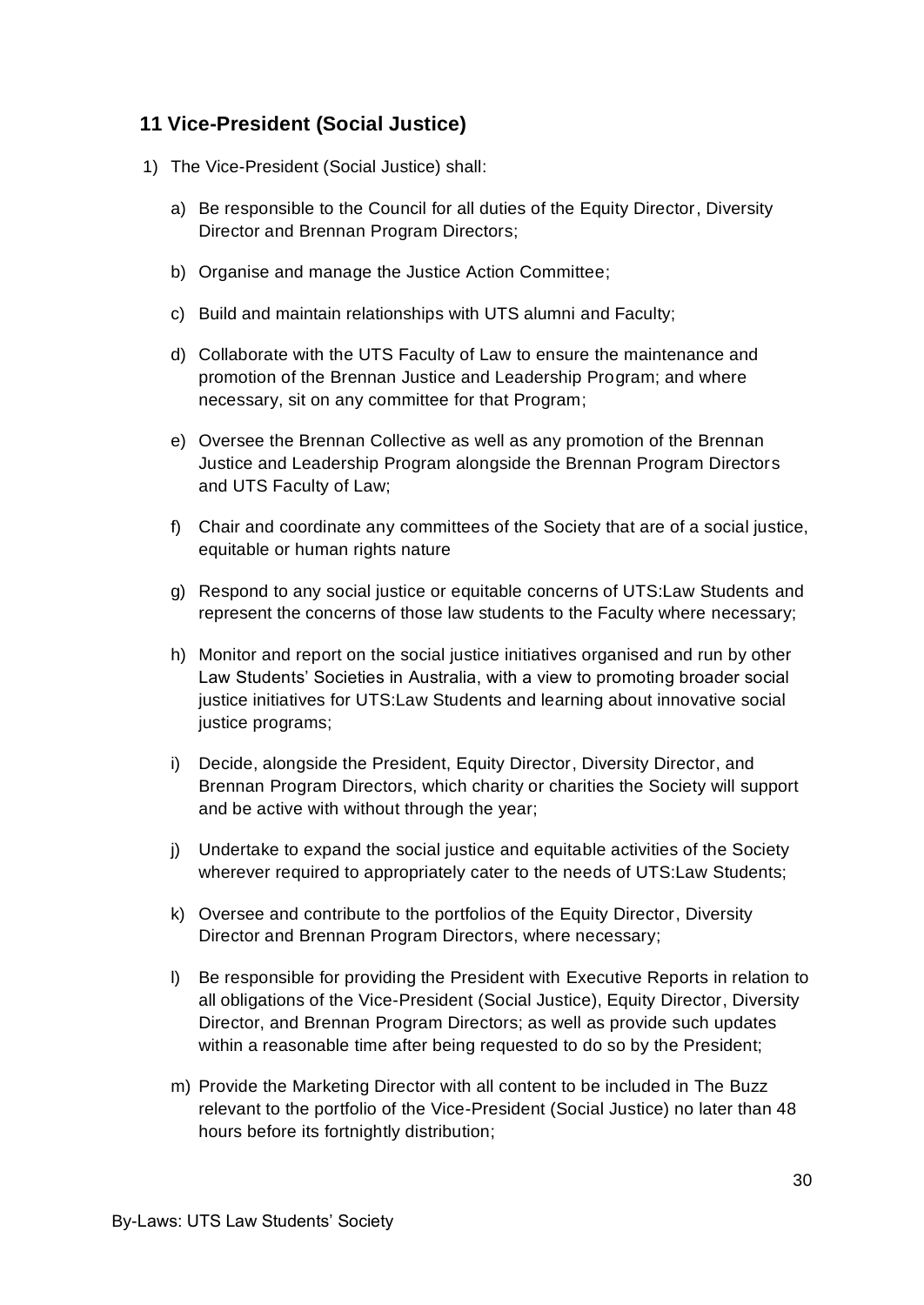## 11 Vice-President (Social Justice)

1) The Vice-President (Social Justice) shall:

   a) Be responsible to the Council for all duties of the Equity Director, Diversity Director and Brennan Program Directors;

   b) Organise and manage the Justice Action Committee;

   c) Build and maintain relationships with UTS alumni and Faculty;

   d) Collaborate with the UTS Faculty of Law to ensure the maintenance and promotion of the Brennan Justice and Leadership Program; and where necessary, sit on any committee for that Program;

   e) Oversee the Brennan Collective as well as any promotion of the Brennan Justice and Leadership Program alongside the Brennan Program Directors and UTS Faculty of Law;

   f) Chair and coordinate any committees of the Society that are of a social justice, equitable or human rights nature

   g) Respond to any social justice or equitable concerns of UTS:Law Students and represent the concerns of those law students to the Faculty where necessary;

   h) Monitor and report on the social justice initiatives organised and run by other Law Students' Societies in Australia, with a view to promoting broader social justice initiatives for UTS:Law Students and learning about innovative social justice programs;

   i) Decide, alongside the President, Equity Director, Diversity Director, and Brennan Program Directors, which charity or charities the Society will support and be active with without through the year;

   j) Undertake to expand the social justice and equitable activities of the Society wherever required to appropriately cater to the needs of UTS:Law Students;

   k) Oversee and contribute to the portfolios of the Equity Director, Diversity Director and Brennan Program Directors, where necessary;

   l) Be responsible for providing the President with Executive Reports in relation to all obligations of the Vice-President (Social Justice), Equity Director, Diversity Director, and Brennan Program Directors; as well as provide such updates within a reasonable time after being requested to do so by the President;

   m) Provide the Marketing Director with all content to be included in The Buzz relevant to the portfolio of the Vice-President (Social Justice) no later than 48 hours before its fortnightly distribution;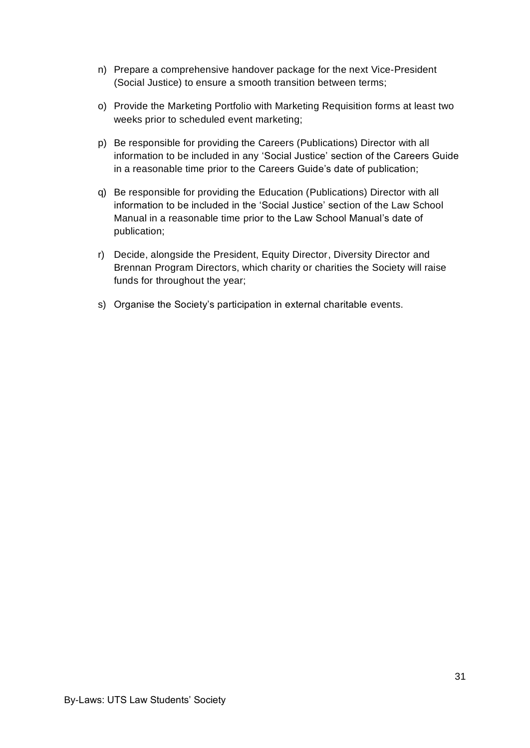n) Prepare a comprehensive handover package for the next Vice-President (Social Justice) to ensure a smooth transition between terms;

o) Provide the Marketing Portfolio with Marketing Requisition forms at least two weeks prior to scheduled event marketing;

p) Be responsible for providing the Careers (Publications) Director with all information to be included in any 'Social Justice' section of the Careers Guide in a reasonable time prior to the Careers Guide's date of publication;

q) Be responsible for providing the Education (Publications) Director with all information to be included in the 'Social Justice' section of the Law School Manual in a reasonable time prior to the Law School Manual's date of publication;

r) Decide, alongside the President, Equity Director, Diversity Director and Brennan Program Directors, which charity or charities the Society will raise funds for throughout the year;

s) Organise the Society's participation in external charitable events.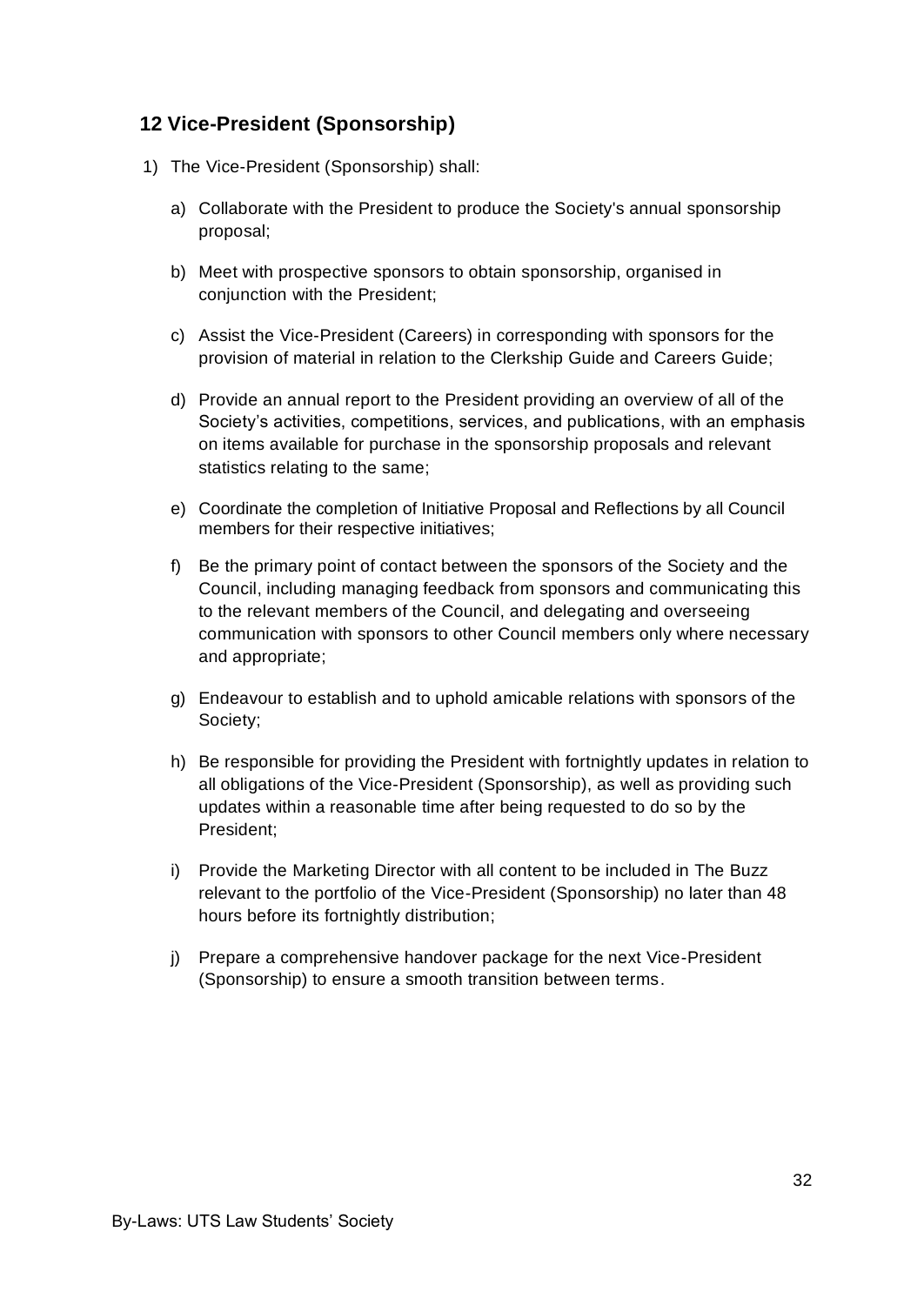## 12 Vice-President (Sponsorship)

1) The Vice-President (Sponsorship) shall:

   a) Collaborate with the President to produce the Society's annual sponsorship proposal;

   b) Meet with prospective sponsors to obtain sponsorship, organised in conjunction with the President;

   c) Assist the Vice-President (Careers) in corresponding with sponsors for the provision of material in relation to the Clerkship Guide and Careers Guide;

   d) Provide an annual report to the President providing an overview of all of the Society's activities, competitions, services, and publications, with an emphasis on items available for purchase in the sponsorship proposals and relevant statistics relating to the same;

   e) Coordinate the completion of Initiative Proposal and Reflections by all Council members for their respective initiatives;

   f) Be the primary point of contact between the sponsors of the Society and the Council, including managing feedback from sponsors and communicating this to the relevant members of the Council, and delegating and overseeing communication with sponsors to other Council members only where necessary and appropriate;

   g) Endeavour to establish and to uphold amicable relations with sponsors of the Society;

   h) Be responsible for providing the President with fortnightly updates in relation to all obligations of the Vice-President (Sponsorship), as well as providing such updates within a reasonable time after being requested to do so by the President;

   i) Provide the Marketing Director with all content to be included in The Buzz relevant to the portfolio of the Vice-President (Sponsorship) no later than 48 hours before its fortnightly distribution;

   j) Prepare a comprehensive handover package for the next Vice-President (Sponsorship) to ensure a smooth transition between terms.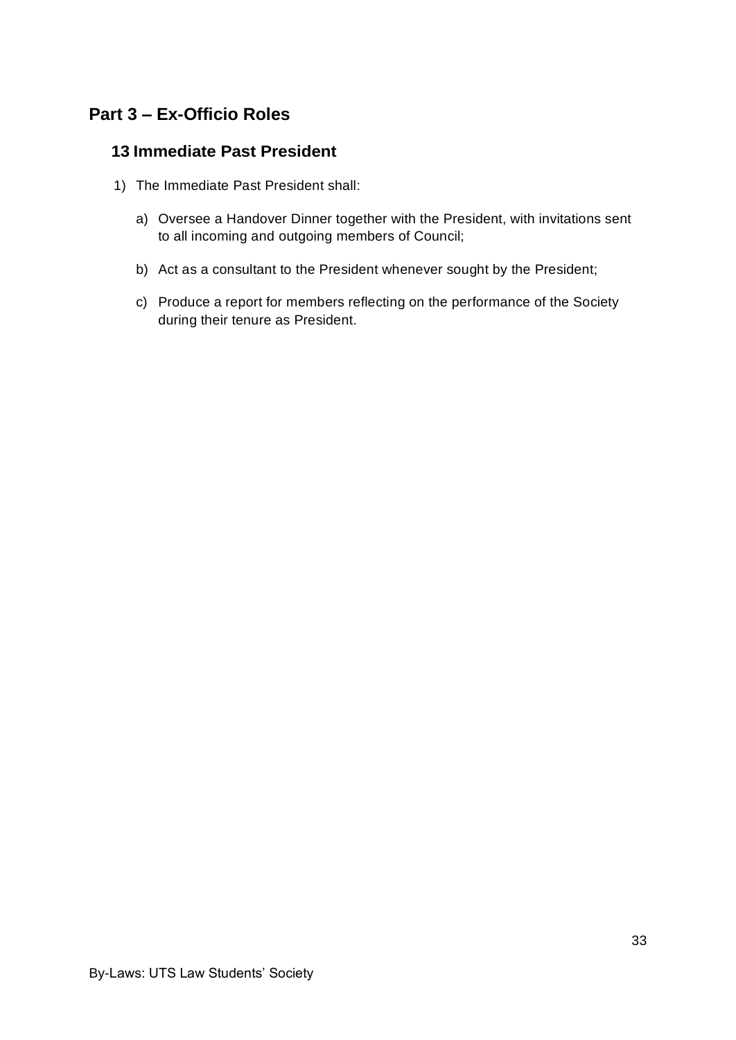## Part 3 – Ex-Officio Roles

### 13 Immediate Past President

1) The Immediate Past President shall:

   a) Oversee a Handover Dinner together with the President, with invitations sent to all incoming and outgoing members of Council;

   b) Act as a consultant to the President whenever sought by the President;

   c) Produce a report for members reflecting on the performance of the Society during their tenure as President.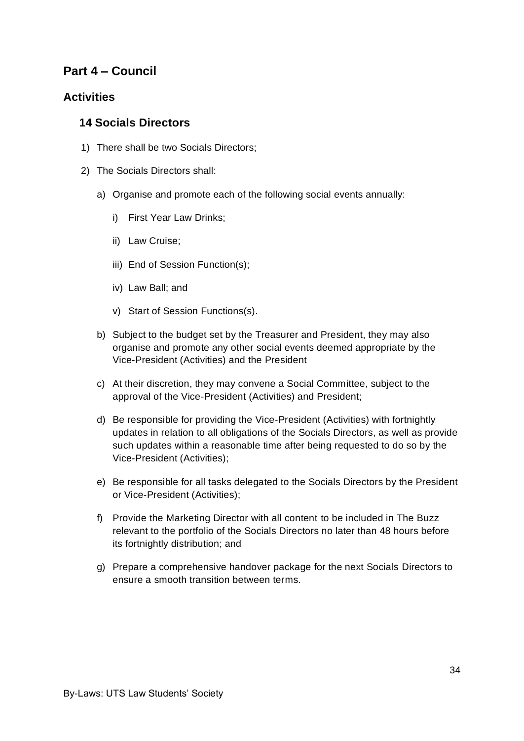## Part 4 – Council

### Activities

#### 14 Socials Directors

1) There shall be two Socials Directors;
2) The Socials Directors shall:
    a) Organise and promote each of the following social events annually:
        i) First Year Law Drinks;
        ii) Law Cruise;
        iii) End of Session Function(s);
        iv) Law Ball; and
        v) Start of Session Functions(s).
    b) Subject to the budget set by the Treasurer and President, they may also organise and promote any other social events deemed appropriate by the Vice-President (Activities) and the President
    c) At their discretion, they may convene a Social Committee, subject to the approval of the Vice-President (Activities) and President;
    d) Be responsible for providing the Vice-President (Activities) with fortnightly updates in relation to all obligations of the Socials Directors, as well as provide such updates within a reasonable time after being requested to do so by the Vice-President (Activities);
    e) Be responsible for all tasks delegated to the Socials Directors by the President or Vice-President (Activities);
    f) Provide the Marketing Director with all content to be included in The Buzz relevant to the portfolio of the Socials Directors no later than 48 hours before its fortnightly distribution; and
    g) Prepare a comprehensive handover package for the next Socials Directors to ensure a smooth transition between terms.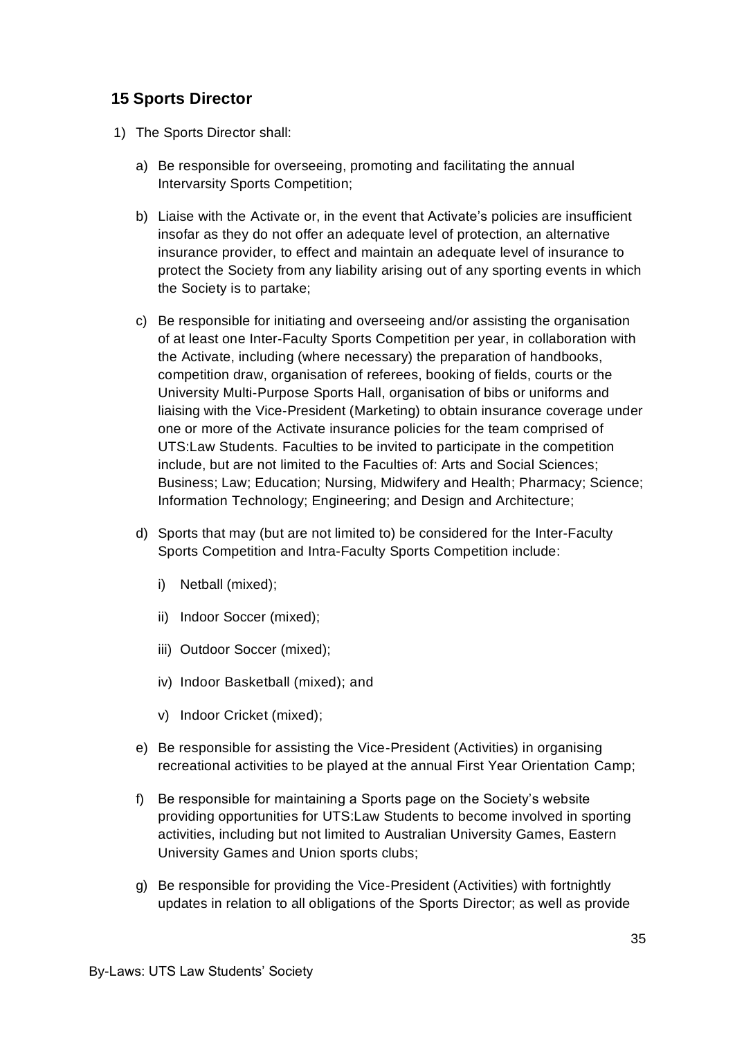## 15 Sports Director

1) The Sports Director shall:

   a) Be responsible for overseeing, promoting and facilitating the annual Intervarsity Sports Competition;

   b) Liaise with the Activate or, in the event that Activate's policies are insufficient insofar as they do not offer an adequate level of protection, an alternative insurance provider, to effect and maintain an adequate level of insurance to protect the Society from any liability arising out of any sporting events in which the Society is to partake;

   c) Be responsible for initiating and overseeing and/or assisting the organisation of at least one Inter-Faculty Sports Competition per year, in collaboration with the Activate, including (where necessary) the preparation of handbooks, competition draw, organisation of referees, booking of fields, courts or the University Multi-Purpose Sports Hall, organisation of bibs or uniforms and liaising with the Vice-President (Marketing) to obtain insurance coverage under one or more of the Activate insurance policies for the team comprised of UTS:Law Students. Faculties to be invited to participate in the competition include, but are not limited to the Faculties of: Arts and Social Sciences; Business; Law; Education; Nursing, Midwifery and Health; Pharmacy; Science; Information Technology; Engineering; and Design and Architecture;

   d) Sports that may (but are not limited to) be considered for the Inter-Faculty Sports Competition and Intra-Faculty Sports Competition include:

      i) Netball (mixed);

      ii) Indoor Soccer (mixed);

      iii) Outdoor Soccer (mixed);

      iv) Indoor Basketball (mixed); and

      v) Indoor Cricket (mixed);

   e) Be responsible for assisting the Vice-President (Activities) in organising recreational activities to be played at the annual First Year Orientation Camp;

   f) Be responsible for maintaining a Sports page on the Society's website providing opportunities for UTS:Law Students to become involved in sporting activities, including but not limited to Australian University Games, Eastern University Games and Union sports clubs;

   g) Be responsible for providing the Vice-President (Activities) with fortnightly updates in relation to all obligations of the Sports Director; as well as provide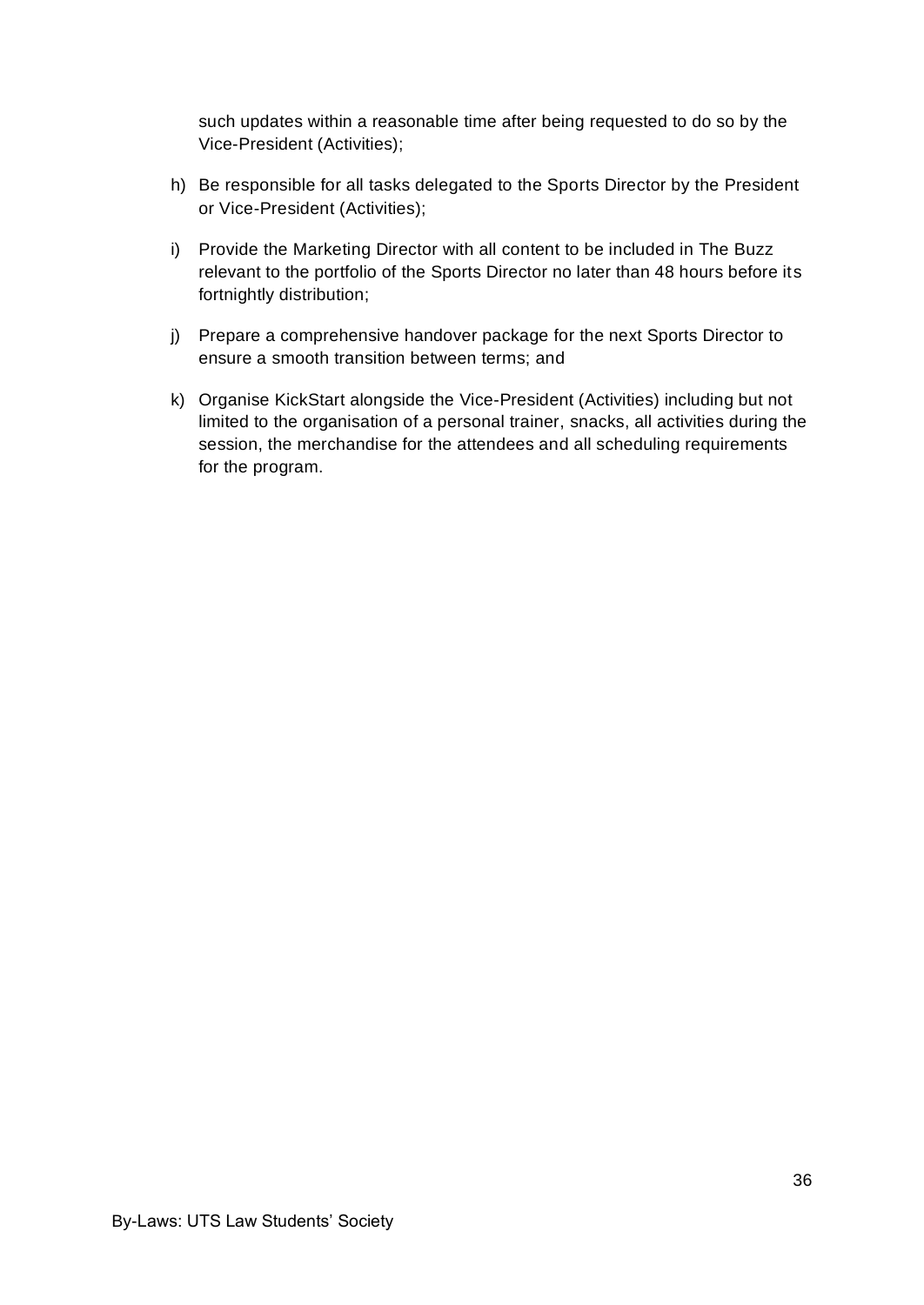such updates within a reasonable time after being requested to do so by the Vice-President (Activities);

h) Be responsible for all tasks delegated to the Sports Director by the President or Vice-President (Activities);

i) Provide the Marketing Director with all content to be included in The Buzz relevant to the portfolio of the Sports Director no later than 48 hours before its fortnightly distribution;

j) Prepare a comprehensive handover package for the next Sports Director to ensure a smooth transition between terms; and

k) Organise KickStart alongside the Vice-President (Activities) including but not limited to the organisation of a personal trainer, snacks, all activities during the session, the merchandise for the attendees and all scheduling requirements for the program.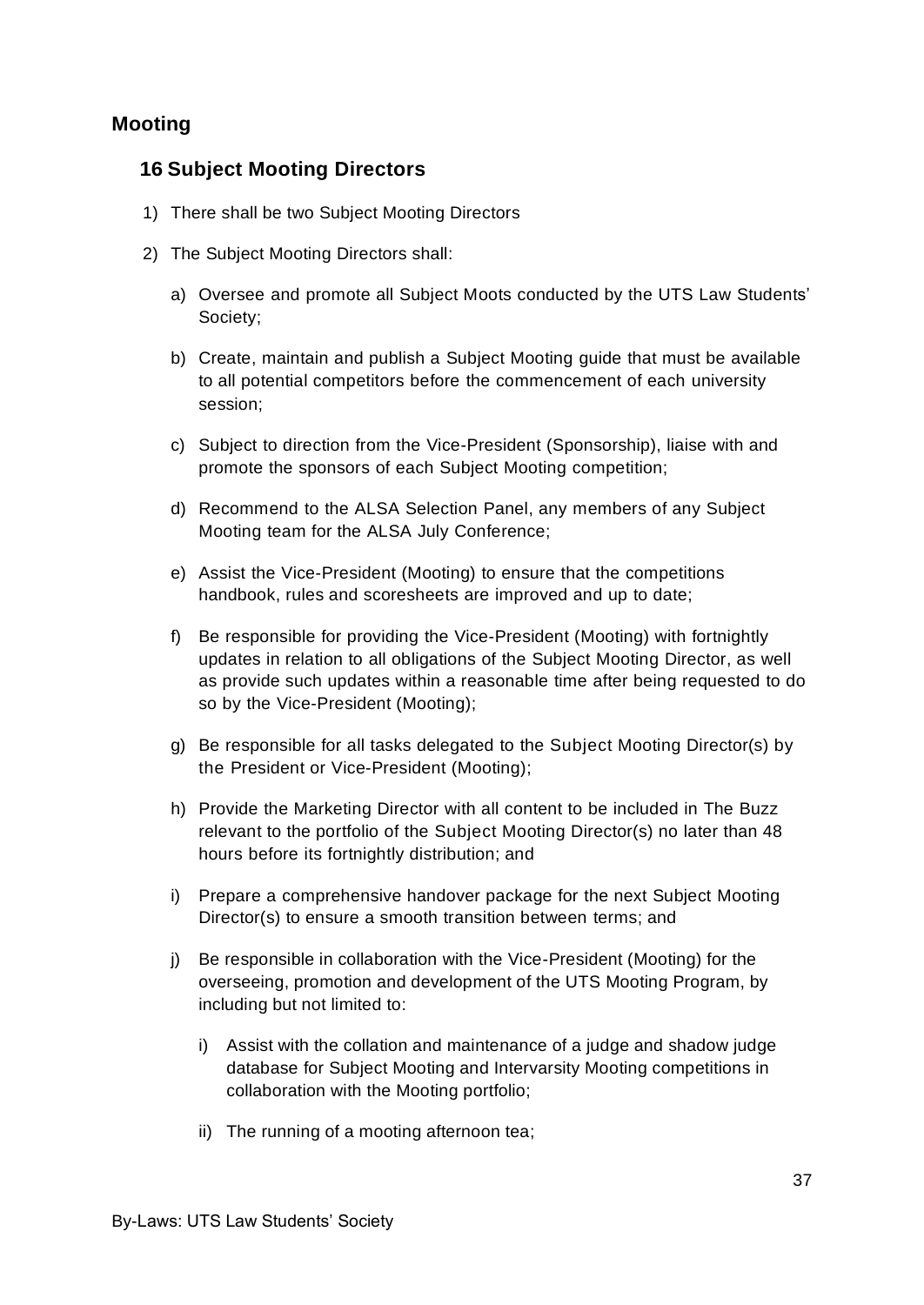## Mooting

### 16 Subject Mooting Directors

1) There shall be two Subject Mooting Directors

2) The Subject Mooting Directors shall:

   a) Oversee and promote all Subject Moots conducted by the UTS Law Students' Society;

   b) Create, maintain and publish a Subject Mooting guide that must be available to all potential competitors before the commencement of each university session;

   c) Subject to direction from the Vice-President (Sponsorship), liaise with and promote the sponsors of each Subject Mooting competition;

   d) Recommend to the ALSA Selection Panel, any members of any Subject Mooting team for the ALSA July Conference;

   e) Assist the Vice-President (Mooting) to ensure that the competitions handbook, rules and scoresheets are improved and up to date;

   f) Be responsible for providing the Vice-President (Mooting) with fortnightly updates in relation to all obligations of the Subject Mooting Director, as well as provide such updates within a reasonable time after being requested to do so by the Vice-President (Mooting);

   g) Be responsible for all tasks delegated to the Subject Mooting Director(s) by the President or Vice-President (Mooting);

   h) Provide the Marketing Director with all content to be included in The Buzz relevant to the portfolio of the Subject Mooting Director(s) no later than 48 hours before its fortnightly distribution; and

   i) Prepare a comprehensive handover package for the next Subject Mooting Director(s) to ensure a smooth transition between terms; and

   j) Be responsible in collaboration with the Vice-President (Mooting) for the overseeing, promotion and development of the UTS Mooting Program, by including but not limited to:

      i) Assist with the collation and maintenance of a judge and shadow judge database for Subject Mooting and Intervarsity Mooting competitions in collaboration with the Mooting portfolio;

      ii) The running of a mooting afternoon tea;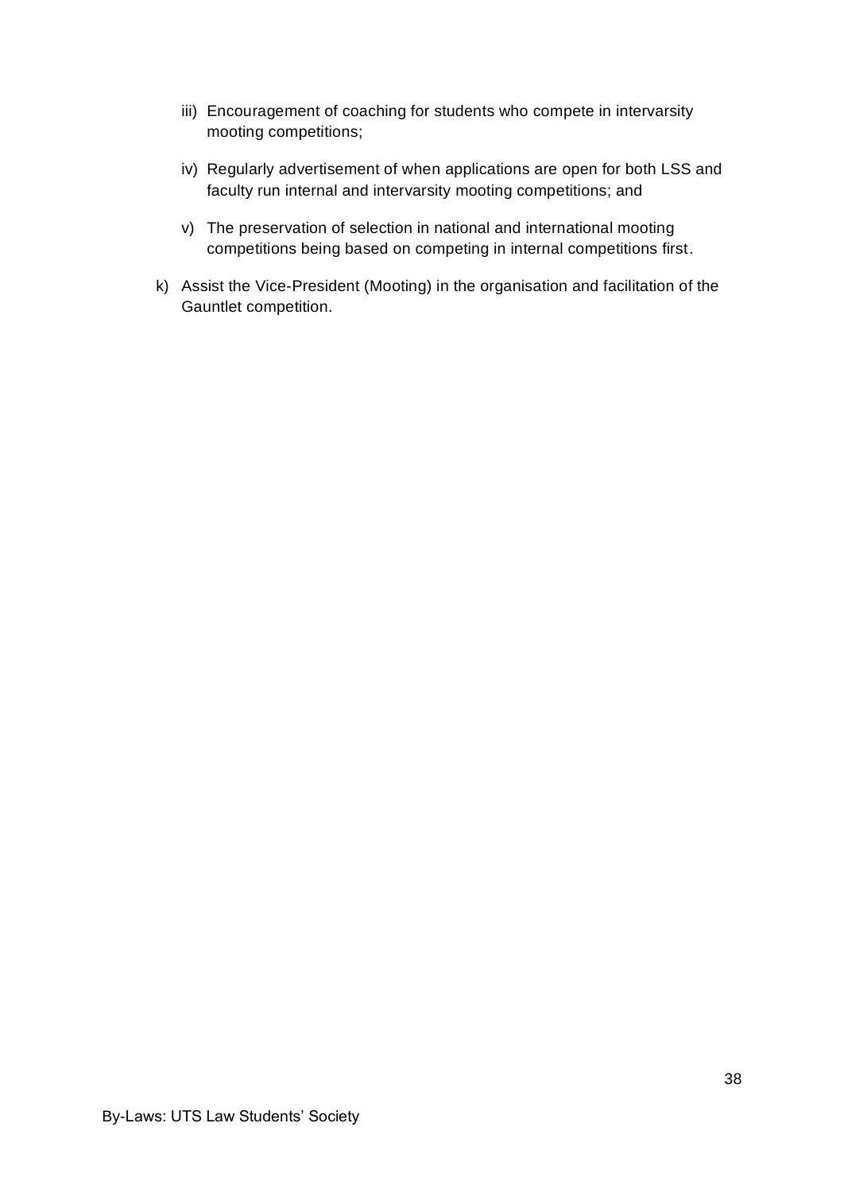iii) Encouragement of coaching for students who compete in intervarsity mooting competitions;

iv) Regularly advertisement of when applications are open for both LSS and faculty run internal and intervarsity mooting competitions; and

v) The preservation of selection in national and international mooting competitions being based on competing in internal competitions first.

k) Assist the Vice-President (Mooting) in the organisation and facilitation of the Gauntlet competition.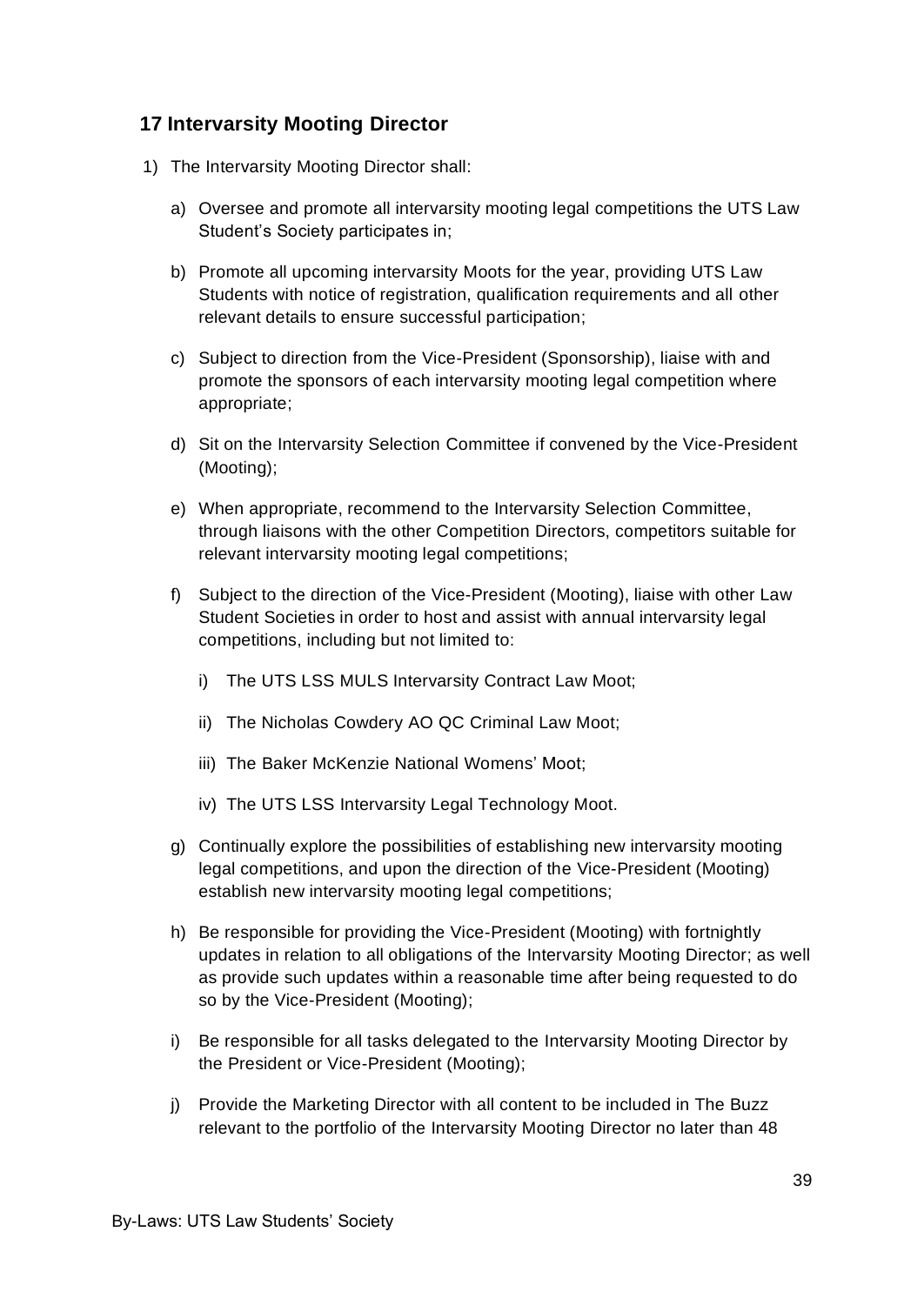## 17 Intervarsity Mooting Director

1) The Intervarsity Mooting Director shall:

   a) Oversee and promote all intervarsity mooting legal competitions the UTS Law Student's Society participates in;

   b) Promote all upcoming intervarsity Moots for the year, providing UTS Law Students with notice of registration, qualification requirements and all other relevant details to ensure successful participation;

   c) Subject to direction from the Vice-President (Sponsorship), liaise with and promote the sponsors of each intervarsity mooting legal competition where appropriate;

   d) Sit on the Intervarsity Selection Committee if convened by the Vice-President (Mooting);

   e) When appropriate, recommend to the Intervarsity Selection Committee, through liaisons with the other Competition Directors, competitors suitable for relevant intervarsity mooting legal competitions;

   f) Subject to the direction of the Vice-President (Mooting), liaise with other Law Student Societies in order to host and assist with annual intervarsity legal competitions, including but not limited to:

      i) The UTS LSS MULS Intervarsity Contract Law Moot;

      ii) The Nicholas Cowdery AO QC Criminal Law Moot;

      iii) The Baker McKenzie National Womens' Moot;

      iv) The UTS LSS Intervarsity Legal Technology Moot.

   g) Continually explore the possibilities of establishing new intervarsity mooting legal competitions, and upon the direction of the Vice-President (Mooting) establish new intervarsity mooting legal competitions;

   h) Be responsible for providing the Vice-President (Mooting) with fortnightly updates in relation to all obligations of the Intervarsity Mooting Director; as well as provide such updates within a reasonable time after being requested to do so by the Vice-President (Mooting);

   i) Be responsible for all tasks delegated to the Intervarsity Mooting Director by the President or Vice-President (Mooting);

   j) Provide the Marketing Director with all content to be included in The Buzz relevant to the portfolio of the Intervarsity Mooting Director no later than 48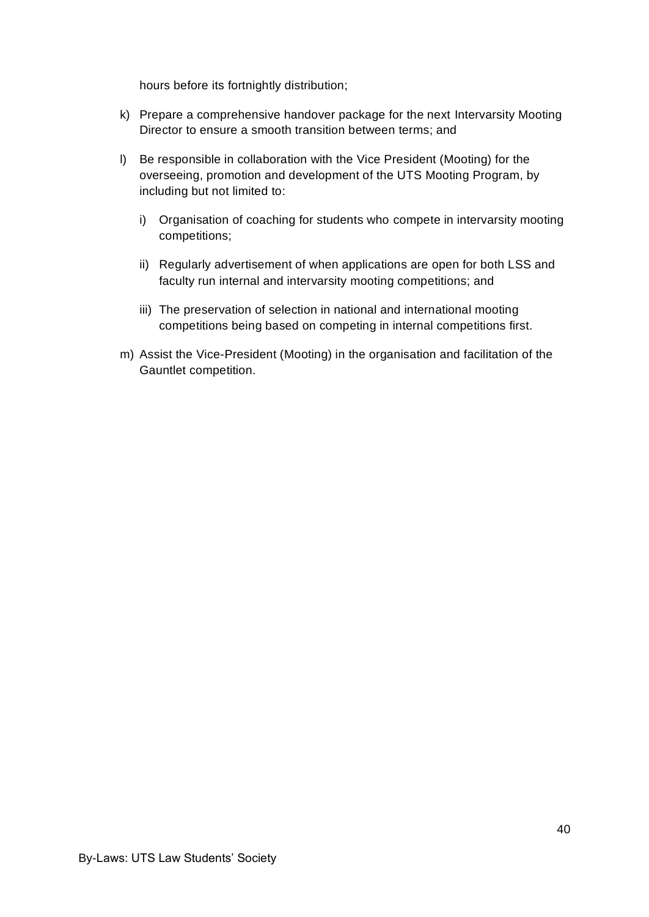hours before its fortnightly distribution;

k) Prepare a comprehensive handover package for the next Intervarsity Mooting Director to ensure a smooth transition between terms; and

l) Be responsible in collaboration with the Vice President (Mooting) for the overseeing, promotion and development of the UTS Mooting Program, by including but not limited to:

   i) Organisation of coaching for students who compete in intervarsity mooting competitions;

   ii) Regularly advertisement of when applications are open for both LSS and faculty run internal and intervarsity mooting competitions; and

   iii) The preservation of selection in national and international mooting competitions being based on competing in internal competitions first.

m) Assist the Vice-President (Mooting) in the organisation and facilitation of the Gauntlet competition.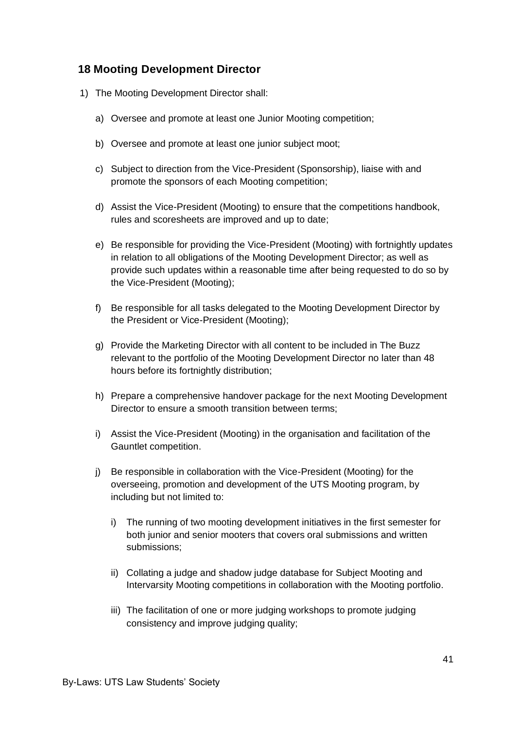## 18 Mooting Development Director

1) The Mooting Development Director shall:

   a) Oversee and promote at least one Junior Mooting competition;

   b) Oversee and promote at least one junior subject moot;

   c) Subject to direction from the Vice-President (Sponsorship), liaise with and promote the sponsors of each Mooting competition;

   d) Assist the Vice-President (Mooting) to ensure that the competitions handbook, rules and scoresheets are improved and up to date;

   e) Be responsible for providing the Vice-President (Mooting) with fortnightly updates in relation to all obligations of the Mooting Development Director; as well as provide such updates within a reasonable time after being requested to do so by the Vice-President (Mooting);

   f) Be responsible for all tasks delegated to the Mooting Development Director by the President or Vice-President (Mooting);

   g) Provide the Marketing Director with all content to be included in The Buzz relevant to the portfolio of the Mooting Development Director no later than 48 hours before its fortnightly distribution;

   h) Prepare a comprehensive handover package for the next Mooting Development Director to ensure a smooth transition between terms;

   i) Assist the Vice-President (Mooting) in the organisation and facilitation of the Gauntlet competition.

   j) Be responsible in collaboration with the Vice-President (Mooting) for the overseeing, promotion and development of the UTS Mooting program, by including but not limited to:

      i) The running of two mooting development initiatives in the first semester for both junior and senior mooters that covers oral submissions and written submissions;

      ii) Collating a judge and shadow judge database for Subject Mooting and Intervarsity Mooting competitions in collaboration with the Mooting portfolio.

      iii) The facilitation of one or more judging workshops to promote judging consistency and improve judging quality;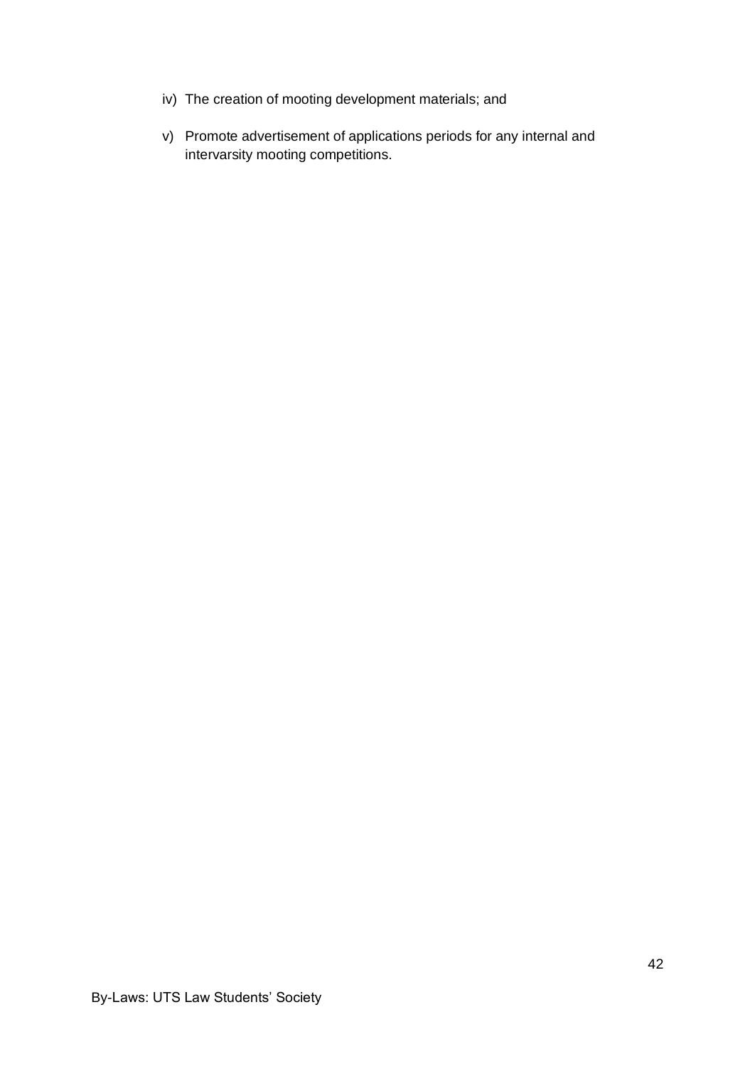iv) The creation of mooting development materials; and

v) Promote advertisement of applications periods for any internal and intervarsity mooting competitions.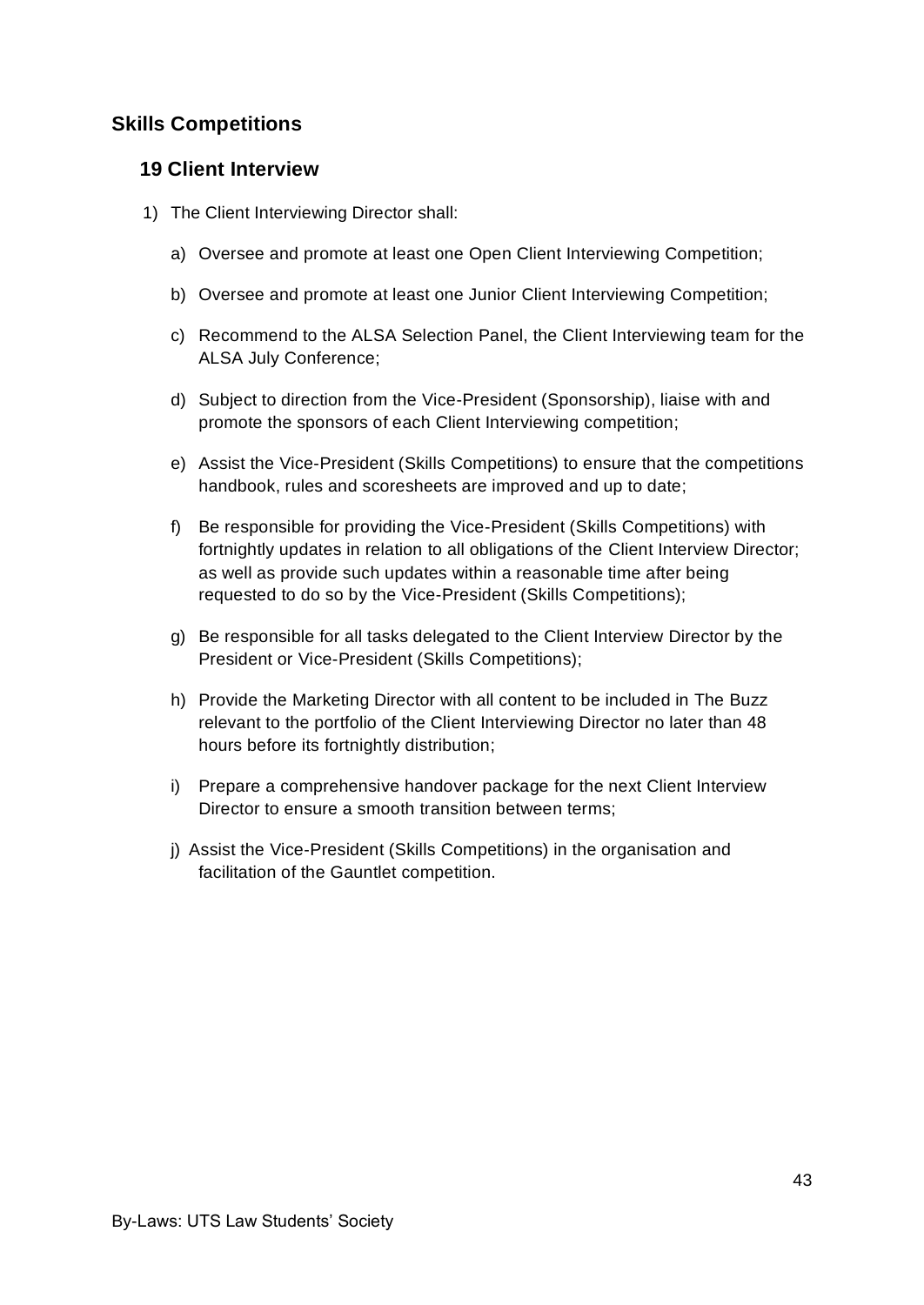## Skills Competitions

### 19 Client Interview

1) The Client Interviewing Director shall:

   a) Oversee and promote at least one Open Client Interviewing Competition;

   b) Oversee and promote at least one Junior Client Interviewing Competition;

   c) Recommend to the ALSA Selection Panel, the Client Interviewing team for the ALSA July Conference;

   d) Subject to direction from the Vice-President (Sponsorship), liaise with and promote the sponsors of each Client Interviewing competition;

   e) Assist the Vice-President (Skills Competitions) to ensure that the competitions handbook, rules and scoresheets are improved and up to date;

   f) Be responsible for providing the Vice-President (Skills Competitions) with fortnightly updates in relation to all obligations of the Client Interview Director; as well as provide such updates within a reasonable time after being requested to do so by the Vice-President (Skills Competitions);

   g) Be responsible for all tasks delegated to the Client Interview Director by the President or Vice-President (Skills Competitions);

   h) Provide the Marketing Director with all content to be included in The Buzz relevant to the portfolio of the Client Interviewing Director no later than 48 hours before its fortnightly distribution;

   i) Prepare a comprehensive handover package for the next Client Interview Director to ensure a smooth transition between terms;

   j) Assist the Vice-President (Skills Competitions) in the organisation and facilitation of the Gauntlet competition.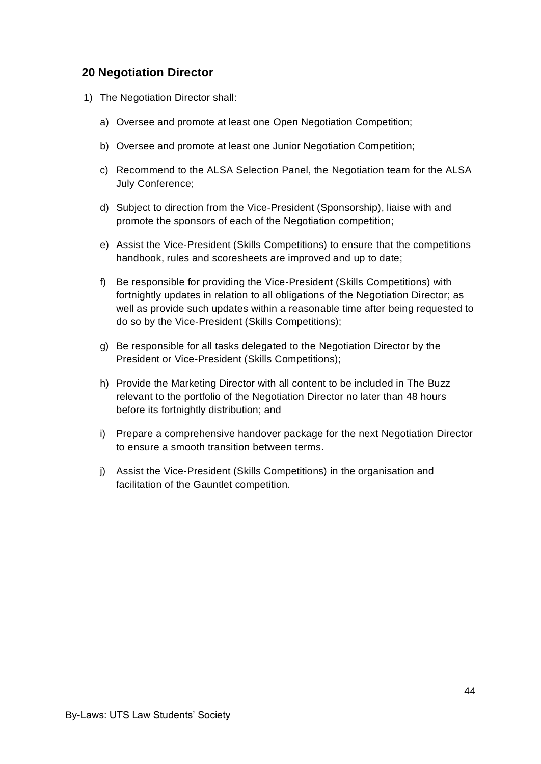## 20 Negotiation Director

1) The Negotiation Director shall:

   a) Oversee and promote at least one Open Negotiation Competition;

   b) Oversee and promote at least one Junior Negotiation Competition;

   c) Recommend to the ALSA Selection Panel, the Negotiation team for the ALSA July Conference;

   d) Subject to direction from the Vice-President (Sponsorship), liaise with and promote the sponsors of each of the Negotiation competition;

   e) Assist the Vice-President (Skills Competitions) to ensure that the competitions handbook, rules and scoresheets are improved and up to date;

   f) Be responsible for providing the Vice-President (Skills Competitions) with fortnightly updates in relation to all obligations of the Negotiation Director; as well as provide such updates within a reasonable time after being requested to do so by the Vice-President (Skills Competitions);

   g) Be responsible for all tasks delegated to the Negotiation Director by the President or Vice-President (Skills Competitions);

   h) Provide the Marketing Director with all content to be included in The Buzz relevant to the portfolio of the Negotiation Director no later than 48 hours before its fortnightly distribution; and

   i) Prepare a comprehensive handover package for the next Negotiation Director to ensure a smooth transition between terms.

   j) Assist the Vice-President (Skills Competitions) in the organisation and facilitation of the Gauntlet competition.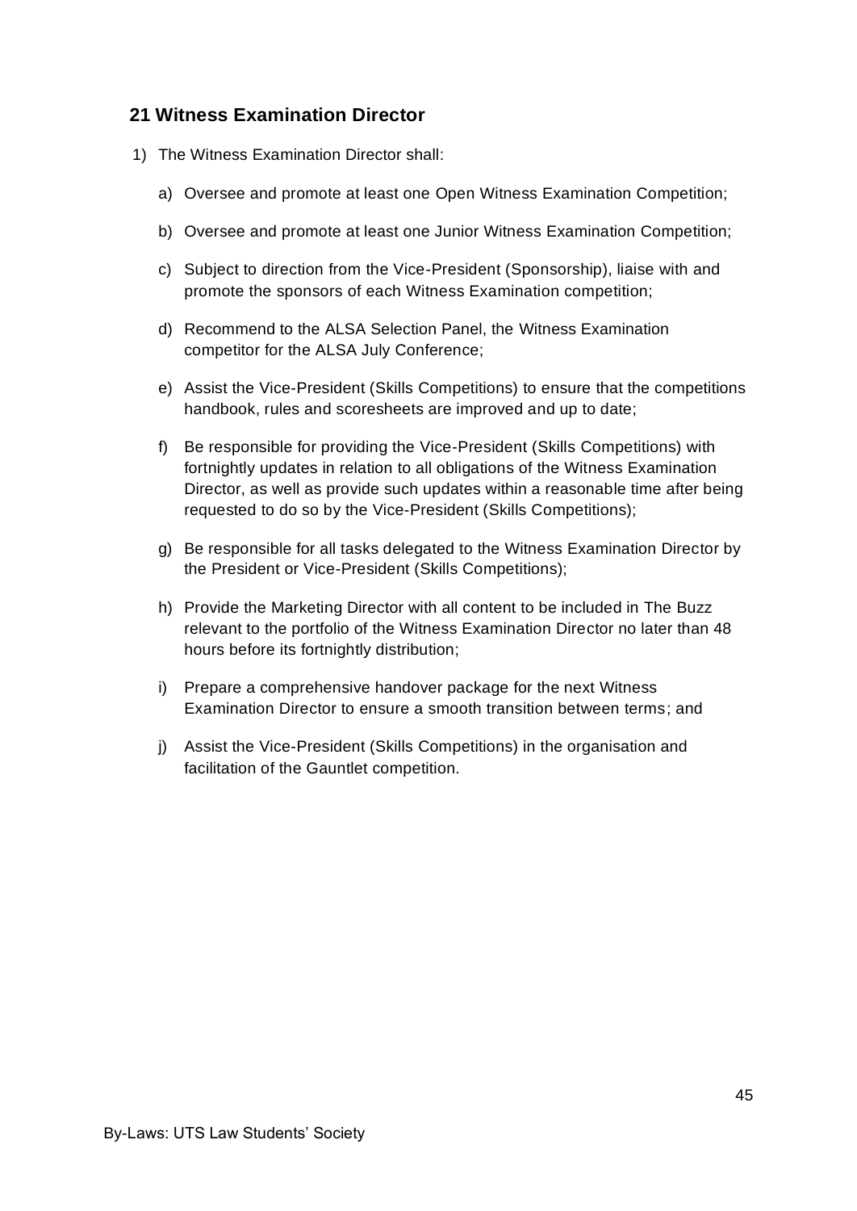## 21 Witness Examination Director

1) The Witness Examination Director shall:

   a) Oversee and promote at least one Open Witness Examination Competition;

   b) Oversee and promote at least one Junior Witness Examination Competition;

   c) Subject to direction from the Vice-President (Sponsorship), liaise with and promote the sponsors of each Witness Examination competition;

   d) Recommend to the ALSA Selection Panel, the Witness Examination competitor for the ALSA July Conference;

   e) Assist the Vice-President (Skills Competitions) to ensure that the competitions handbook, rules and scoresheets are improved and up to date;

   f) Be responsible for providing the Vice-President (Skills Competitions) with fortnightly updates in relation to all obligations of the Witness Examination Director, as well as provide such updates within a reasonable time after being requested to do so by the Vice-President (Skills Competitions);

   g) Be responsible for all tasks delegated to the Witness Examination Director by the President or Vice-President (Skills Competitions);

   h) Provide the Marketing Director with all content to be included in The Buzz relevant to the portfolio of the Witness Examination Director no later than 48 hours before its fortnightly distribution;

   i) Prepare a comprehensive handover package for the next Witness Examination Director to ensure a smooth transition between terms; and

   j) Assist the Vice-President (Skills Competitions) in the organisation and facilitation of the Gauntlet competition.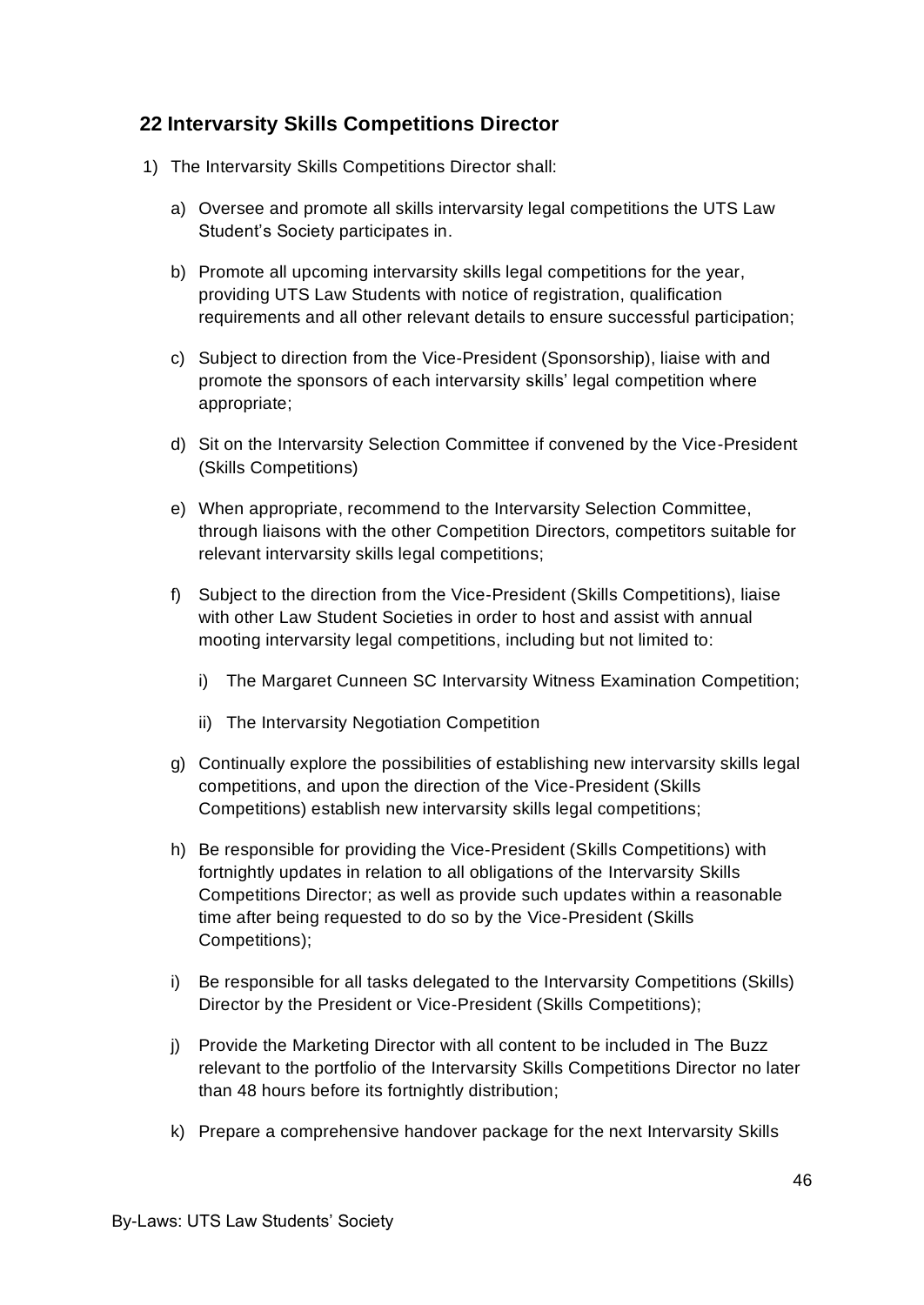## 22 Intervarsity Skills Competitions Director

1) The Intervarsity Skills Competitions Director shall:

   a) Oversee and promote all skills intervarsity legal competitions the UTS Law Student's Society participates in.

   b) Promote all upcoming intervarsity skills legal competitions for the year, providing UTS Law Students with notice of registration, qualification requirements and all other relevant details to ensure successful participation;

   c) Subject to direction from the Vice-President (Sponsorship), liaise with and promote the sponsors of each intervarsity skills' legal competition where appropriate;

   d) Sit on the Intervarsity Selection Committee if convened by the Vice-President (Skills Competitions)

   e) When appropriate, recommend to the Intervarsity Selection Committee, through liaisons with the other Competition Directors, competitors suitable for relevant intervarsity skills legal competitions;

   f) Subject to the direction from the Vice-President (Skills Competitions), liaise with other Law Student Societies in order to host and assist with annual mooting intervarsity legal competitions, including but not limited to:

      i) The Margaret Cunneen SC Intervarsity Witness Examination Competition;

      ii) The Intervarsity Negotiation Competition

   g) Continually explore the possibilities of establishing new intervarsity skills legal competitions, and upon the direction of the Vice-President (Skills Competitions) establish new intervarsity skills legal competitions;

   h) Be responsible for providing the Vice-President (Skills Competitions) with fortnightly updates in relation to all obligations of the Intervarsity Skills Competitions Director; as well as provide such updates within a reasonable time after being requested to do so by the Vice-President (Skills Competitions);

   i) Be responsible for all tasks delegated to the Intervarsity Competitions (Skills) Director by the President or Vice-President (Skills Competitions);

   j) Provide the Marketing Director with all content to be included in The Buzz relevant to the portfolio of the Intervarsity Skills Competitions Director no later than 48 hours before its fortnightly distribution;

   k) Prepare a comprehensive handover package for the next Intervarsity Skills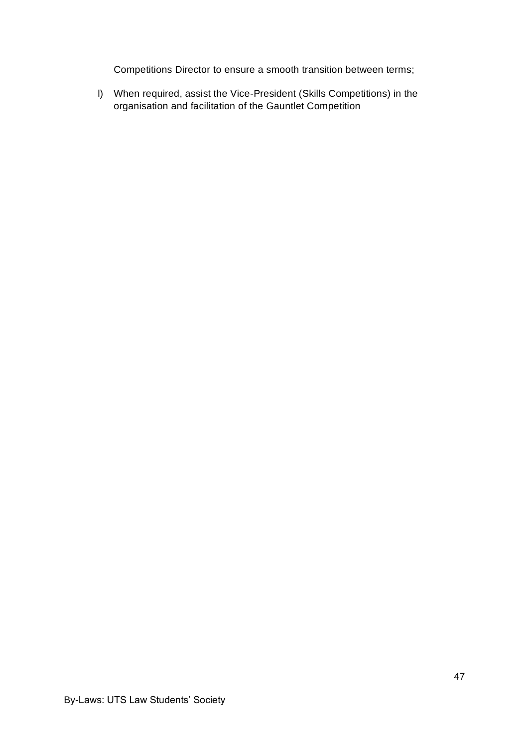Competitions Director to ensure a smooth transition between terms;

l) When required, assist the Vice-President (Skills Competitions) in the organisation and facilitation of the Gauntlet Competition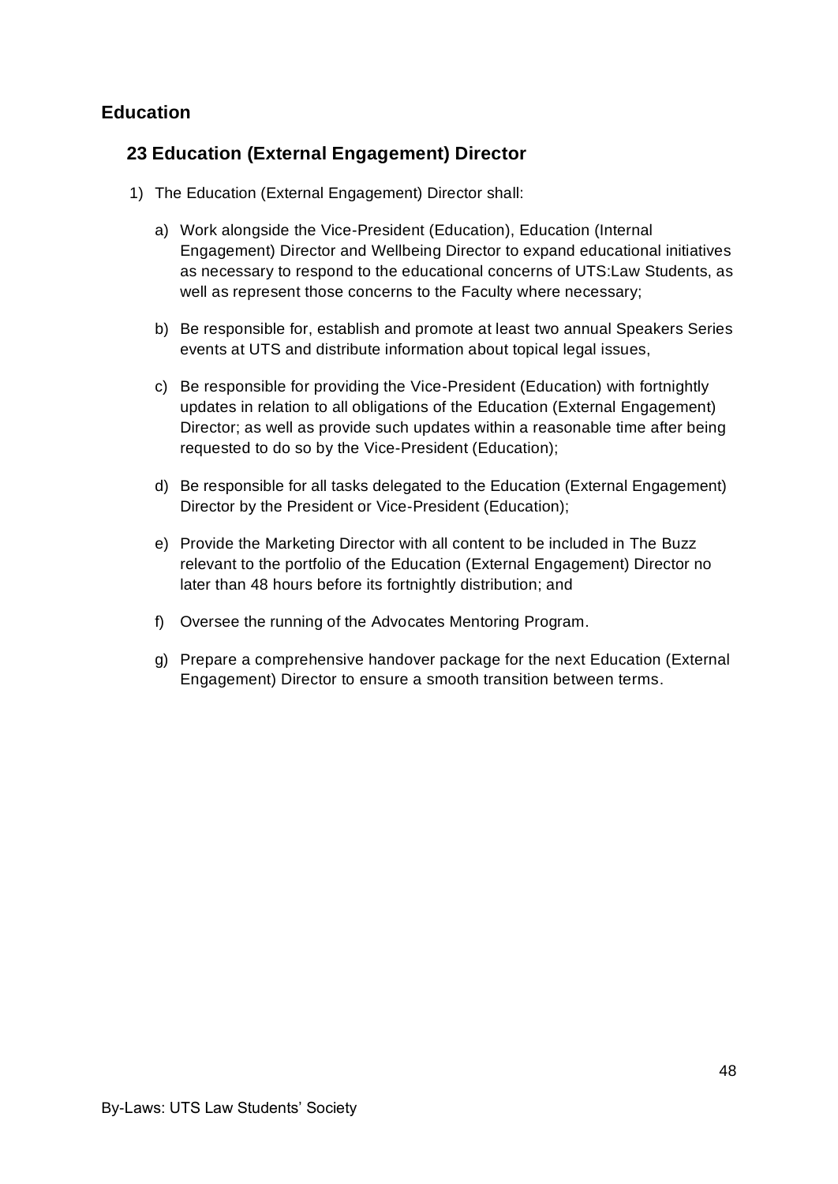## Education

### 23 Education (External Engagement) Director

1) The Education (External Engagement) Director shall:

   a) Work alongside the Vice-President (Education), Education (Internal Engagement) Director and Wellbeing Director to expand educational initiatives as necessary to respond to the educational concerns of UTS:Law Students, as well as represent those concerns to the Faculty where necessary;

   b) Be responsible for, establish and promote at least two annual Speakers Series events at UTS and distribute information about topical legal issues,

   c) Be responsible for providing the Vice-President (Education) with fortnightly updates in relation to all obligations of the Education (External Engagement) Director; as well as provide such updates within a reasonable time after being requested to do so by the Vice-President (Education);

   d) Be responsible for all tasks delegated to the Education (External Engagement) Director by the President or Vice-President (Education);

   e) Provide the Marketing Director with all content to be included in The Buzz relevant to the portfolio of the Education (External Engagement) Director no later than 48 hours before its fortnightly distribution; and

   f) Oversee the running of the Advocates Mentoring Program.

   g) Prepare a comprehensive handover package for the next Education (External Engagement) Director to ensure a smooth transition between terms.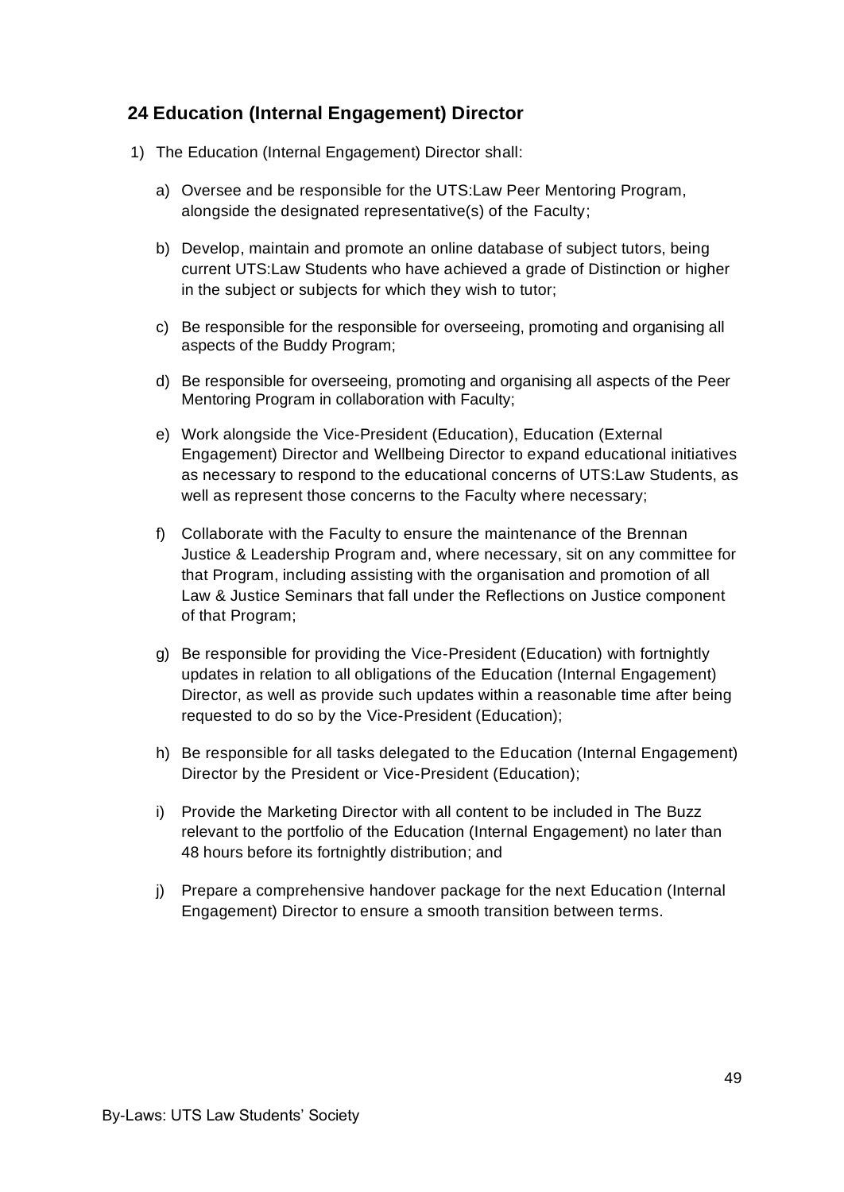## 24 Education (Internal Engagement) Director

1) The Education (Internal Engagement) Director shall:

   a) Oversee and be responsible for the UTS:Law Peer Mentoring Program, alongside the designated representative(s) of the Faculty;

   b) Develop, maintain and promote an online database of subject tutors, being current UTS:Law Students who have achieved a grade of Distinction or higher in the subject or subjects for which they wish to tutor;

   c) Be responsible for the responsible for overseeing, promoting and organising all aspects of the Buddy Program;

   d) Be responsible for overseeing, promoting and organising all aspects of the Peer Mentoring Program in collaboration with Faculty;

   e) Work alongside the Vice-President (Education), Education (External Engagement) Director and Wellbeing Director to expand educational initiatives as necessary to respond to the educational concerns of UTS:Law Students, as well as represent those concerns to the Faculty where necessary;

   f) Collaborate with the Faculty to ensure the maintenance of the Brennan Justice & Leadership Program and, where necessary, sit on any committee for that Program, including assisting with the organisation and promotion of all Law & Justice Seminars that fall under the Reflections on Justice component of that Program;

   g) Be responsible for providing the Vice-President (Education) with fortnightly updates in relation to all obligations of the Education (Internal Engagement) Director, as well as provide such updates within a reasonable time after being requested to do so by the Vice-President (Education);

   h) Be responsible for all tasks delegated to the Education (Internal Engagement) Director by the President or Vice-President (Education);

   i) Provide the Marketing Director with all content to be included in The Buzz relevant to the portfolio of the Education (Internal Engagement) no later than 48 hours before its fortnightly distribution; and

   j) Prepare a comprehensive handover package for the next Education (Internal Engagement) Director to ensure a smooth transition between terms.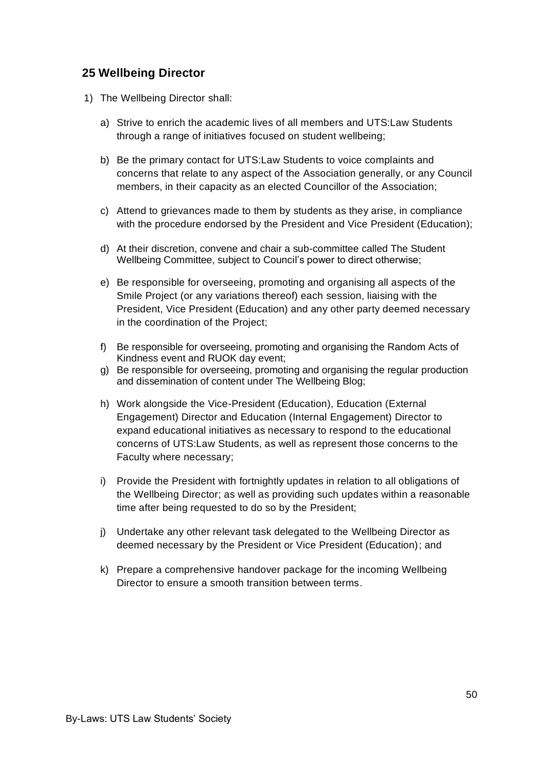## 25 Wellbeing Director

1) The Wellbeing Director shall:

   a) Strive to enrich the academic lives of all members and UTS:Law Students through a range of initiatives focused on student wellbeing;

   b) Be the primary contact for UTS:Law Students to voice complaints and concerns that relate to any aspect of the Association generally, or any Council members, in their capacity as an elected Councillor of the Association;

   c) Attend to grievances made to them by students as they arise, in compliance with the procedure endorsed by the President and Vice President (Education);

   d) At their discretion, convene and chair a sub-committee called The Student Wellbeing Committee, subject to Council's power to direct otherwise;

   e) Be responsible for overseeing, promoting and organising all aspects of the Smile Project (or any variations thereof) each session, liaising with the President, Vice President (Education) and any other party deemed necessary in the coordination of the Project;

   f) Be responsible for overseeing, promoting and organising the Random Acts of Kindness event and RUOK day event;

   g) Be responsible for overseeing, promoting and organising the regular production and dissemination of content under The Wellbeing Blog;

   h) Work alongside the Vice-President (Education), Education (External Engagement) Director and Education (Internal Engagement) Director to expand educational initiatives as necessary to respond to the educational concerns of UTS:Law Students, as well as represent those concerns to the Faculty where necessary;

   i) Provide the President with fortnightly updates in relation to all obligations of the Wellbeing Director; as well as providing such updates within a reasonable time after being requested to do so by the President;

   j) Undertake any other relevant task delegated to the Wellbeing Director as deemed necessary by the President or Vice President (Education); and

   k) Prepare a comprehensive handover package for the incoming Wellbeing Director to ensure a smooth transition between terms.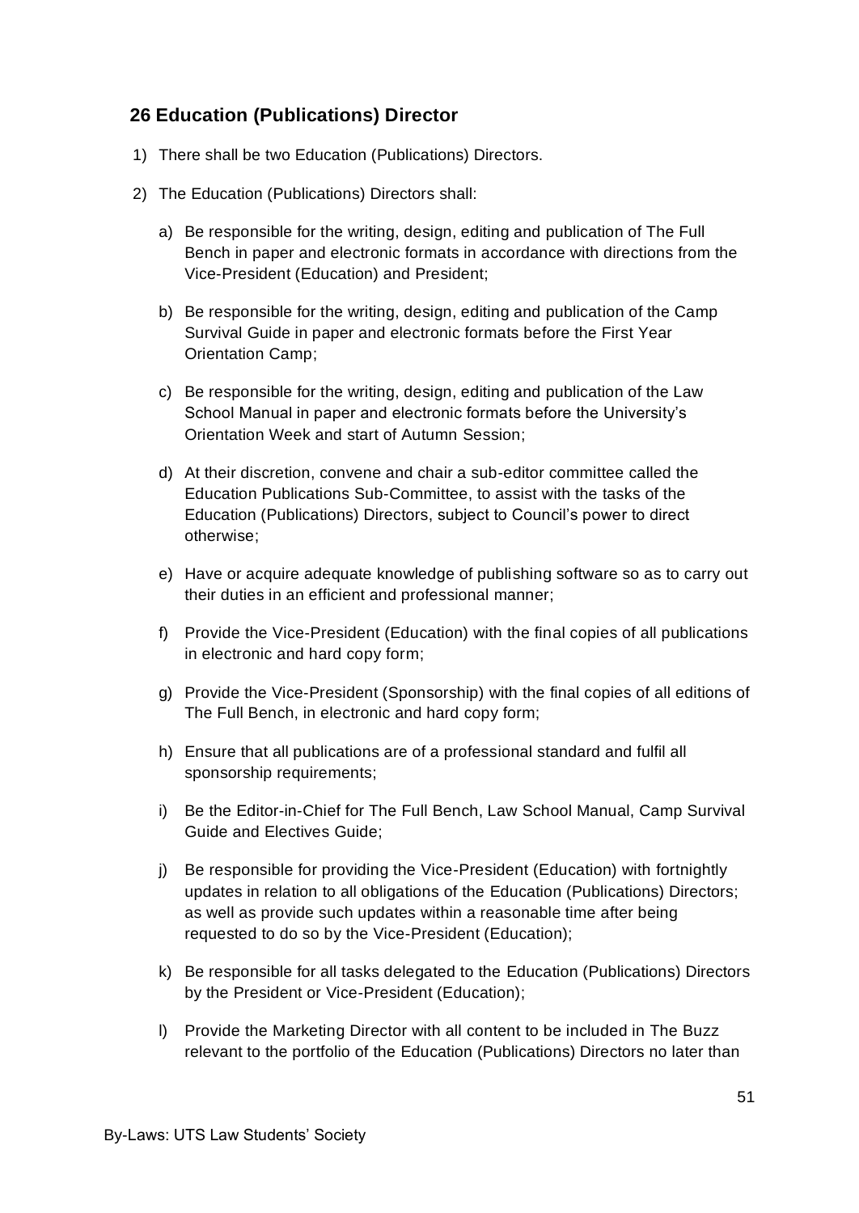## 26 Education (Publications) Director

1) There shall be two Education (Publications) Directors.

2) The Education (Publications) Directors shall:

   a) Be responsible for the writing, design, editing and publication of The Full Bench in paper and electronic formats in accordance with directions from the Vice-President (Education) and President;

   b) Be responsible for the writing, design, editing and publication of the Camp Survival Guide in paper and electronic formats before the First Year Orientation Camp;

   c) Be responsible for the writing, design, editing and publication of the Law School Manual in paper and electronic formats before the University's Orientation Week and start of Autumn Session;

   d) At their discretion, convene and chair a sub-editor committee called the Education Publications Sub-Committee, to assist with the tasks of the Education (Publications) Directors, subject to Council's power to direct otherwise;

   e) Have or acquire adequate knowledge of publishing software so as to carry out their duties in an efficient and professional manner;

   f) Provide the Vice-President (Education) with the final copies of all publications in electronic and hard copy form;

   g) Provide the Vice-President (Sponsorship) with the final copies of all editions of The Full Bench, in electronic and hard copy form;

   h) Ensure that all publications are of a professional standard and fulfil all sponsorship requirements;

   i) Be the Editor-in-Chief for The Full Bench, Law School Manual, Camp Survival Guide and Electives Guide;

   j) Be responsible for providing the Vice-President (Education) with fortnightly updates in relation to all obligations of the Education (Publications) Directors; as well as provide such updates within a reasonable time after being requested to do so by the Vice-President (Education);

   k) Be responsible for all tasks delegated to the Education (Publications) Directors by the President or Vice-President (Education);

   l) Provide the Marketing Director with all content to be included in The Buzz relevant to the portfolio of the Education (Publications) Directors no later than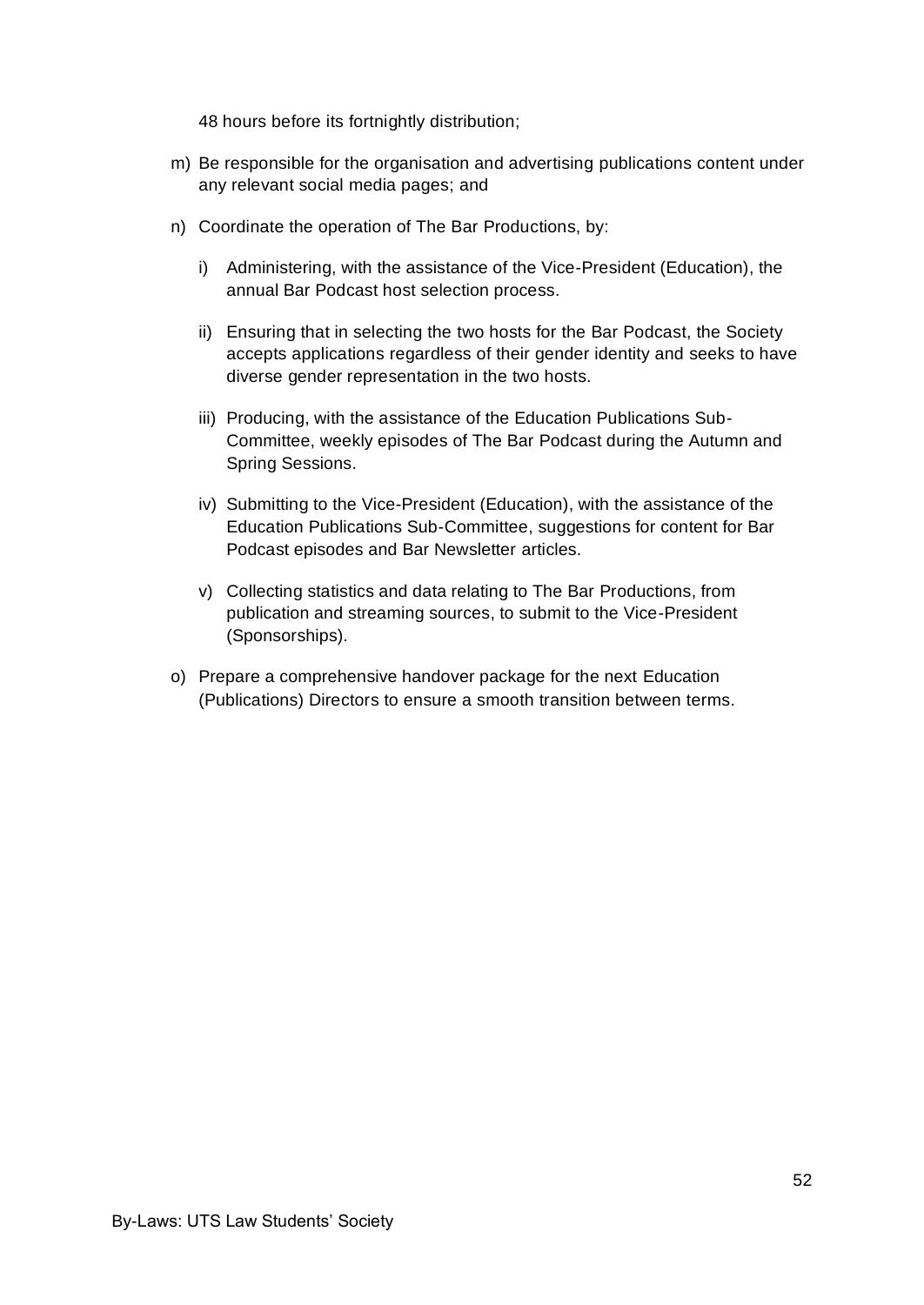48 hours before its fortnightly distribution;

m) Be responsible for the organisation and advertising publications content under any relevant social media pages; and

n) Coordinate the operation of The Bar Productions, by:

   i) Administering, with the assistance of the Vice-President (Education), the annual Bar Podcast host selection process.

   ii) Ensuring that in selecting the two hosts for the Bar Podcast, the Society accepts applications regardless of their gender identity and seeks to have diverse gender representation in the two hosts.

   iii) Producing, with the assistance of the Education Publications Sub-Committee, weekly episodes of The Bar Podcast during the Autumn and Spring Sessions.

   iv) Submitting to the Vice-President (Education), with the assistance of the Education Publications Sub-Committee, suggestions for content for Bar Podcast episodes and Bar Newsletter articles.

   v) Collecting statistics and data relating to The Bar Productions, from publication and streaming sources, to submit to the Vice-President (Sponsorships).

o) Prepare a comprehensive handover package for the next Education (Publications) Directors to ensure a smooth transition between terms.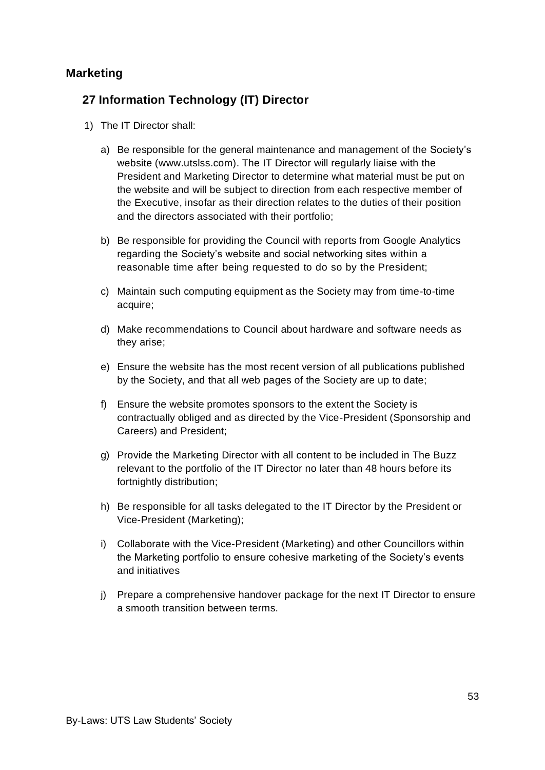## Marketing

### 27 Information Technology (IT) Director

1) The IT Director shall:

   a) Be responsible for the general maintenance and management of the Society's website (www.utslss.com). The IT Director will regularly liaise with the President and Marketing Director to determine what material must be put on the website and will be subject to direction from each respective member of the Executive, insofar as their direction relates to the duties of their position and the directors associated with their portfolio;

   b) Be responsible for providing the Council with reports from Google Analytics regarding the Society's website and social networking sites within a reasonable time after being requested to do so by the President;

   c) Maintain such computing equipment as the Society may from time-to-time acquire;

   d) Make recommendations to Council about hardware and software needs as they arise;

   e) Ensure the website has the most recent version of all publications published by the Society, and that all web pages of the Society are up to date;

   f) Ensure the website promotes sponsors to the extent the Society is contractually obliged and as directed by the Vice-President (Sponsorship and Careers) and President;

   g) Provide the Marketing Director with all content to be included in The Buzz relevant to the portfolio of the IT Director no later than 48 hours before its fortnightly distribution;

   h) Be responsible for all tasks delegated to the IT Director by the President or Vice-President (Marketing);

   i) Collaborate with the Vice-President (Marketing) and other Councillors within the Marketing portfolio to ensure cohesive marketing of the Society's events and initiatives

   j) Prepare a comprehensive handover package for the next IT Director to ensure a smooth transition between terms.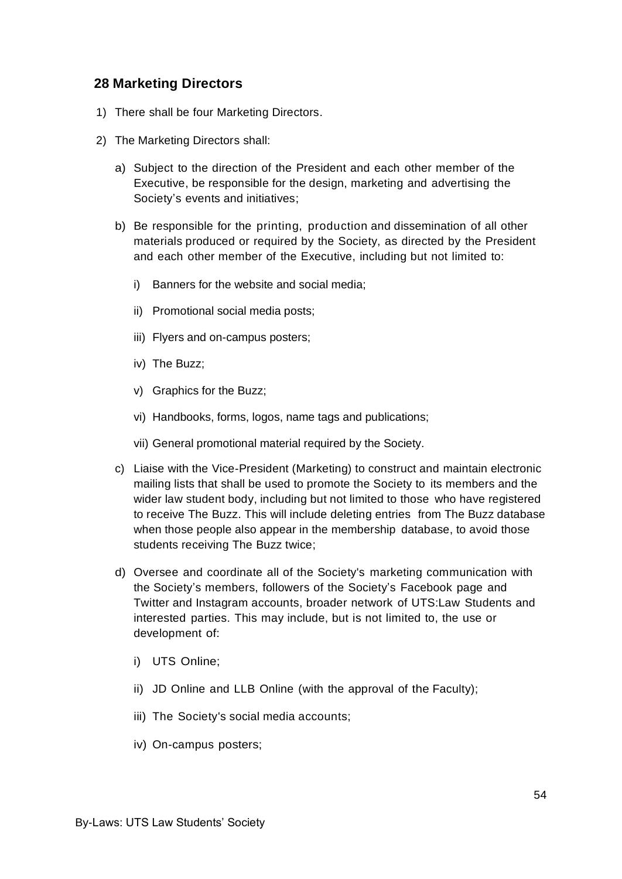## 28 Marketing Directors

1) There shall be four Marketing Directors.

2) The Marketing Directors shall:

   a) Subject to the direction of the President and each other member of the Executive, be responsible for the design, marketing and advertising the Society's events and initiatives;

   b) Be responsible for the printing, production and dissemination of all other materials produced or required by the Society, as directed by the President and each other member of the Executive, including but not limited to:

      i) Banners for the website and social media;

      ii) Promotional social media posts;

      iii) Flyers and on-campus posters;

      iv) The Buzz;

      v) Graphics for the Buzz;

      vi) Handbooks, forms, logos, name tags and publications;

      vii) General promotional material required by the Society.

   c) Liaise with the Vice-President (Marketing) to construct and maintain electronic mailing lists that shall be used to promote the Society to its members and the wider law student body, including but not limited to those who have registered to receive The Buzz. This will include deleting entries from The Buzz database when those people also appear in the membership database, to avoid those students receiving The Buzz twice;

   d) Oversee and coordinate all of the Society's marketing communication with the Society's members, followers of the Society's Facebook page and Twitter and Instagram accounts, broader network of UTS:Law Students and interested parties. This may include, but is not limited to, the use or development of:

      i) UTS Online;

      ii) JD Online and LLB Online (with the approval of the Faculty);

      iii) The Society's social media accounts;

      iv) On-campus posters;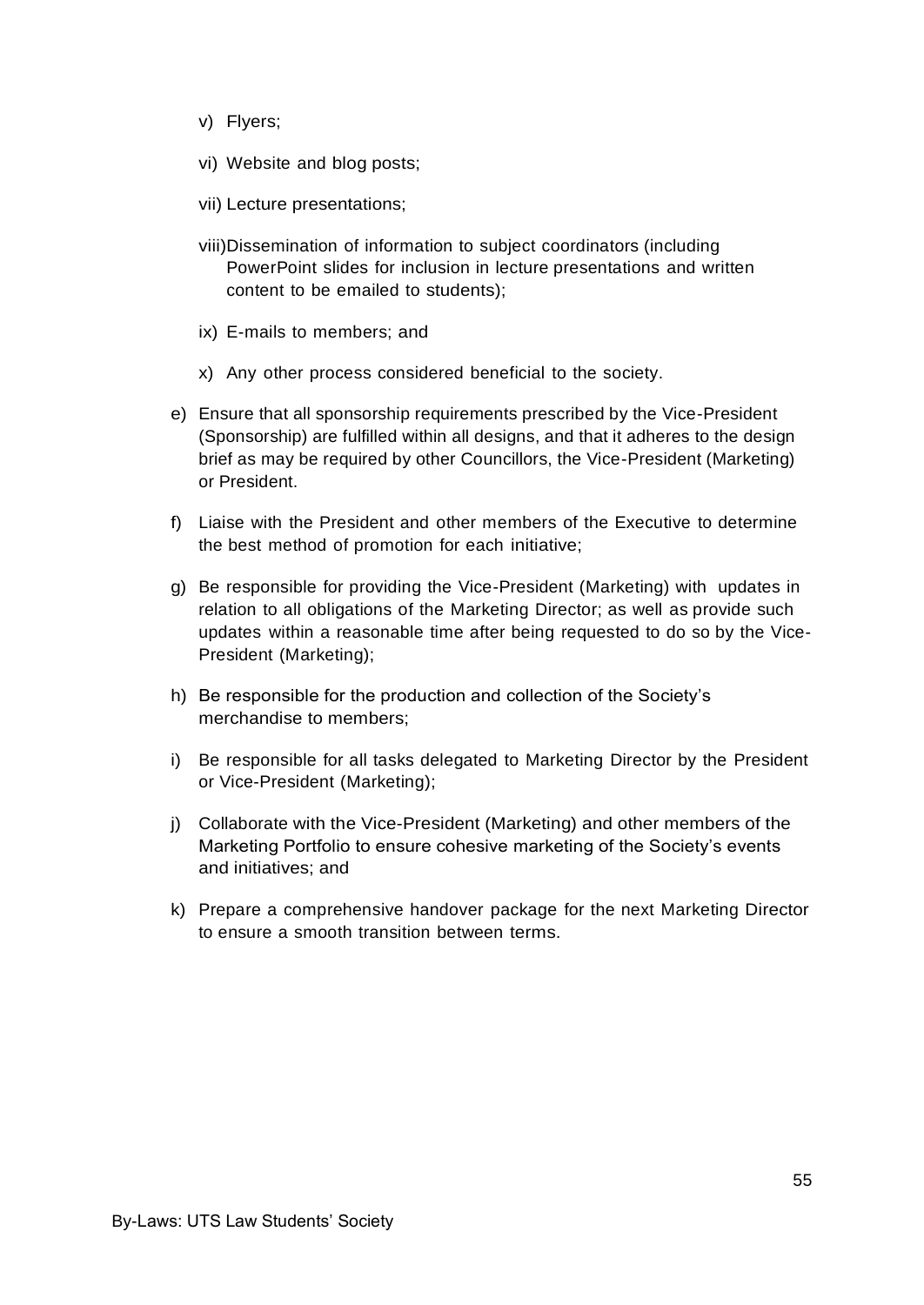v) Flyers;

vi) Website and blog posts;

vii) Lecture presentations;

viii) Dissemination of information to subject coordinators (including PowerPoint slides for inclusion in lecture presentations and written content to be emailed to students);

ix) E-mails to members; and

x) Any other process considered beneficial to the society.

e) Ensure that all sponsorship requirements prescribed by the Vice-President (Sponsorship) are fulfilled within all designs, and that it adheres to the design brief as may be required by other Councillors, the Vice-President (Marketing) or President.

f) Liaise with the President and other members of the Executive to determine the best method of promotion for each initiative;

g) Be responsible for providing the Vice-President (Marketing) with updates in relation to all obligations of the Marketing Director; as well as provide such updates within a reasonable time after being requested to do so by the Vice-President (Marketing);

h) Be responsible for the production and collection of the Society's merchandise to members;

i) Be responsible for all tasks delegated to Marketing Director by the President or Vice-President (Marketing);

j) Collaborate with the Vice-President (Marketing) and other members of the Marketing Portfolio to ensure cohesive marketing of the Society's events and initiatives; and

k) Prepare a comprehensive handover package for the next Marketing Director to ensure a smooth transition between terms.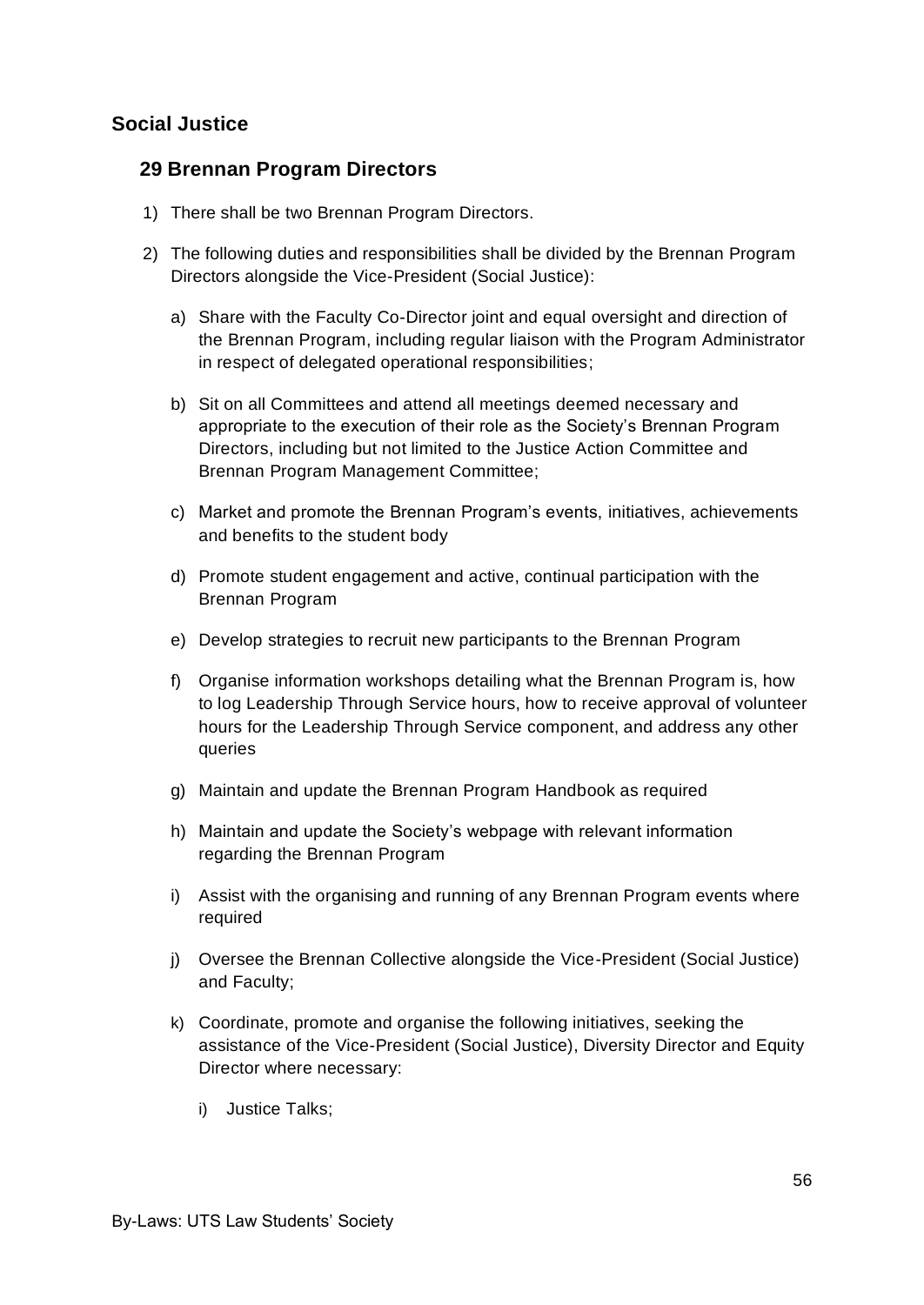## Social Justice

### 29 Brennan Program Directors

1) There shall be two Brennan Program Directors.

2) The following duties and responsibilities shall be divided by the Brennan Program Directors alongside the Vice-President (Social Justice):

   a) Share with the Faculty Co-Director joint and equal oversight and direction of the Brennan Program, including regular liaison with the Program Administrator in respect of delegated operational responsibilities;

   b) Sit on all Committees and attend all meetings deemed necessary and appropriate to the execution of their role as the Society's Brennan Program Directors, including but not limited to the Justice Action Committee and Brennan Program Management Committee;

   c) Market and promote the Brennan Program's events, initiatives, achievements and benefits to the student body

   d) Promote student engagement and active, continual participation with the Brennan Program

   e) Develop strategies to recruit new participants to the Brennan Program

   f) Organise information workshops detailing what the Brennan Program is, how to log Leadership Through Service hours, how to receive approval of volunteer hours for the Leadership Through Service component, and address any other queries

   g) Maintain and update the Brennan Program Handbook as required

   h) Maintain and update the Society's webpage with relevant information regarding the Brennan Program

   i) Assist with the organising and running of any Brennan Program events where required

   j) Oversee the Brennan Collective alongside the Vice-President (Social Justice) and Faculty;

   k) Coordinate, promote and organise the following initiatives, seeking the assistance of the Vice-President (Social Justice), Diversity Director and Equity Director where necessary:

      i) Justice Talks;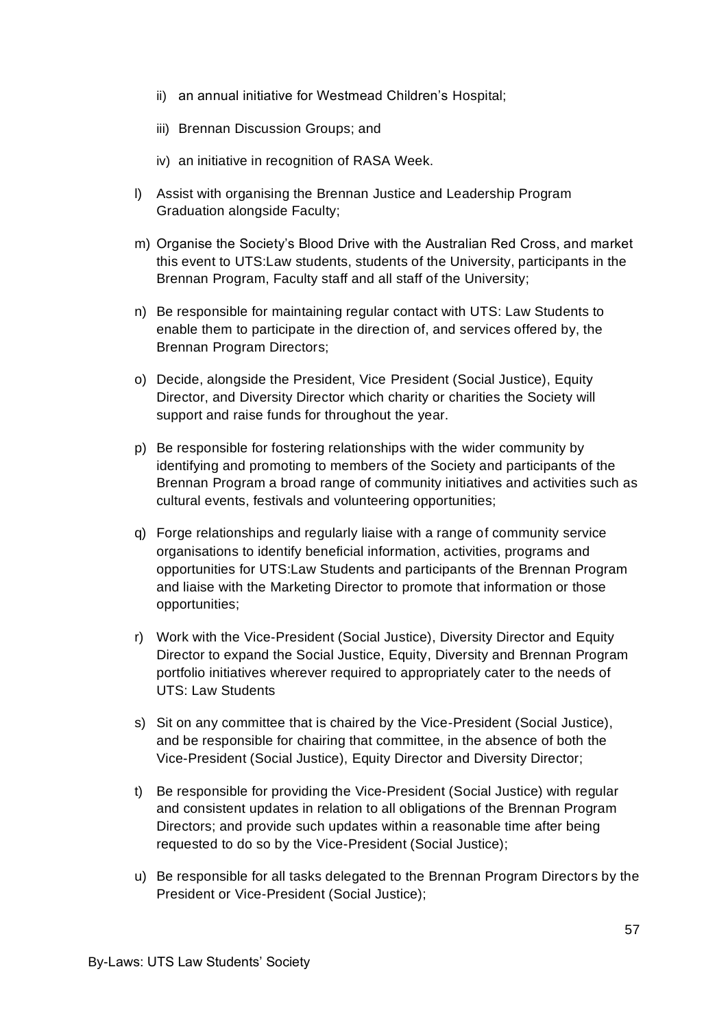ii) an annual initiative for Westmead Children's Hospital;

iii) Brennan Discussion Groups; and

iv) an initiative in recognition of RASA Week.

l) Assist with organising the Brennan Justice and Leadership Program Graduation alongside Faculty;

m) Organise the Society's Blood Drive with the Australian Red Cross, and market this event to UTS:Law students, students of the University, participants in the Brennan Program, Faculty staff and all staff of the University;

n) Be responsible for maintaining regular contact with UTS: Law Students to enable them to participate in the direction of, and services offered by, the Brennan Program Directors;

o) Decide, alongside the President, Vice President (Social Justice), Equity Director, and Diversity Director which charity or charities the Society will support and raise funds for throughout the year.

p) Be responsible for fostering relationships with the wider community by identifying and promoting to members of the Society and participants of the Brennan Program a broad range of community initiatives and activities such as cultural events, festivals and volunteering opportunities;

q) Forge relationships and regularly liaise with a range of community service organisations to identify beneficial information, activities, programs and opportunities for UTS:Law Students and participants of the Brennan Program and liaise with the Marketing Director to promote that information or those opportunities;

r) Work with the Vice-President (Social Justice), Diversity Director and Equity Director to expand the Social Justice, Equity, Diversity and Brennan Program portfolio initiatives wherever required to appropriately cater to the needs of UTS: Law Students

s) Sit on any committee that is chaired by the Vice-President (Social Justice), and be responsible for chairing that committee, in the absence of both the Vice-President (Social Justice), Equity Director and Diversity Director;

t) Be responsible for providing the Vice-President (Social Justice) with regular and consistent updates in relation to all obligations of the Brennan Program Directors; and provide such updates within a reasonable time after being requested to do so by the Vice-President (Social Justice);

u) Be responsible for all tasks delegated to the Brennan Program Directors by the President or Vice-President (Social Justice);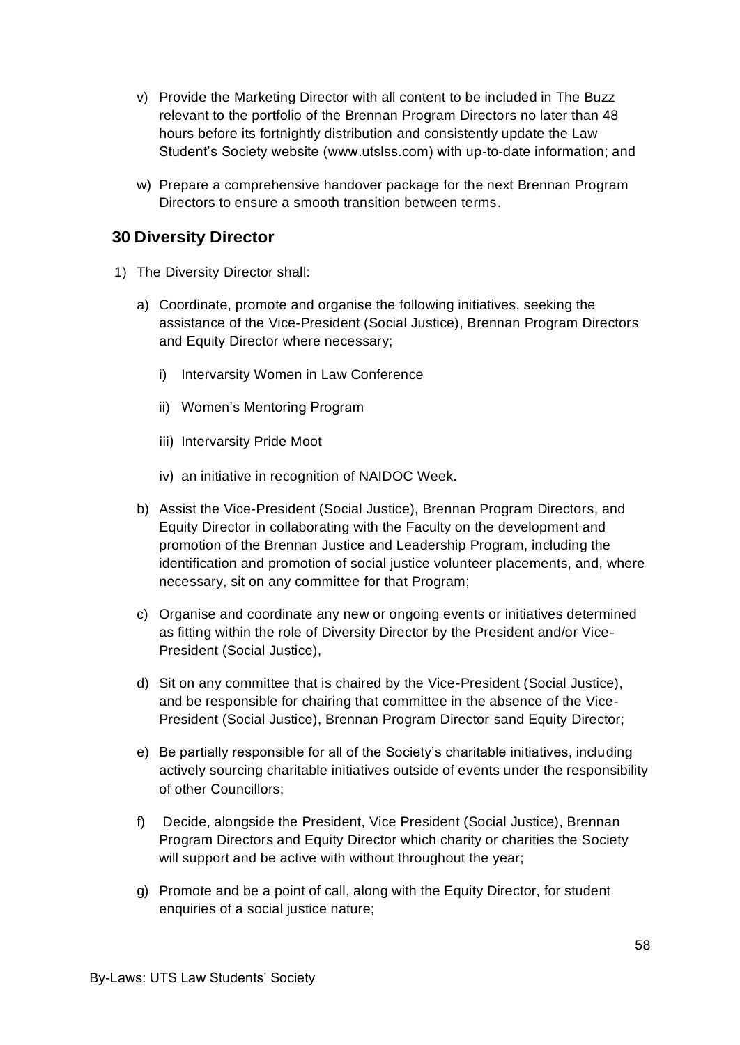v) Provide the Marketing Director with all content to be included in The Buzz relevant to the portfolio of the Brennan Program Directors no later than 48 hours before its fortnightly distribution and consistently update the Law Student's Society website (www.utslss.com) with up-to-date information; and

w) Prepare a comprehensive handover package for the next Brennan Program Directors to ensure a smooth transition between terms.

## 30 Diversity Director

1) The Diversity Director shall:

   a) Coordinate, promote and organise the following initiatives, seeking the assistance of the Vice-President (Social Justice), Brennan Program Directors and Equity Director where necessary;

      i) Intervarsity Women in Law Conference

      ii) Women's Mentoring Program

      iii) Intervarsity Pride Moot

      iv) an initiative in recognition of NAIDOC Week.

   b) Assist the Vice-President (Social Justice), Brennan Program Directors, and Equity Director in collaborating with the Faculty on the development and promotion of the Brennan Justice and Leadership Program, including the identification and promotion of social justice volunteer placements, and, where necessary, sit on any committee for that Program;

   c) Organise and coordinate any new or ongoing events or initiatives determined as fitting within the role of Diversity Director by the President and/or Vice-President (Social Justice),

   d) Sit on any committee that is chaired by the Vice-President (Social Justice), and be responsible for chairing that committee in the absence of the Vice-President (Social Justice), Brennan Program Director sand Equity Director;

   e) Be partially responsible for all of the Society's charitable initiatives, including actively sourcing charitable initiatives outside of events under the responsibility of other Councillors;

   f) Decide, alongside the President, Vice President (Social Justice), Brennan Program Directors and Equity Director which charity or charities the Society will support and be active with without throughout the year;

   g) Promote and be a point of call, along with the Equity Director, for student enquiries of a social justice nature;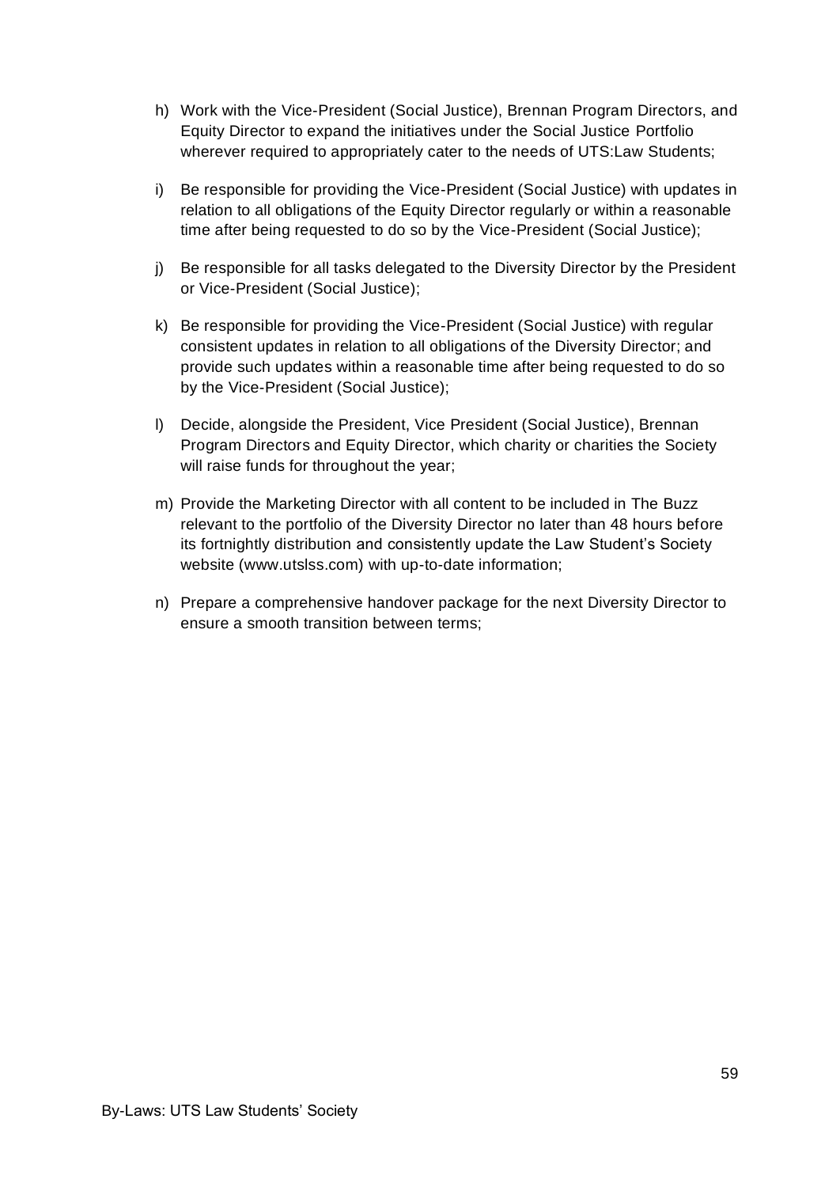h) Work with the Vice-President (Social Justice), Brennan Program Directors, and Equity Director to expand the initiatives under the Social Justice Portfolio wherever required to appropriately cater to the needs of UTS:Law Students;

i) Be responsible for providing the Vice-President (Social Justice) with updates in relation to all obligations of the Equity Director regularly or within a reasonable time after being requested to do so by the Vice-President (Social Justice);

j) Be responsible for all tasks delegated to the Diversity Director by the President or Vice-President (Social Justice);

k) Be responsible for providing the Vice-President (Social Justice) with regular consistent updates in relation to all obligations of the Diversity Director; and provide such updates within a reasonable time after being requested to do so by the Vice-President (Social Justice);

l) Decide, alongside the President, Vice President (Social Justice), Brennan Program Directors and Equity Director, which charity or charities the Society will raise funds for throughout the year;

m) Provide the Marketing Director with all content to be included in The Buzz relevant to the portfolio of the Diversity Director no later than 48 hours before its fortnightly distribution and consistently update the Law Student's Society website (www.utslss.com) with up-to-date information;

n) Prepare a comprehensive handover package for the next Diversity Director to ensure a smooth transition between terms;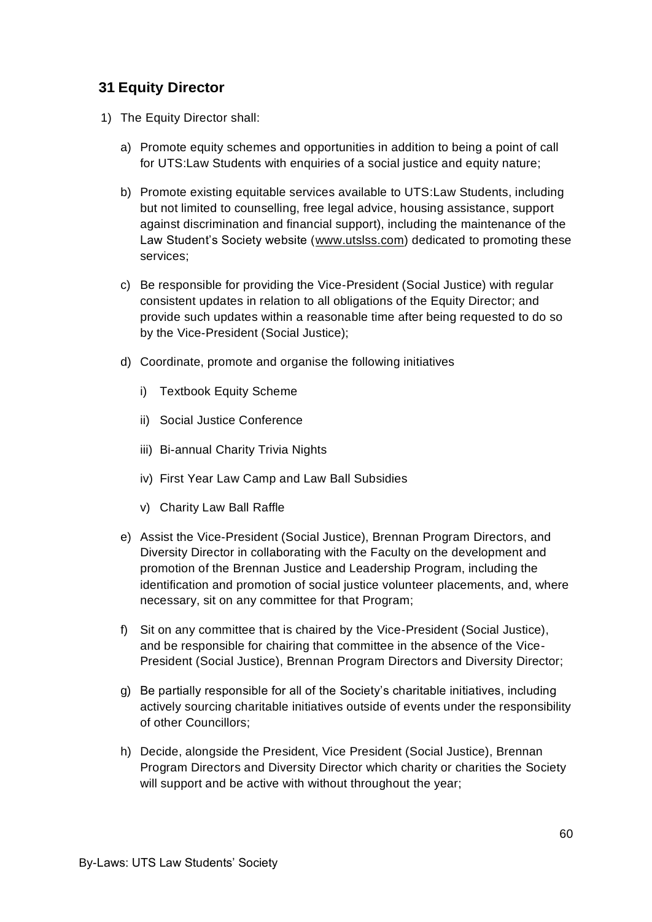## 31 Equity Director

1) The Equity Director shall:

   a) Promote equity schemes and opportunities in addition to being a point of call for UTS:Law Students with enquiries of a social justice and equity nature;

   b) Promote existing equitable services available to UTS:Law Students, including but not limited to counselling, free legal advice, housing assistance, support against discrimination and financial support), including the maintenance of the Law Student's Society website (www.utslss.com) dedicated to promoting these services;

   c) Be responsible for providing the Vice-President (Social Justice) with regular consistent updates in relation to all obligations of the Equity Director; and provide such updates within a reasonable time after being requested to do so by the Vice-President (Social Justice);

   d) Coordinate, promote and organise the following initiatives

      i) Textbook Equity Scheme

      ii) Social Justice Conference

      iii) Bi-annual Charity Trivia Nights

      iv) First Year Law Camp and Law Ball Subsidies

      v) Charity Law Ball Raffle

   e) Assist the Vice-President (Social Justice), Brennan Program Directors, and Diversity Director in collaborating with the Faculty on the development and promotion of the Brennan Justice and Leadership Program, including the identification and promotion of social justice volunteer placements, and, where necessary, sit on any committee for that Program;

   f) Sit on any committee that is chaired by the Vice-President (Social Justice), and be responsible for chairing that committee in the absence of the Vice-President (Social Justice), Brennan Program Directors and Diversity Director;

   g) Be partially responsible for all of the Society's charitable initiatives, including actively sourcing charitable initiatives outside of events under the responsibility of other Councillors;

   h) Decide, alongside the President, Vice President (Social Justice), Brennan Program Directors and Diversity Director which charity or charities the Society will support and be active with without throughout the year;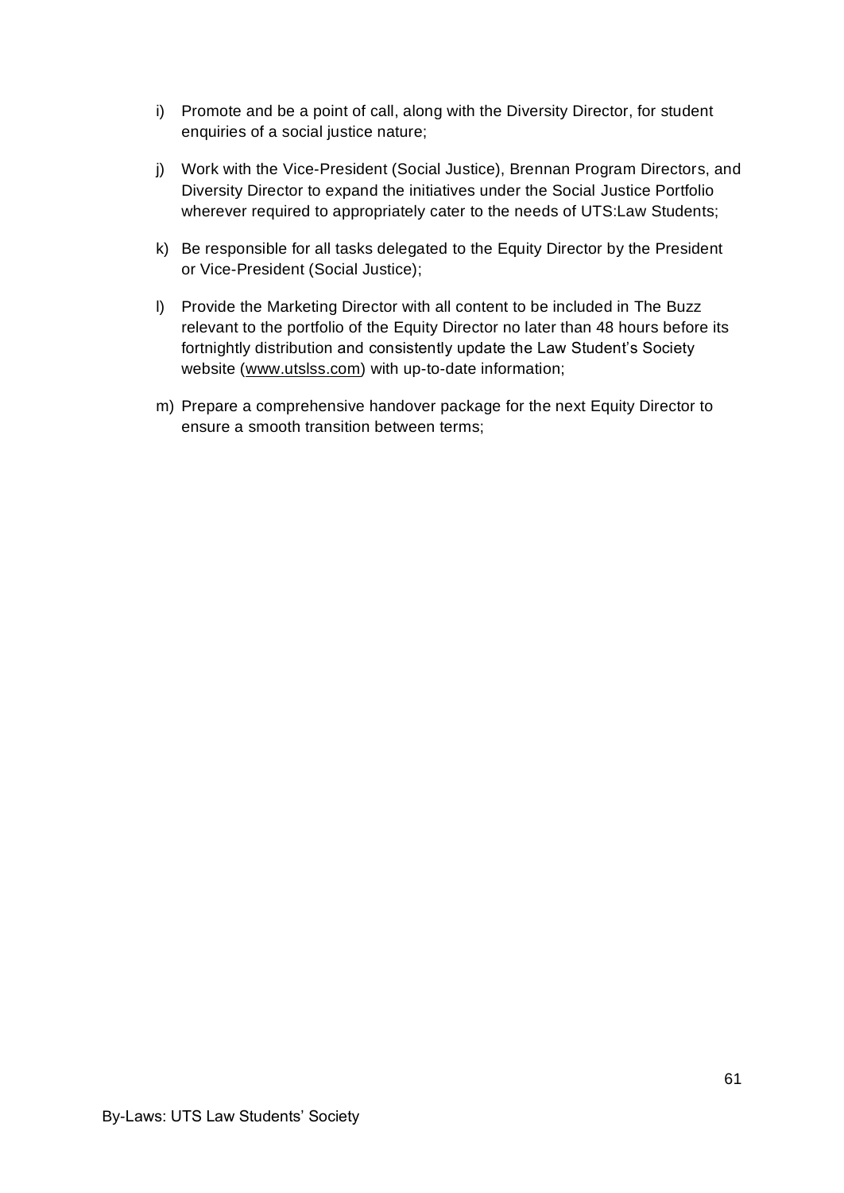i) Promote and be a point of call, along with the Diversity Director, for student enquiries of a social justice nature;

j) Work with the Vice-President (Social Justice), Brennan Program Directors, and Diversity Director to expand the initiatives under the Social Justice Portfolio wherever required to appropriately cater to the needs of UTS:Law Students;

k) Be responsible for all tasks delegated to the Equity Director by the President or Vice-President (Social Justice);

l) Provide the Marketing Director with all content to be included in The Buzz relevant to the portfolio of the Equity Director no later than 48 hours before its fortnightly distribution and consistently update the Law Student's Society website (www.utslss.com) with up-to-date information;

m) Prepare a comprehensive handover package for the next Equity Director to ensure a smooth transition between terms;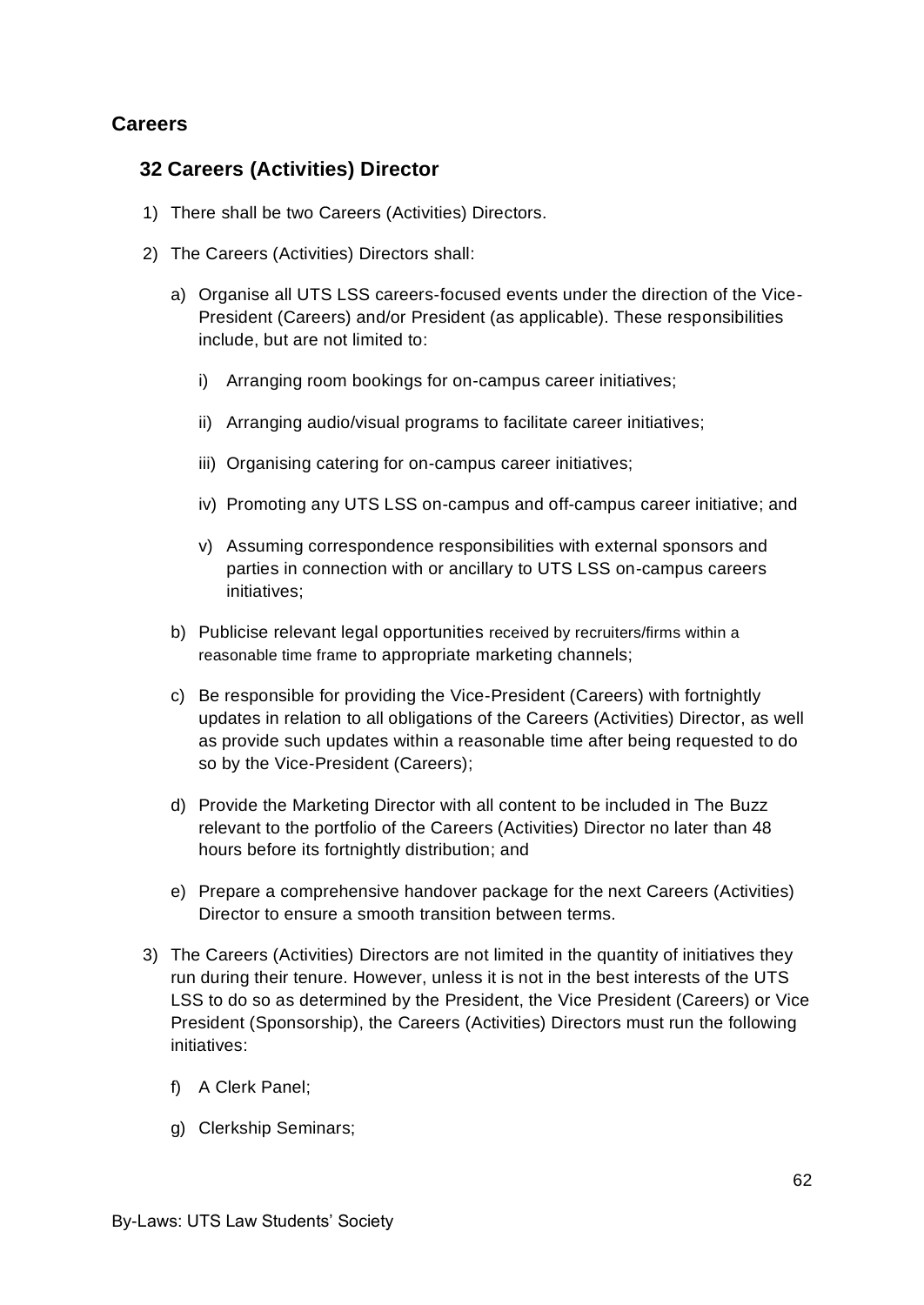## Careers

### 32 Careers (Activities) Director

1) There shall be two Careers (Activities) Directors.

2) The Careers (Activities) Directors shall:

   a) Organise all UTS LSS careers-focused events under the direction of the Vice-President (Careers) and/or President (as applicable). These responsibilities include, but are not limited to:

      i) Arranging room bookings for on-campus career initiatives;

      ii) Arranging audio/visual programs to facilitate career initiatives;

      iii) Organising catering for on-campus career initiatives;

      iv) Promoting any UTS LSS on-campus and off-campus career initiative; and

      v) Assuming correspondence responsibilities with external sponsors and parties in connection with or ancillary to UTS LSS on-campus careers initiatives;

   b) Publicise relevant legal opportunities received by recruiters/firms within a reasonable time frame to appropriate marketing channels;

   c) Be responsible for providing the Vice-President (Careers) with fortnightly updates in relation to all obligations of the Careers (Activities) Director, as well as provide such updates within a reasonable time after being requested to do so by the Vice-President (Careers);

   d) Provide the Marketing Director with all content to be included in The Buzz relevant to the portfolio of the Careers (Activities) Director no later than 48 hours before its fortnightly distribution; and

   e) Prepare a comprehensive handover package for the next Careers (Activities) Director to ensure a smooth transition between terms.

3) The Careers (Activities) Directors are not limited in the quantity of initiatives they run during their tenure. However, unless it is not in the best interests of the UTS LSS to do so as determined by the President, the Vice President (Careers) or Vice President (Sponsorship), the Careers (Activities) Directors must run the following initiatives:

   f) A Clerk Panel;

   g) Clerkship Seminars;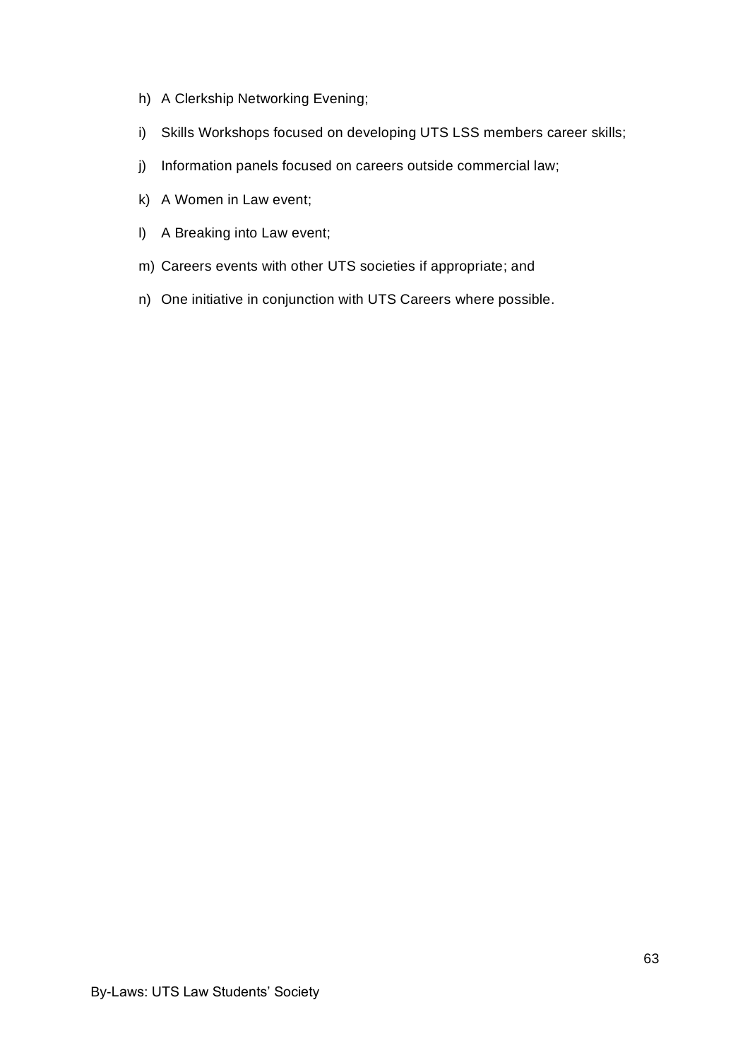h) A Clerkship Networking Evening;

i) Skills Workshops focused on developing UTS LSS members career skills;

j) Information panels focused on careers outside commercial law;

k) A Women in Law event;

l) A Breaking into Law event;

m) Careers events with other UTS societies if appropriate; and

n) One initiative in conjunction with UTS Careers where possible.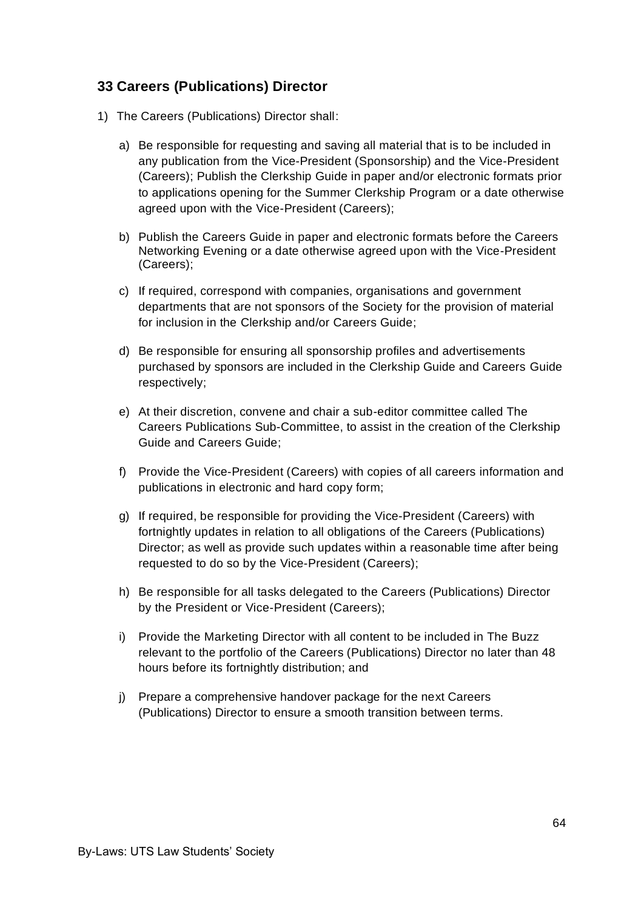## 33 Careers (Publications) Director

1) The Careers (Publications) Director shall:

   a) Be responsible for requesting and saving all material that is to be included in any publication from the Vice-President (Sponsorship) and the Vice-President (Careers); Publish the Clerkship Guide in paper and/or electronic formats prior to applications opening for the Summer Clerkship Program or a date otherwise agreed upon with the Vice-President (Careers);

   b) Publish the Careers Guide in paper and electronic formats before the Careers Networking Evening or a date otherwise agreed upon with the Vice-President (Careers);

   c) If required, correspond with companies, organisations and government departments that are not sponsors of the Society for the provision of material for inclusion in the Clerkship and/or Careers Guide;

   d) Be responsible for ensuring all sponsorship profiles and advertisements purchased by sponsors are included in the Clerkship Guide and Careers Guide respectively;

   e) At their discretion, convene and chair a sub-editor committee called The Careers Publications Sub-Committee, to assist in the creation of the Clerkship Guide and Careers Guide;

   f) Provide the Vice-President (Careers) with copies of all careers information and publications in electronic and hard copy form;

   g) If required, be responsible for providing the Vice-President (Careers) with fortnightly updates in relation to all obligations of the Careers (Publications) Director; as well as provide such updates within a reasonable time after being requested to do so by the Vice-President (Careers);

   h) Be responsible for all tasks delegated to the Careers (Publications) Director by the President or Vice-President (Careers);

   i) Provide the Marketing Director with all content to be included in The Buzz relevant to the portfolio of the Careers (Publications) Director no later than 48 hours before its fortnightly distribution; and

   j) Prepare a comprehensive handover package for the next Careers (Publications) Director to ensure a smooth transition between terms.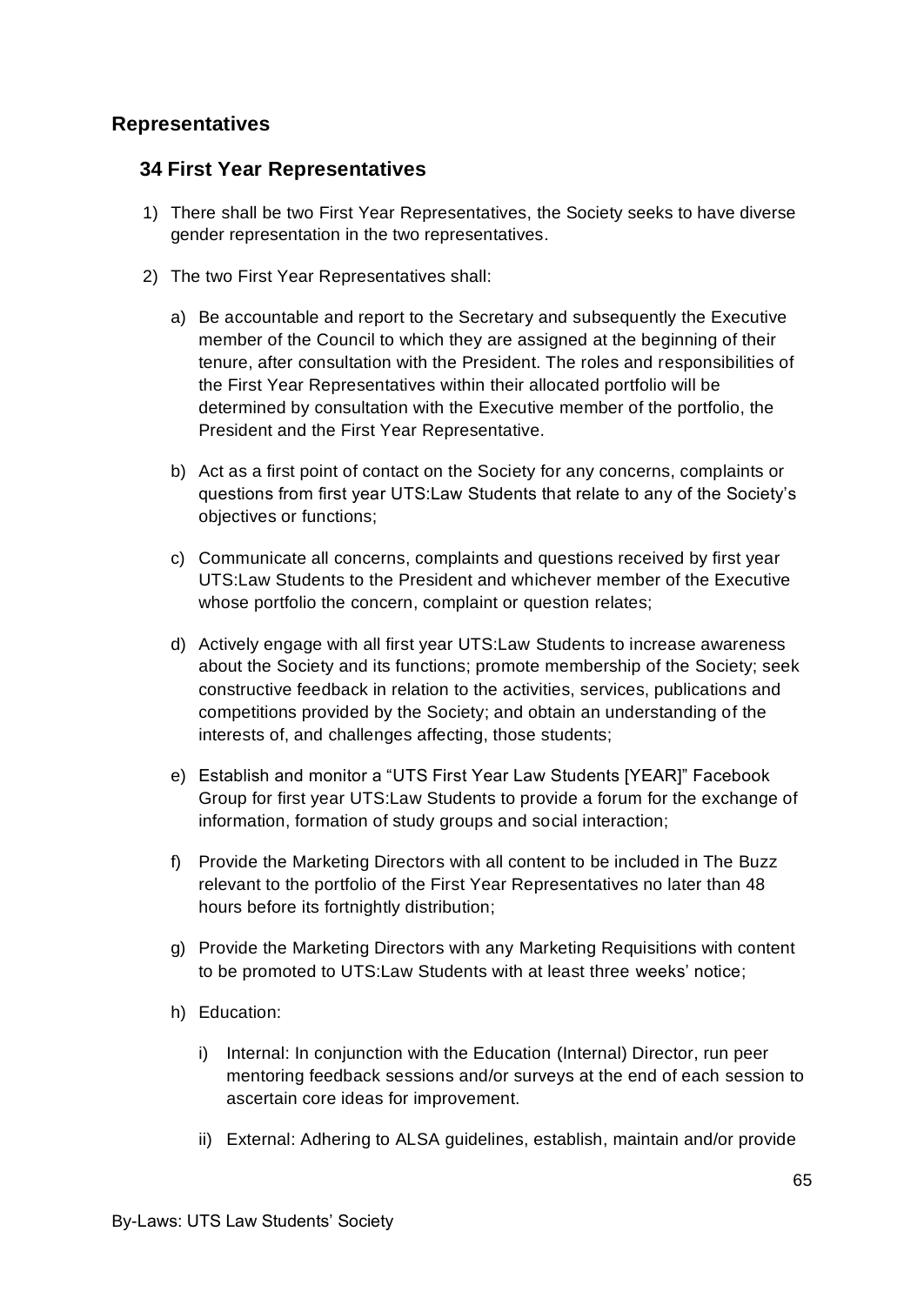## Representatives

### 34 First Year Representatives

1) There shall be two First Year Representatives, the Society seeks to have diverse gender representation in the two representatives.

2) The two First Year Representatives shall:

   a) Be accountable and report to the Secretary and subsequently the Executive member of the Council to which they are assigned at the beginning of their tenure, after consultation with the President. The roles and responsibilities of the First Year Representatives within their allocated portfolio will be determined by consultation with the Executive member of the portfolio, the President and the First Year Representative.

   b) Act as a first point of contact on the Society for any concerns, complaints or questions from first year UTS:Law Students that relate to any of the Society's objectives or functions;

   c) Communicate all concerns, complaints and questions received by first year UTS:Law Students to the President and whichever member of the Executive whose portfolio the concern, complaint or question relates;

   d) Actively engage with all first year UTS:Law Students to increase awareness about the Society and its functions; promote membership of the Society; seek constructive feedback in relation to the activities, services, publications and competitions provided by the Society; and obtain an understanding of the interests of, and challenges affecting, those students;

   e) Establish and monitor a "UTS First Year Law Students [YEAR]" Facebook Group for first year UTS:Law Students to provide a forum for the exchange of information, formation of study groups and social interaction;

   f) Provide the Marketing Directors with all content to be included in The Buzz relevant to the portfolio of the First Year Representatives no later than 48 hours before its fortnightly distribution;

   g) Provide the Marketing Directors with any Marketing Requisitions with content to be promoted to UTS:Law Students with at least three weeks' notice;

   h) Education:

      i) Internal: In conjunction with the Education (Internal) Director, run peer mentoring feedback sessions and/or surveys at the end of each session to ascertain core ideas for improvement.

      ii) External: Adhering to ALSA guidelines, establish, maintain and/or provide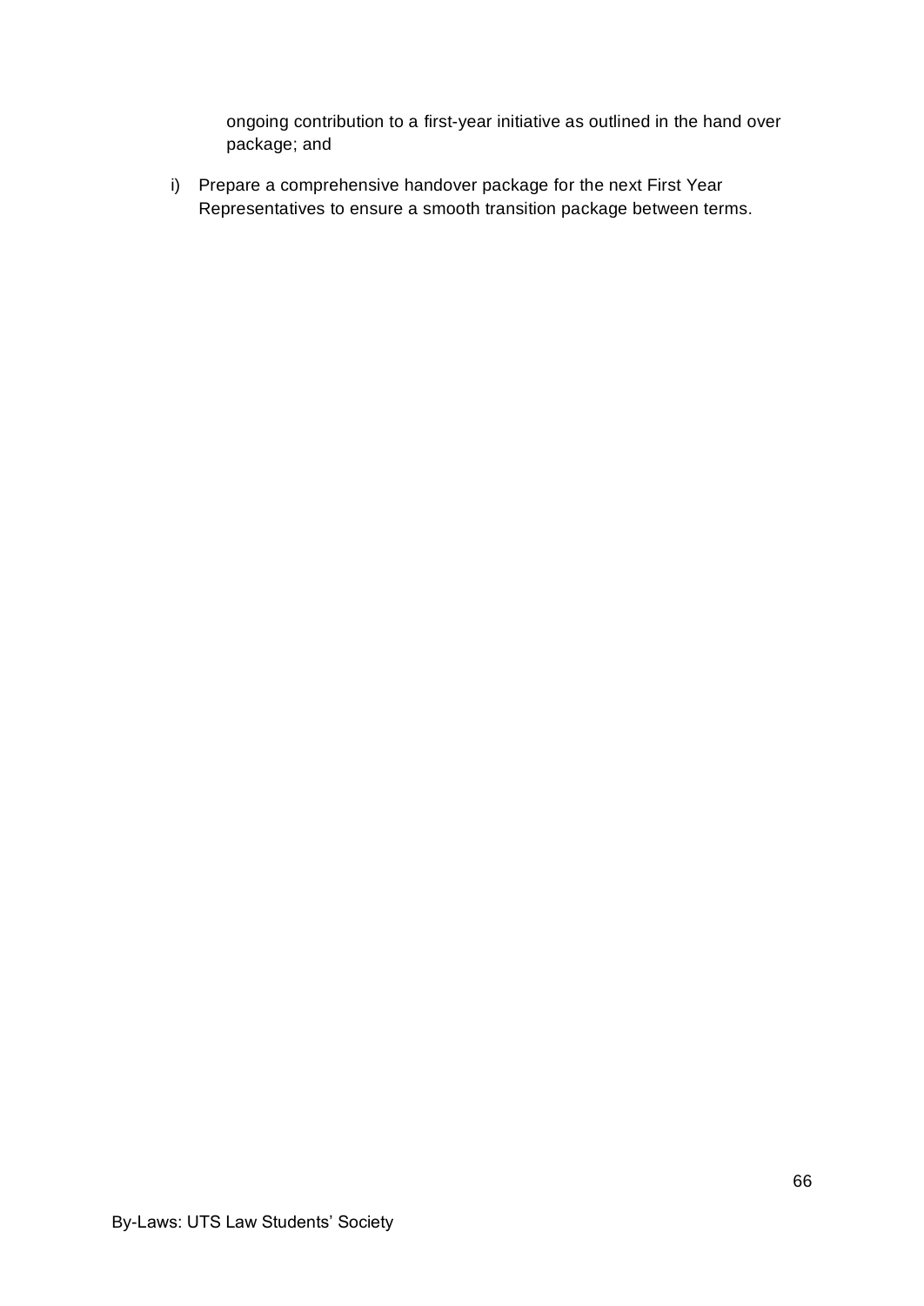ongoing contribution to a first-year initiative as outlined in the hand over package; and

i) Prepare a comprehensive handover package for the next First Year Representatives to ensure a smooth transition package between terms.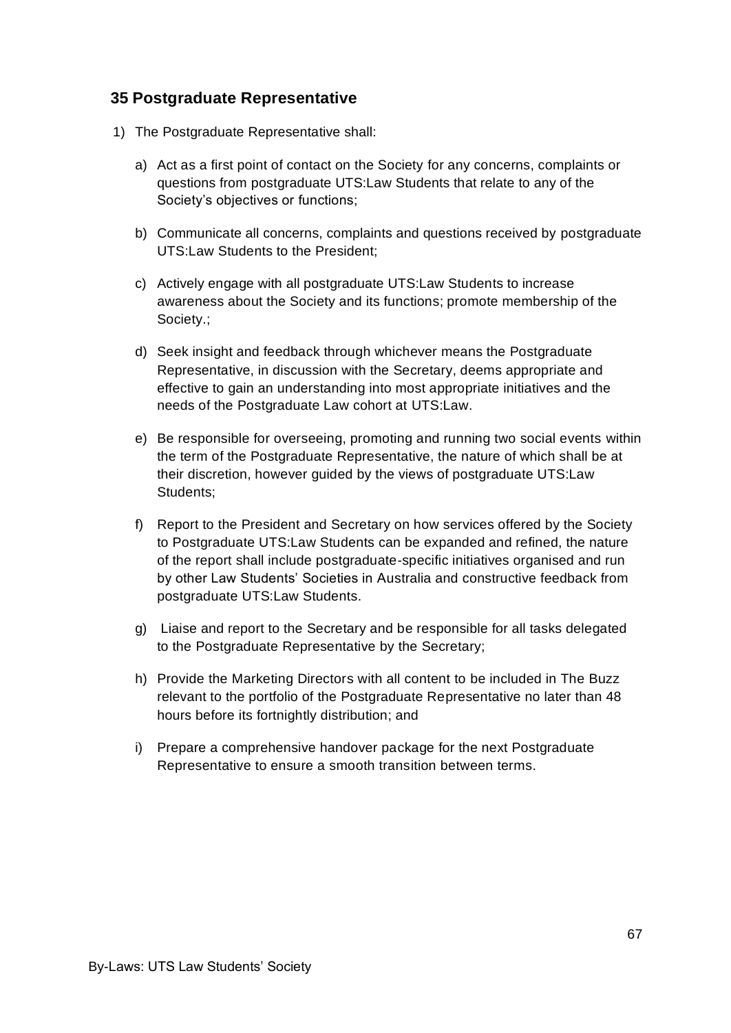## 35 Postgraduate Representative

1) The Postgraduate Representative shall:

   a) Act as a first point of contact on the Society for any concerns, complaints or questions from postgraduate UTS:Law Students that relate to any of the Society's objectives or functions;

   b) Communicate all concerns, complaints and questions received by postgraduate UTS:Law Students to the President;

   c) Actively engage with all postgraduate UTS:Law Students to increase awareness about the Society and its functions; promote membership of the Society.;

   d) Seek insight and feedback through whichever means the Postgraduate Representative, in discussion with the Secretary, deems appropriate and effective to gain an understanding into most appropriate initiatives and the needs of the Postgraduate Law cohort at UTS:Law.

   e) Be responsible for overseeing, promoting and running two social events within the term of the Postgraduate Representative, the nature of which shall be at their discretion, however guided by the views of postgraduate UTS:Law Students;

   f) Report to the President and Secretary on how services offered by the Society to Postgraduate UTS:Law Students can be expanded and refined, the nature of the report shall include postgraduate-specific initiatives organised and run by other Law Students' Societies in Australia and constructive feedback from postgraduate UTS:Law Students.

   g) Liaise and report to the Secretary and be responsible for all tasks delegated to the Postgraduate Representative by the Secretary;

   h) Provide the Marketing Directors with all content to be included in The Buzz relevant to the portfolio of the Postgraduate Representative no later than 48 hours before its fortnightly distribution; and

   i) Prepare a comprehensive handover package for the next Postgraduate Representative to ensure a smooth transition between terms.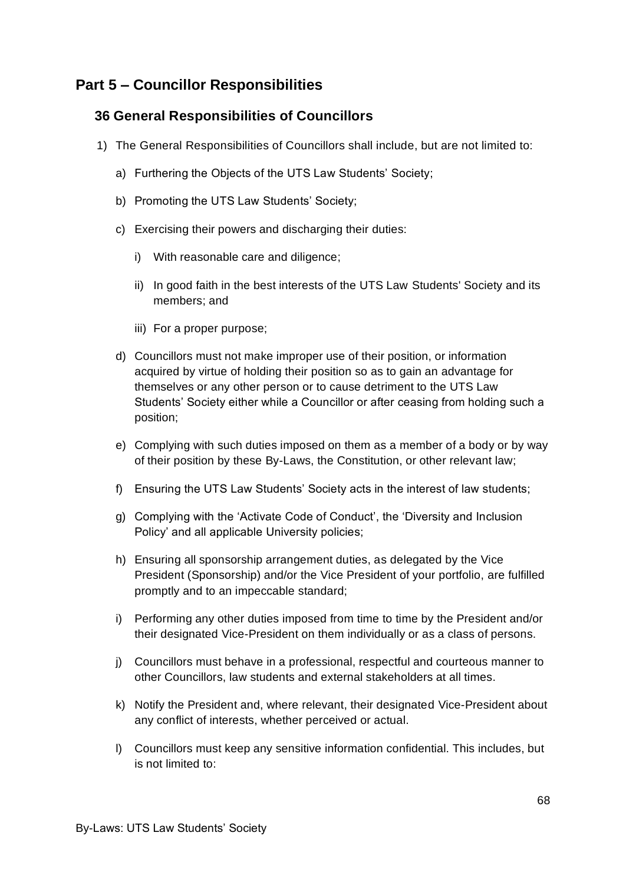# Part 5 – Councillor Responsibilities

## 36 General Responsibilities of Councillors

1) The General Responsibilities of Councillors shall include, but are not limited to:

   a) Furthering the Objects of the UTS Law Students' Society;

   b) Promoting the UTS Law Students' Society;

   c) Exercising their powers and discharging their duties:

      i) With reasonable care and diligence;

      ii) In good faith in the best interests of the UTS Law Students' Society and its members; and

      iii) For a proper purpose;

   d) Councillors must not make improper use of their position, or information acquired by virtue of holding their position so as to gain an advantage for themselves or any other person or to cause detriment to the UTS Law Students' Society either while a Councillor or after ceasing from holding such a position;

   e) Complying with such duties imposed on them as a member of a body or by way of their position by these By-Laws, the Constitution, or other relevant law;

   f) Ensuring the UTS Law Students' Society acts in the interest of law students;

   g) Complying with the 'Activate Code of Conduct', the 'Diversity and Inclusion Policy' and all applicable University policies;

   h) Ensuring all sponsorship arrangement duties, as delegated by the Vice President (Sponsorship) and/or the Vice President of your portfolio, are fulfilled promptly and to an impeccable standard;

   i) Performing any other duties imposed from time to time by the President and/or their designated Vice-President on them individually or as a class of persons.

   j) Councillors must behave in a professional, respectful and courteous manner to other Councillors, law students and external stakeholders at all times.

   k) Notify the President and, where relevant, their designated Vice-President about any conflict of interests, whether perceived or actual.

   l) Councillors must keep any sensitive information confidential. This includes, but is not limited to: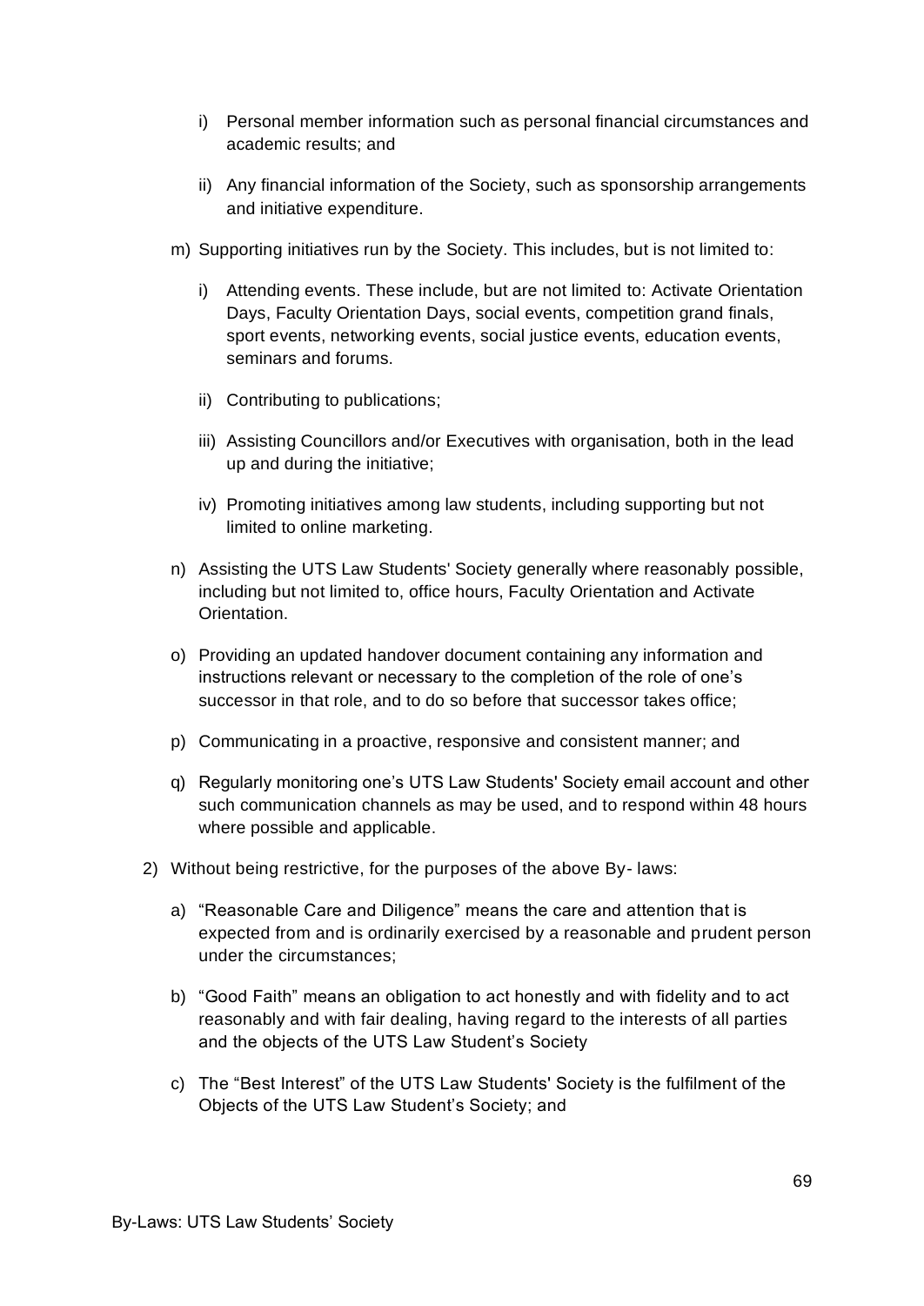i) Personal member information such as personal financial circumstances and academic results; and

   ii) Any financial information of the Society, such as sponsorship arrangements and initiative expenditure.

m) Supporting initiatives run by the Society. This includes, but is not limited to:

   i) Attending events. These include, but are not limited to: Activate Orientation Days, Faculty Orientation Days, social events, competition grand finals, sport events, networking events, social justice events, education events, seminars and forums.

   ii) Contributing to publications;

   iii) Assisting Councillors and/or Executives with organisation, both in the lead up and during the initiative;

   iv) Promoting initiatives among law students, including supporting but not limited to online marketing.

n) Assisting the UTS Law Students' Society generally where reasonably possible, including but not limited to, office hours, Faculty Orientation and Activate Orientation.

o) Providing an updated handover document containing any information and instructions relevant or necessary to the completion of the role of one's successor in that role, and to do so before that successor takes office;

p) Communicating in a proactive, responsive and consistent manner; and

q) Regularly monitoring one's UTS Law Students' Society email account and other such communication channels as may be used, and to respond within 48 hours where possible and applicable.

2) Without being restrictive, for the purposes of the above By- laws:

   a) "Reasonable Care and Diligence" means the care and attention that is expected from and is ordinarily exercised by a reasonable and prudent person under the circumstances;

   b) "Good Faith" means an obligation to act honestly and with fidelity and to act reasonably and with fair dealing, having regard to the interests of all parties and the objects of the UTS Law Student's Society

   c) The "Best Interest" of the UTS Law Students' Society is the fulfilment of the Objects of the UTS Law Student's Society; and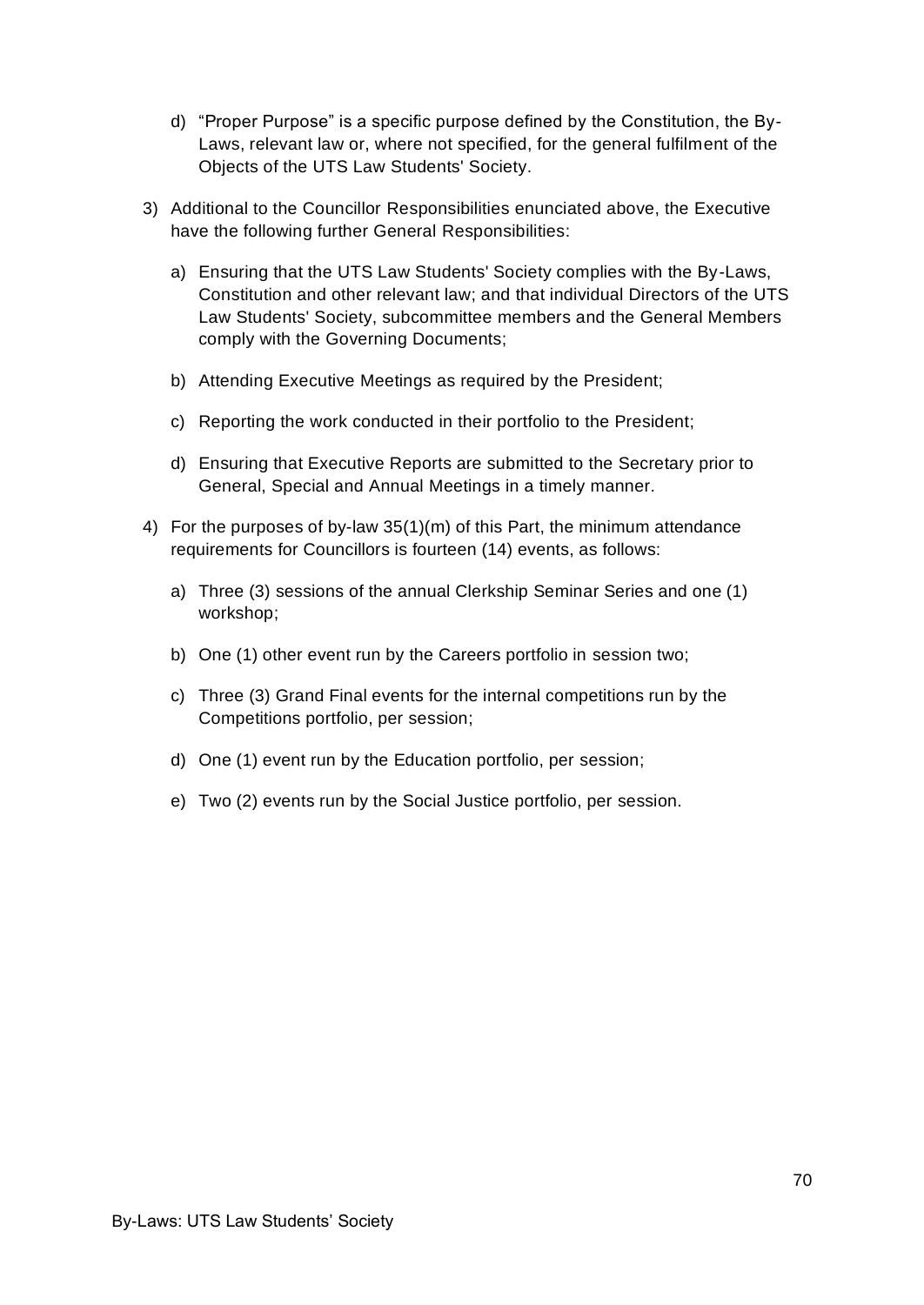d) "Proper Purpose" is a specific purpose defined by the Constitution, the By-Laws, relevant law or, where not specified, for the general fulfilment of the Objects of the UTS Law Students' Society.

3) Additional to the Councillor Responsibilities enunciated above, the Executive have the following further General Responsibilities:

   a) Ensuring that the UTS Law Students' Society complies with the By-Laws, Constitution and other relevant law; and that individual Directors of the UTS Law Students' Society, subcommittee members and the General Members comply with the Governing Documents;

   b) Attending Executive Meetings as required by the President;

   c) Reporting the work conducted in their portfolio to the President;

   d) Ensuring that Executive Reports are submitted to the Secretary prior to General, Special and Annual Meetings in a timely manner.

4) For the purposes of by-law 35(1)(m) of this Part, the minimum attendance requirements for Councillors is fourteen (14) events, as follows:

   a) Three (3) sessions of the annual Clerkship Seminar Series and one (1) workshop;

   b) One (1) other event run by the Careers portfolio in session two;

   c) Three (3) Grand Final events for the internal competitions run by the Competitions portfolio, per session;

   d) One (1) event run by the Education portfolio, per session;

   e) Two (2) events run by the Social Justice portfolio, per session.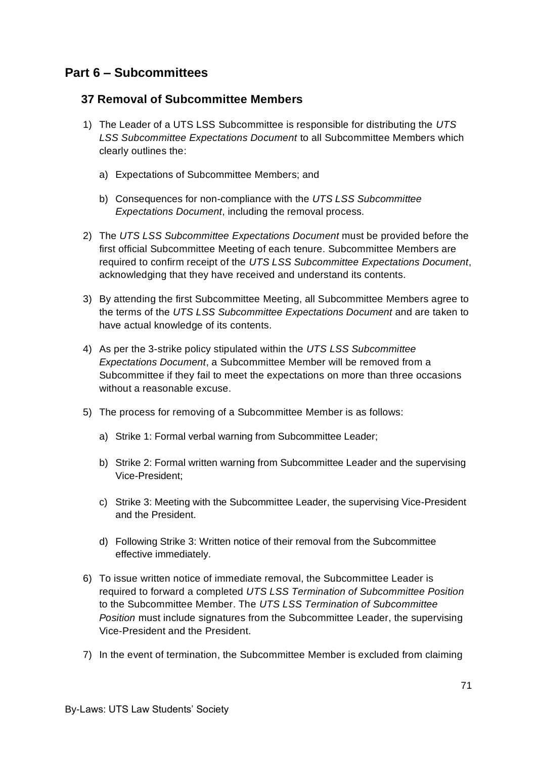## Part 6 – Subcommittees

### 37 Removal of Subcommittee Members

1) The Leader of a UTS LSS Subcommittee is responsible for distributing the *UTS LSS Subcommittee Expectations Document* to all Subcommittee Members which clearly outlines the:

    a) Expectations of Subcommittee Members; and

    b) Consequences for non-compliance with the *UTS LSS Subcommittee Expectations Document*, including the removal process.

2) The *UTS LSS Subcommittee Expectations Document* must be provided before the first official Subcommittee Meeting of each tenure. Subcommittee Members are required to confirm receipt of the *UTS LSS Subcommittee Expectations Document*, acknowledging that they have received and understand its contents.

3) By attending the first Subcommittee Meeting, all Subcommittee Members agree to the terms of the *UTS LSS Subcommittee Expectations Document* and are taken to have actual knowledge of its contents.

4) As per the 3-strike policy stipulated within the *UTS LSS Subcommittee Expectations Document*, a Subcommittee Member will be removed from a Subcommittee if they fail to meet the expectations on more than three occasions without a reasonable excuse.

5) The process for removing of a Subcommittee Member is as follows:

    a) Strike 1: Formal verbal warning from Subcommittee Leader;

    b) Strike 2: Formal written warning from Subcommittee Leader and the supervising Vice-President;

    c) Strike 3: Meeting with the Subcommittee Leader, the supervising Vice-President and the President.

    d) Following Strike 3: Written notice of their removal from the Subcommittee effective immediately.

6) To issue written notice of immediate removal, the Subcommittee Leader is required to forward a completed *UTS LSS Termination of Subcommittee Position* to the Subcommittee Member. The *UTS LSS Termination of Subcommittee Position* must include signatures from the Subcommittee Leader, the supervising Vice-President and the President.

7) In the event of termination, the Subcommittee Member is excluded from claiming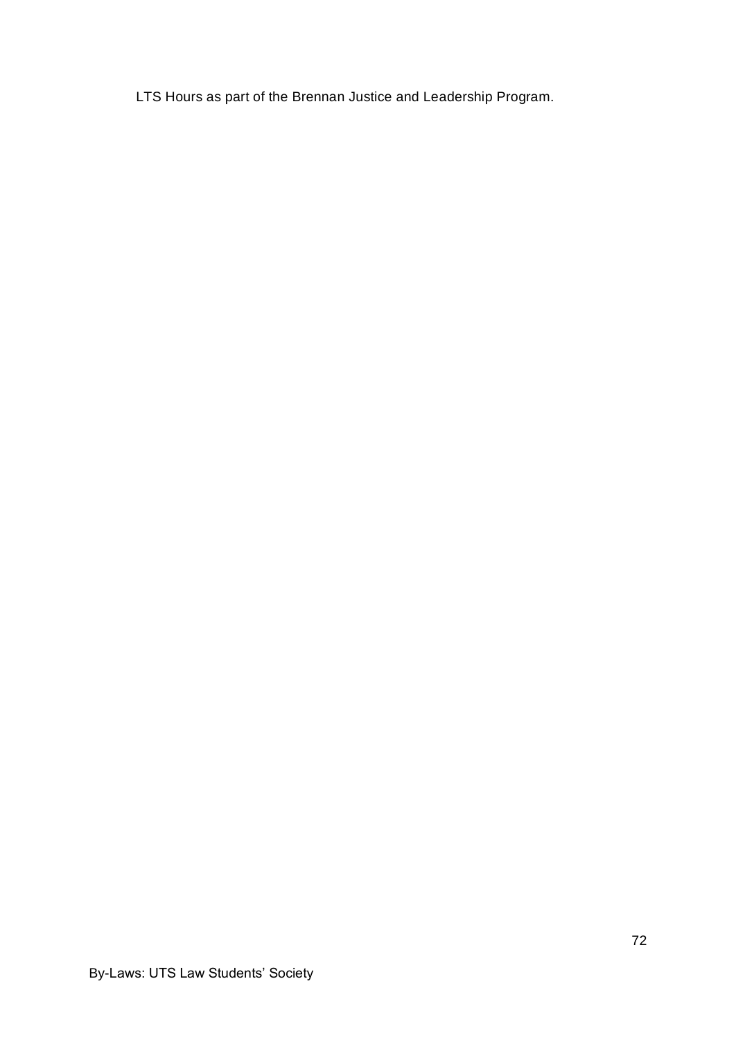LTS Hours as part of the Brennan Justice and Leadership Program.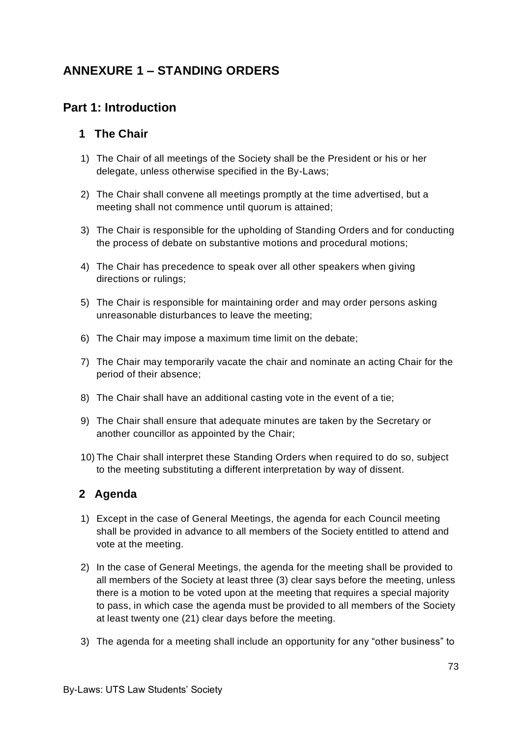# ANNEXURE 1 – STANDING ORDERS

## Part 1: Introduction

### 1 The Chair

1) The Chair of all meetings of the Society shall be the President or his or her delegate, unless otherwise specified in the By-Laws;

2) The Chair shall convene all meetings promptly at the time advertised, but a meeting shall not commence until quorum is attained;

3) The Chair is responsible for the upholding of Standing Orders and for conducting the process of debate on substantive motions and procedural motions;

4) The Chair has precedence to speak over all other speakers when giving directions or rulings;

5) The Chair is responsible for maintaining order and may order persons asking unreasonable disturbances to leave the meeting;

6) The Chair may impose a maximum time limit on the debate;

7) The Chair may temporarily vacate the chair and nominate an acting Chair for the period of their absence;

8) The Chair shall have an additional casting vote in the event of a tie;

9) The Chair shall ensure that adequate minutes are taken by the Secretary or another councillor as appointed by the Chair;

10) The Chair shall interpret these Standing Orders when required to do so, subject to the meeting substituting a different interpretation by way of dissent.

### 2 Agenda

1) Except in the case of General Meetings, the agenda for each Council meeting shall be provided in advance to all members of the Society entitled to attend and vote at the meeting.

2) In the case of General Meetings, the agenda for the meeting shall be provided to all members of the Society at least three (3) clear says before the meeting, unless there is a motion to be voted upon at the meeting that requires a special majority to pass, in which case the agenda must be provided to all members of the Society at least twenty one (21) clear days before the meeting.

3) The agenda for a meeting shall include an opportunity for any "other business" to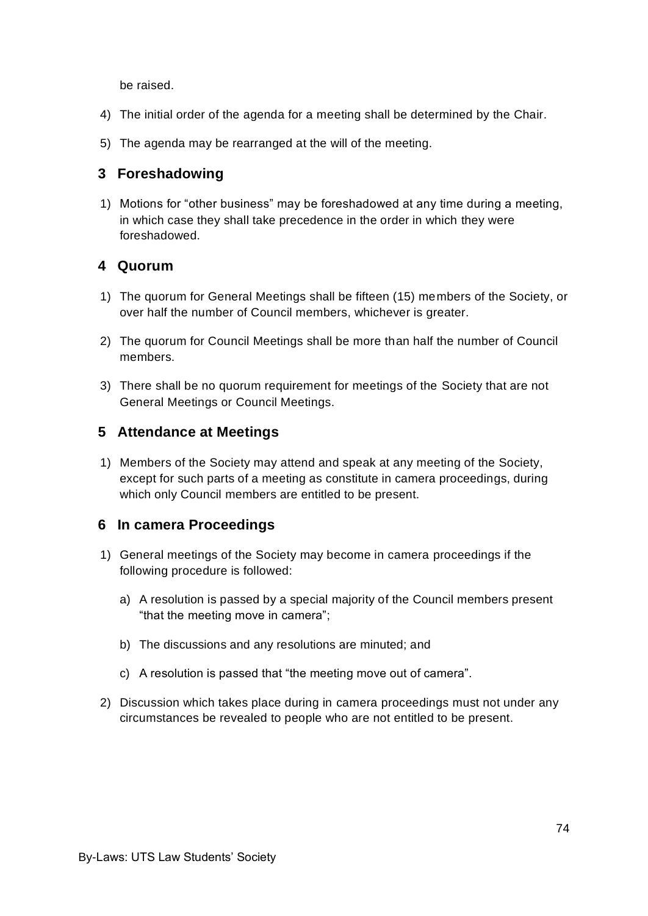be raised.

4) The initial order of the agenda for a meeting shall be determined by the Chair.

5) The agenda may be rearranged at the will of the meeting.

## 3 Foreshadowing

1) Motions for "other business" may be foreshadowed at any time during a meeting, in which case they shall take precedence in the order in which they were foreshadowed.

## 4 Quorum

1) The quorum for General Meetings shall be fifteen (15) members of the Society, or over half the number of Council members, whichever is greater.

2) The quorum for Council Meetings shall be more than half the number of Council members.

3) There shall be no quorum requirement for meetings of the Society that are not General Meetings or Council Meetings.

## 5 Attendance at Meetings

1) Members of the Society may attend and speak at any meeting of the Society, except for such parts of a meeting as constitute in camera proceedings, during which only Council members are entitled to be present.

## 6 In camera Proceedings

1) General meetings of the Society may become in camera proceedings if the following procedure is followed:

   a) A resolution is passed by a special majority of the Council members present "that the meeting move in camera";

   b) The discussions and any resolutions are minuted; and

   c) A resolution is passed that "the meeting move out of camera".

2) Discussion which takes place during in camera proceedings must not under any circumstances be revealed to people who are not entitled to be present.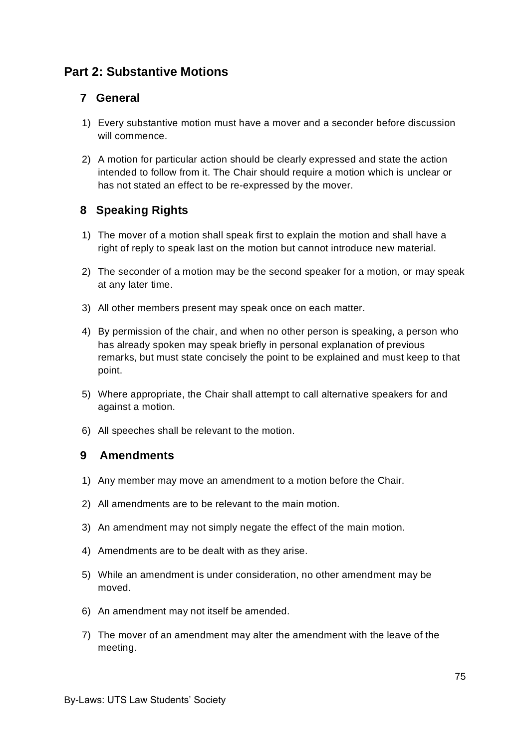## Part 2: Substantive Motions

### 7 General

1) Every substantive motion must have a mover and a seconder before discussion will commence.

2) A motion for particular action should be clearly expressed and state the action intended to follow from it. The Chair should require a motion which is unclear or has not stated an effect to be re-expressed by the mover.

### 8 Speaking Rights

1) The mover of a motion shall speak first to explain the motion and shall have a right of reply to speak last on the motion but cannot introduce new material.

2) The seconder of a motion may be the second speaker for a motion, or may speak at any later time.

3) All other members present may speak once on each matter.

4) By permission of the chair, and when no other person is speaking, a person who has already spoken may speak briefly in personal explanation of previous remarks, but must state concisely the point to be explained and must keep to that point.

5) Where appropriate, the Chair shall attempt to call alternative speakers for and against a motion.

6) All speeches shall be relevant to the motion.

### 9 Amendments

1) Any member may move an amendment to a motion before the Chair.

2) All amendments are to be relevant to the main motion.

3) An amendment may not simply negate the effect of the main motion.

4) Amendments are to be dealt with as they arise.

5) While an amendment is under consideration, no other amendment may be moved.

6) An amendment may not itself be amended.

7) The mover of an amendment may alter the amendment with the leave of the meeting.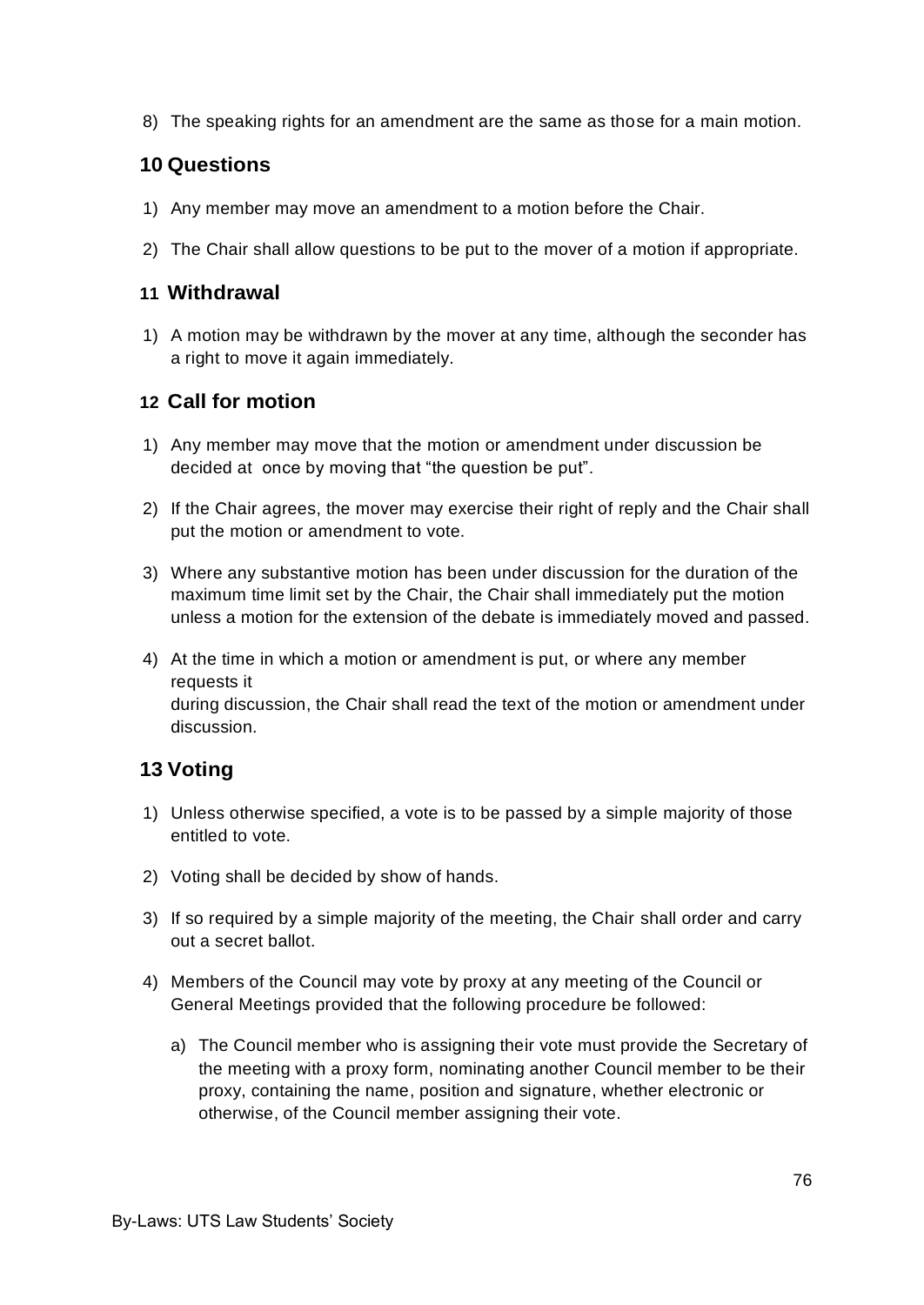8) The speaking rights for an amendment are the same as those for a main motion.

## 10 Questions

1) Any member may move an amendment to a motion before the Chair.
2) The Chair shall allow questions to be put to the mover of a motion if appropriate.

## 11 Withdrawal

1) A motion may be withdrawn by the mover at any time, although the seconder has a right to move it again immediately.

## 12 Call for motion

1) Any member may move that the motion or amendment under discussion be decided at once by moving that "the question be put".
2) If the Chair agrees, the mover may exercise their right of reply and the Chair shall put the motion or amendment to vote.
3) Where any substantive motion has been under discussion for the duration of the maximum time limit set by the Chair, the Chair shall immediately put the motion unless a motion for the extension of the debate is immediately moved and passed.
4) At the time in which a motion or amendment is put, or where any member requests it during discussion, the Chair shall read the text of the motion or amendment under discussion.

## 13 Voting

1) Unless otherwise specified, a vote is to be passed by a simple majority of those entitled to vote.
2) Voting shall be decided by show of hands.
3) If so required by a simple majority of the meeting, the Chair shall order and carry out a secret ballot.
4) Members of the Council may vote by proxy at any meeting of the Council or General Meetings provided that the following procedure be followed:
   a) The Council member who is assigning their vote must provide the Secretary of the meeting with a proxy form, nominating another Council member to be their proxy, containing the name, position and signature, whether electronic or otherwise, of the Council member assigning their vote.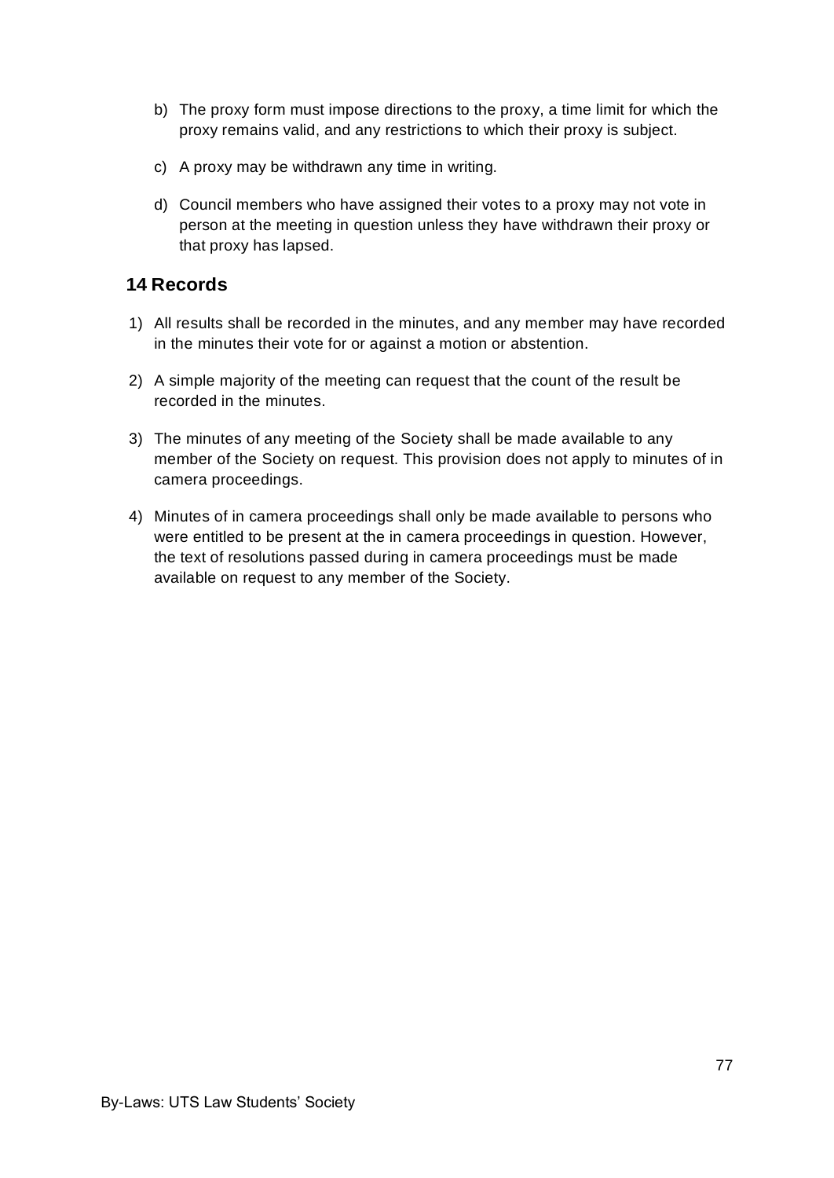b) The proxy form must impose directions to the proxy, a time limit for which the proxy remains valid, and any restrictions to which their proxy is subject.

c) A proxy may be withdrawn any time in writing.

d) Council members who have assigned their votes to a proxy may not vote in person at the meeting in question unless they have withdrawn their proxy or that proxy has lapsed.

## 14 Records

1) All results shall be recorded in the minutes, and any member may have recorded in the minutes their vote for or against a motion or abstention.

2) A simple majority of the meeting can request that the count of the result be recorded in the minutes.

3) The minutes of any meeting of the Society shall be made available to any member of the Society on request. This provision does not apply to minutes of in camera proceedings.

4) Minutes of in camera proceedings shall only be made available to persons who were entitled to be present at the in camera proceedings in question. However, the text of resolutions passed during in camera proceedings must be made available on request to any member of the Society.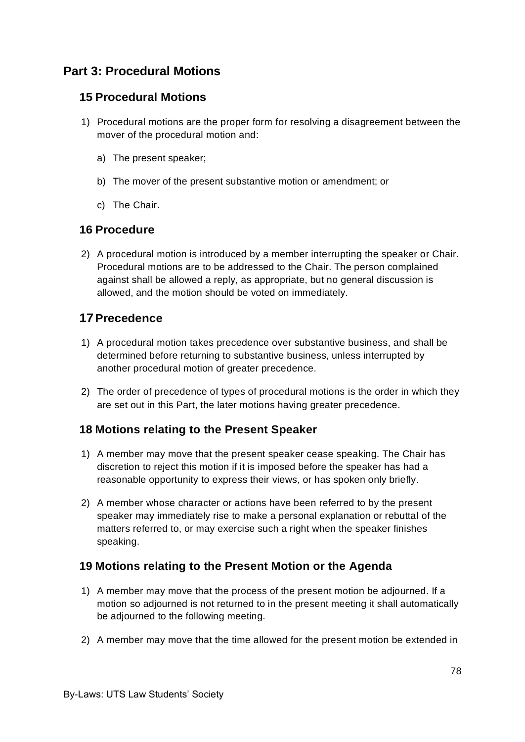## Part 3: Procedural Motions

### 15 Procedural Motions

1) Procedural motions are the proper form for resolving a disagreement between the mover of the procedural motion and:

   a) The present speaker;

   b) The mover of the present substantive motion or amendment; or

   c) The Chair.

### 16 Procedure

2) A procedural motion is introduced by a member interrupting the speaker or Chair. Procedural motions are to be addressed to the Chair. The person complained against shall be allowed a reply, as appropriate, but no general discussion is allowed, and the motion should be voted on immediately.

### 17 Precedence

1) A procedural motion takes precedence over substantive business, and shall be determined before returning to substantive business, unless interrupted by another procedural motion of greater precedence.

2) The order of precedence of types of procedural motions is the order in which they are set out in this Part, the later motions having greater precedence.

### 18 Motions relating to the Present Speaker

1) A member may move that the present speaker cease speaking. The Chair has discretion to reject this motion if it is imposed before the speaker has had a reasonable opportunity to express their views, or has spoken only briefly.

2) A member whose character or actions have been referred to by the present speaker may immediately rise to make a personal explanation or rebuttal of the matters referred to, or may exercise such a right when the speaker finishes speaking.

### 19 Motions relating to the Present Motion or the Agenda

1) A member may move that the process of the present motion be adjourned. If a motion so adjourned is not returned to in the present meeting it shall automatically be adjourned to the following meeting.

2) A member may move that the time allowed for the present motion be extended in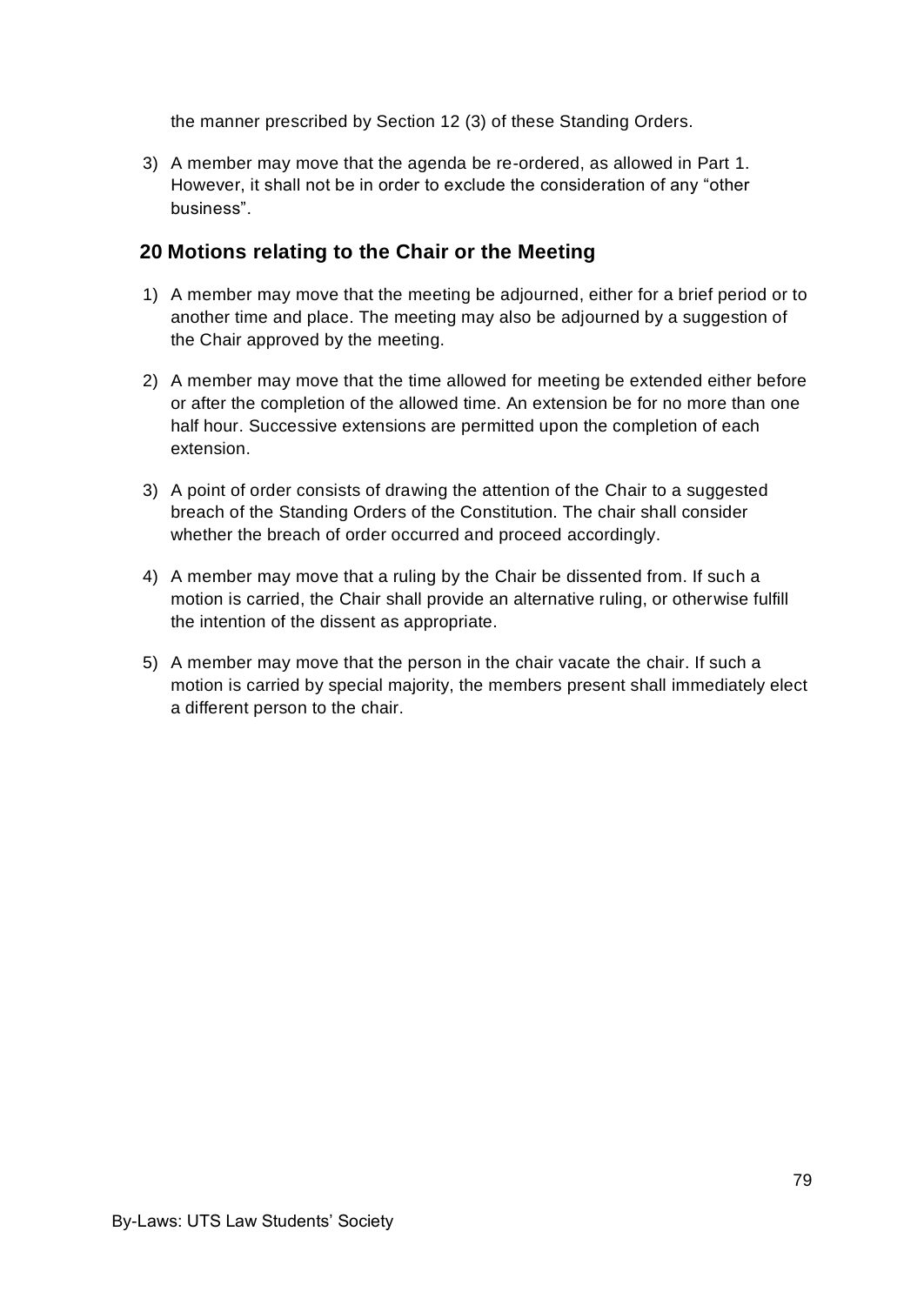the manner prescribed by Section 12 (3) of these Standing Orders.

3) A member may move that the agenda be re-ordered, as allowed in Part 1. However, it shall not be in order to exclude the consideration of any "other business".

## 20 Motions relating to the Chair or the Meeting

1) A member may move that the meeting be adjourned, either for a brief period or to another time and place. The meeting may also be adjourned by a suggestion of the Chair approved by the meeting.

2) A member may move that the time allowed for meeting be extended either before or after the completion of the allowed time. An extension be for no more than one half hour. Successive extensions are permitted upon the completion of each extension.

3) A point of order consists of drawing the attention of the Chair to a suggested breach of the Standing Orders of the Constitution. The chair shall consider whether the breach of order occurred and proceed accordingly.

4) A member may move that a ruling by the Chair be dissented from. If such a motion is carried, the Chair shall provide an alternative ruling, or otherwise fulfill the intention of the dissent as appropriate.

5) A member may move that the person in the chair vacate the chair. If such a motion is carried by special majority, the members present shall immediately elect a different person to the chair.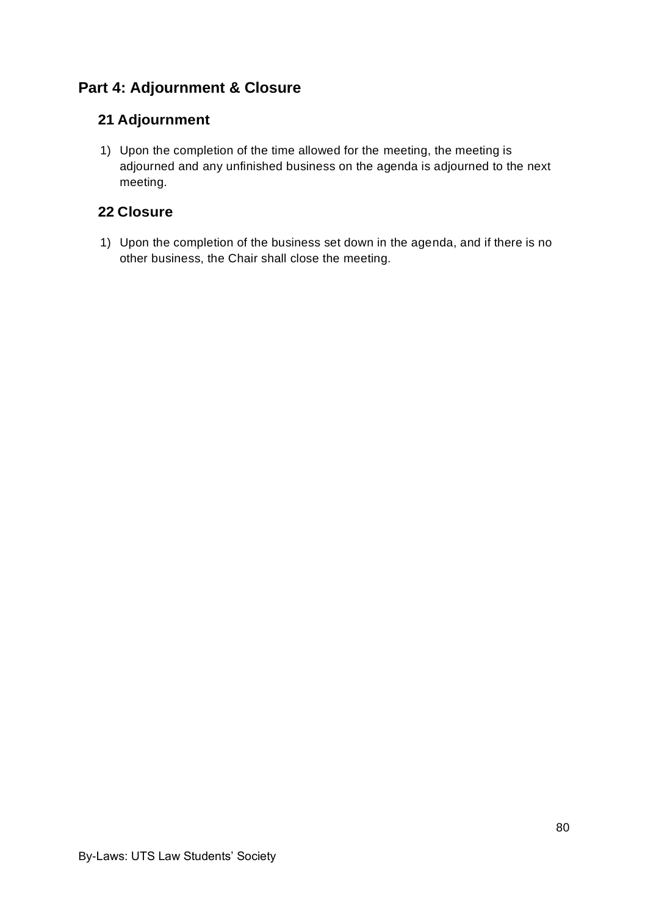## Part 4: Adjournment & Closure

### 21 Adjournment

1) Upon the completion of the time allowed for the meeting, the meeting is adjourned and any unfinished business on the agenda is adjourned to the next meeting.

### 22 Closure

1) Upon the completion of the business set down in the agenda, and if there is no other business, the Chair shall close the meeting.